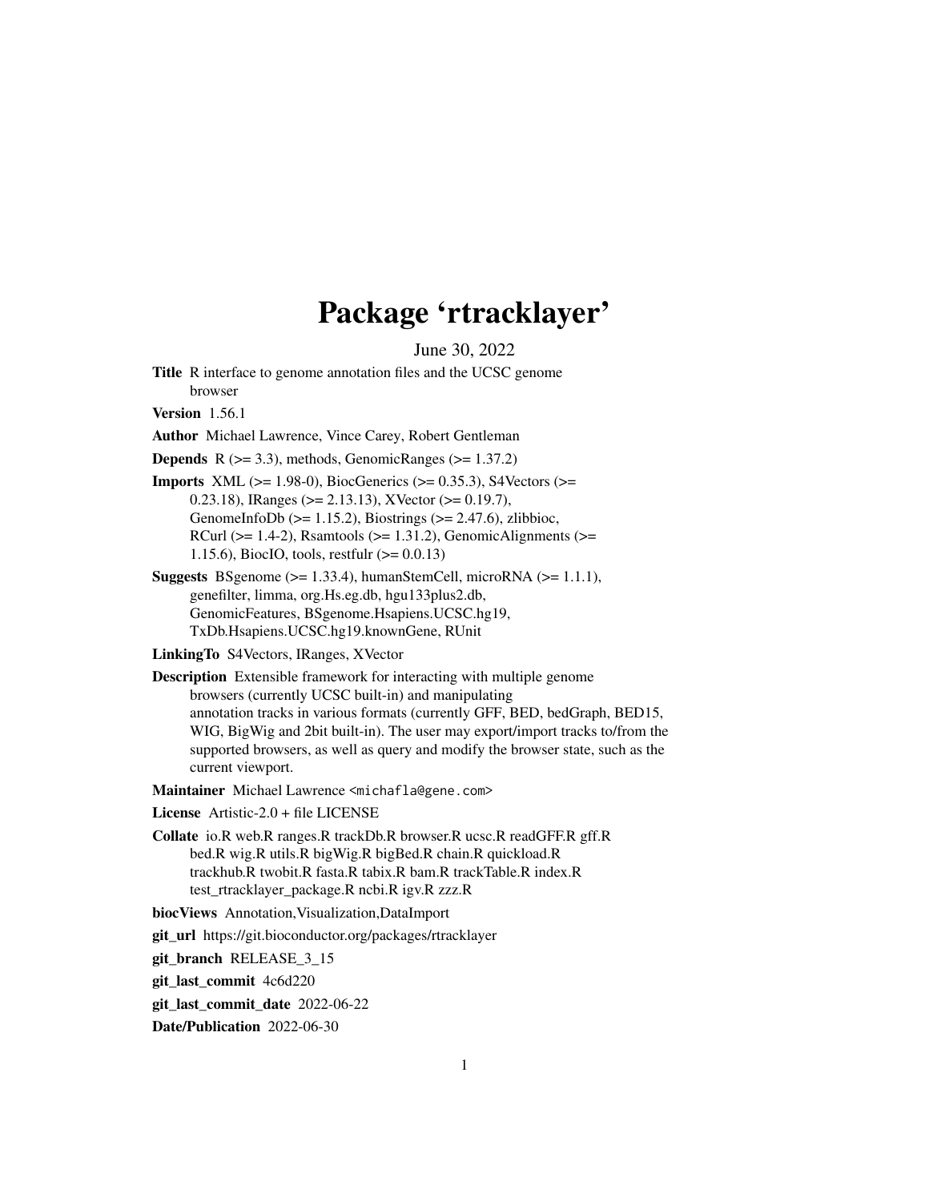# Package 'rtracklayer'

June 30, 2022

**Title** R interface to genome annotation files and the UCSC genome browser

**Version** 1.56.1

**Author** Michael Lawrence, Vince Carey, Robert Gentleman

**Depends** R (>= 3.3), methods, GenomicRanges (>= 1.37.2)

**Imports** XML (>= 1.98-0), BiocGenerics (>= 0.35.3), S4Vectors (>= 0.23.18), IRanges (>= 2.13.13), XVector (>= 0.19.7), GenomeInfoDb (>= 1.15.2), Biostrings (>= 2.47.6), zlibbioc, RCurl (>= 1.4-2), Rsamtools (>= 1.31.2), GenomicAlignments (>= 1.15.6), BiocIO, tools, restfulr (>= 0.0.13)

**Suggests** BSgenome (>= 1.33.4), humanStemCell, microRNA (>= 1.1.1), genefilter, limma, org.Hs.eg.db, hgu133plus2.db, GenomicFeatures, BSgenome.Hsapiens.UCSC.hg19, TxDb.Hsapiens.UCSC.hg19.knownGene, RUnit

**LinkingTo** S4Vectors, IRanges, XVector

**Description** Extensible framework for interacting with multiple genome browsers (currently UCSC built-in) and manipulating annotation tracks in various formats (currently GFF, BED, bedGraph, BED15, WIG, BigWig and 2bit built-in). The user may export/import tracks to/from the supported browsers, as well as query and modify the browser state, such as the current viewport.

**Maintainer** Michael Lawrence <michafla@gene.com>

**License** Artistic-2.0 + file LICENSE

**Collate** io.R web.R ranges.R trackDb.R browser.R ucsc.R readGFF.R gff.R bed.R wig.R utils.R bigWig.R bigBed.R chain.R quickload.R trackhub.R twobit.R fasta.R tabix.R bam.R trackTable.R index.R test_rtracklayer_package.R ncbi.R igv.R zzz.R

**biocViews** Annotation,Visualization,DataImport

**git_url** https://git.bioconductor.org/packages/rtracklayer

**git_branch** RELEASE_3_15

**git_last_commit** 4c6d220

**git_last_commit_date** 2022-06-22

**Date/Publication** 2022-06-30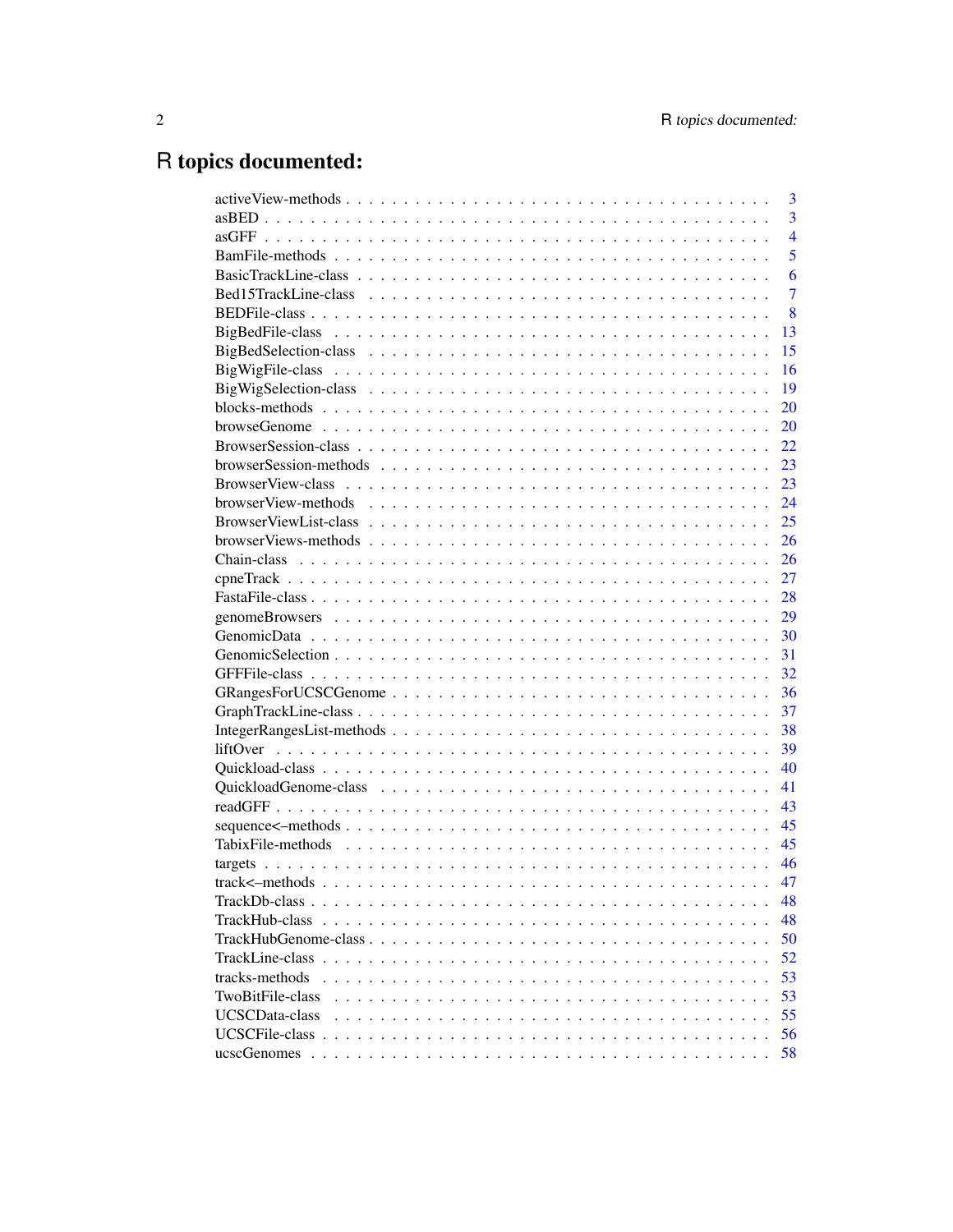# R topics documented:

| | |
|---|---|
| activeView-methods | 3 |
| asBED | 3 |
| asGFF | 4 |
| BamFile-methods | 5 |
| BasicTrackLine-class | 6 |
| Bed15TrackLine-class | 7 |
| BEDFile-class | 8 |
| BigBedFile-class | 13 |
| BigBedSelection-class | 15 |
| BigWigFile-class | 16 |
| BigWigSelection-class | 19 |
| blocks-methods | 20 |
| browseGenome | 20 |
| BrowserSession-class | 22 |
| browserSession-methods | 23 |
| BrowserView-class | 23 |
| browserView-methods | 24 |
| BrowserViewList-class | 25 |
| browserViews-methods | 26 |
| Chain-class | 26 |
| cpneTrack | 27 |
| FastaFile-class | 28 |
| genomeBrowsers | 29 |
| GenomicData | 30 |
| GenomicSelection | 31 |
| GFFFile-class | 32 |
| GRangesForUCSCGenome | 36 |
| GraphTrackLine-class | 37 |
| IntegerRangesList-methods | 38 |
| liftOver | 39 |
| Quickload-class | 40 |
| QuickloadGenome-class | 41 |
| readGFF | 43 |
| sequence<–methods | 45 |
| TabixFile-methods | 45 |
| targets | 46 |
| track<–methods | 47 |
| TrackDb-class | 48 |
| TrackHub-class | 48 |
| TrackHubGenome-class | 50 |
| TrackLine-class | 52 |
| tracks-methods | 53 |
| TwoBitFile-class | 53 |
| UCSCData-class | 55 |
| UCSCFile-class | 56 |
| ucscGenomes | 58 |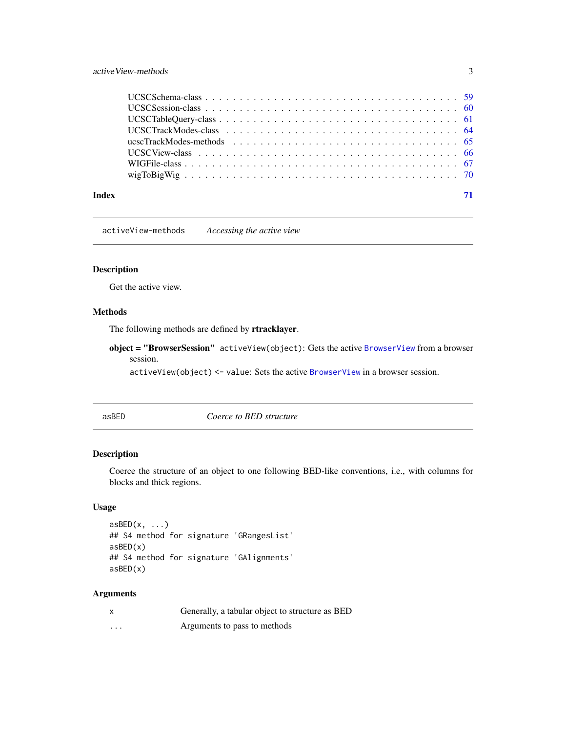UCSCSchema-class . . . . . . . . . . . . . . . . . . . . . . . . . . . . . . . . . . 59
UCSCSession-class . . . . . . . . . . . . . . . . . . . . . . . . . . . . . . . . . . 60
UCSCTableQuery-class . . . . . . . . . . . . . . . . . . . . . . . . . . . . . . . . 61
UCSCTrackModes-class . . . . . . . . . . . . . . . . . . . . . . . . . . . . . . . . 64
ucscTrackModes-methods . . . . . . . . . . . . . . . . . . . . . . . . . . . . . . . 65
UCSCView-class . . . . . . . . . . . . . . . . . . . . . . . . . . . . . . . . . . . . 66
WIGFile-class . . . . . . . . . . . . . . . . . . . . . . . . . . . . . . . . . . . . . 67
wigToBigWig . . . . . . . . . . . . . . . . . . . . . . . . . . . . . . . . . . . . . . 70

**Index** 71

---

## activeView-methods — *Accessing the active view*

### Description

Get the active view.

### Methods

The following methods are defined by **rtracklayer**.

**object = "BrowserSession"** `activeView(object)`: Gets the active `BrowserView` from a browser session.

`activeView(object) <- value`: Sets the active `BrowserView` in a browser session.

---

## asBED — *Coerce to BED structure*

### Description

Coerce the structure of an object to one following BED-like conventions, i.e., with columns for blocks and thick regions.

### Usage

```
asBED(x, ...)
## S4 method for signature 'GRangesList'
asBED(x)
## S4 method for signature 'GAlignments'
asBED(x)
```

### Arguments

| | |
|---|---|
| `x` | Generally, a tabular object to structure as BED |
| `...` | Arguments to pass to methods |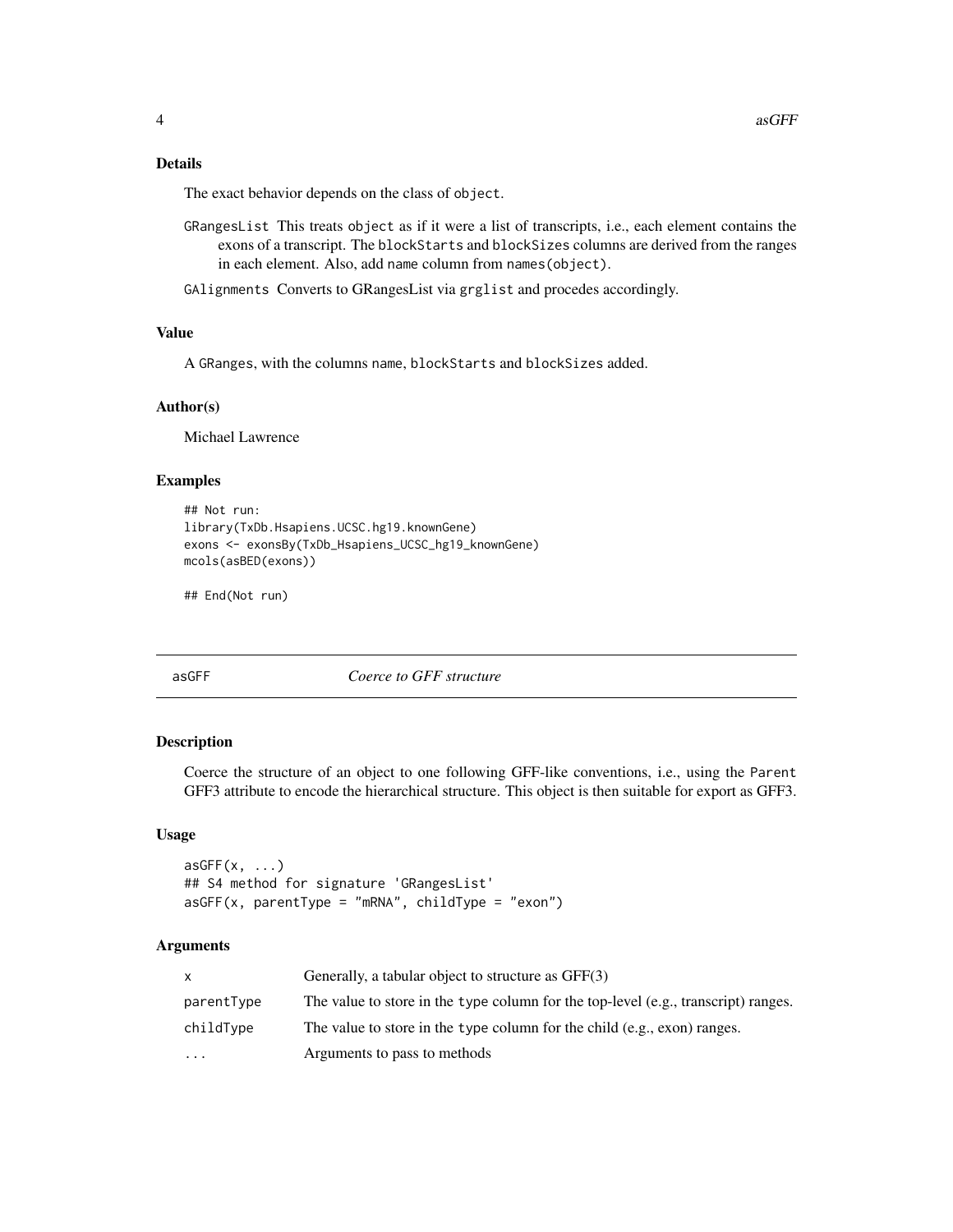### Details

The exact behavior depends on the class of `object`.

- `GRangesList` This treats `object` as if it were a list of transcripts, i.e., each element contains the exons of a transcript. The `blockStarts` and `blockSizes` columns are derived from the ranges in each element. Also, add `name` column from `names(object)`.
- `GAlignments` Converts to GRangesList via `grglist` and procedes accordingly.

### Value

A `GRanges`, with the columns `name`, `blockStarts` and `blockSizes` added.

### Author(s)

Michael Lawrence

### Examples

```
## Not run:
library(TxDb.Hsapiens.UCSC.hg19.knownGene)
exons <- exonsBy(TxDb_Hsapiens_UCSC_hg19_knownGene)
mcols(asBED(exons))

## End(Not run)
```

---

## asGFF *Coerce to GFF structure*

---

### Description

Coerce the structure of an object to one following GFF-like conventions, i.e., using the `Parent` GFF3 attribute to encode the hierarchical structure. This object is then suitable for export as GFF3.

### Usage

```
asGFF(x, ...)
## S4 method for signature 'GRangesList'
asGFF(x, parentType = "mRNA", childType = "exon")
```

### Arguments

| | |
|---|---|
| `x` | Generally, a tabular object to structure as GFF(3) |
| `parentType` | The value to store in the `type` column for the top-level (e.g., transcript) ranges. |
| `childType` | The value to store in the `type` column for the child (e.g., exon) ranges. |
| `...` | Arguments to pass to methods |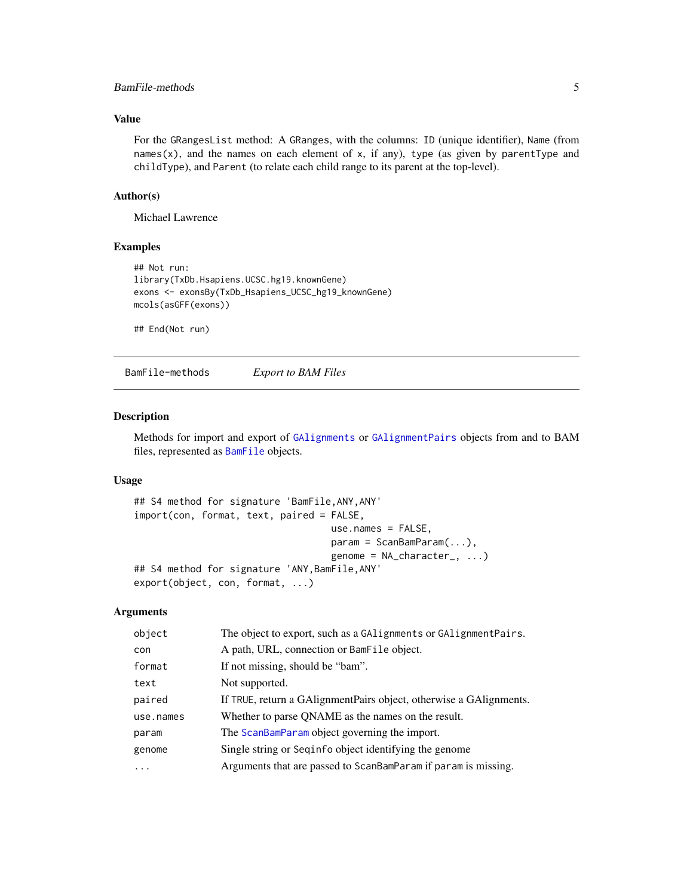### Value

For the GRangesList method: A GRanges, with the columns: ID (unique identifier), Name (from names(x), and the names on each element of x, if any), type (as given by parentType and childType), and Parent (to relate each child range to its parent at the top-level).

### Author(s)

Michael Lawrence

### Examples

```
## Not run:
library(TxDb.Hsapiens.UCSC.hg19.knownGene)
exons <- exonsBy(TxDb_Hsapiens_UCSC_hg19_knownGene)
mcols(asGFF(exons))

## End(Not run)
```

---

## BamFile-methods — *Export to BAM Files*

### Description

Methods for import and export of GAlignments or GAlignmentPairs objects from and to BAM files, represented as BamFile objects.

### Usage

```
## S4 method for signature 'BamFile,ANY,ANY'
import(con, format, text, paired = FALSE,
                                   use.names = FALSE,
                                   param = ScanBamParam(...),
                                   genome = NA_character_, ...)
## S4 method for signature 'ANY,BamFile,ANY'
export(object, con, format, ...)
```

### Arguments

| | |
|---|---|
| object | The object to export, such as a GAlignments or GAlignmentPairs. |
| con | A path, URL, connection or BamFile object. |
| format | If not missing, should be "bam". |
| text | Not supported. |
| paired | If TRUE, return a GAlignmentPairs object, otherwise a GAlignments. |
| use.names | Whether to parse QNAME as the names on the result. |
| param | The ScanBamParam object governing the import. |
| genome | Single string or Seqinfo object identifying the genome |
| ... | Arguments that are passed to ScanBamParam if param is missing. |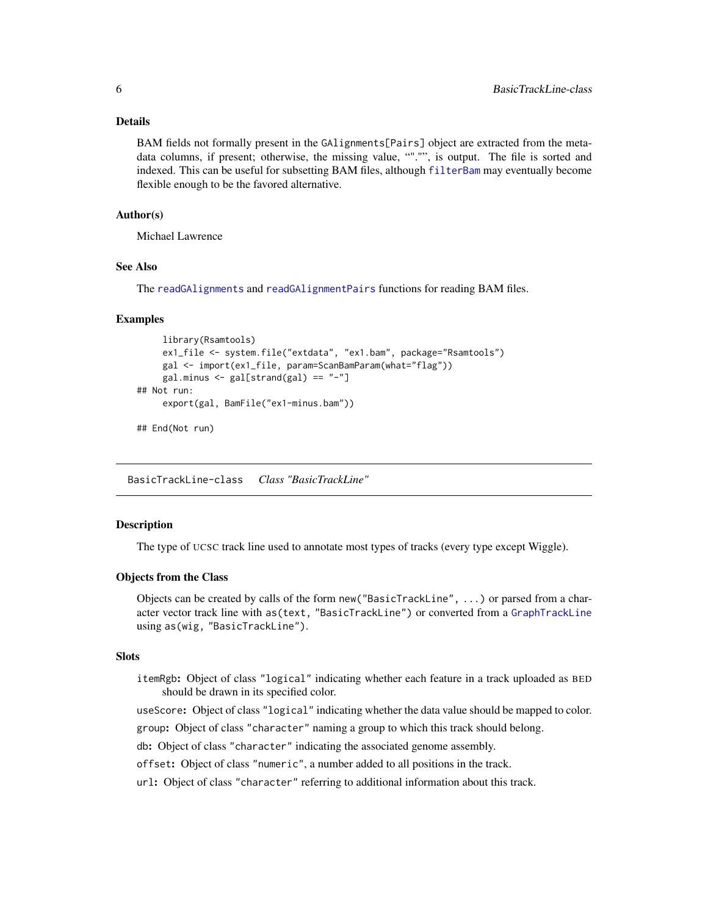## Details

BAM fields not formally present in the `GAlignments[Pairs]` object are extracted from the metadata columns, if present; otherwise, the missing value, ""."", is output. The file is sorted and indexed. This can be useful for subsetting BAM files, although `filterBam` may eventually become flexible enough to be the favored alternative.

## Author(s)

Michael Lawrence

## See Also

The `readGAlignments` and `readGAlignmentPairs` functions for reading BAM files.

## Examples

```
     library(Rsamtools)
     ex1_file <- system.file("extdata", "ex1.bam", package="Rsamtools")
     gal <- import(ex1_file, param=ScanBamParam(what="flag"))
     gal.minus <- gal[strand(gal) == "-"]
## Not run:
     export(gal, BamFile("ex1-minus.bam"))

## End(Not run)
```

---

# BasicTrackLine-class    *Class "BasicTrackLine"*

## Description

The type of UCSC track line used to annotate most types of tracks (every type except Wiggle).

## Objects from the Class

Objects can be created by calls of the form `new("BasicTrackLine", ...)` or parsed from a character vector track line with `as(text, "BasicTrackLine")` or converted from a `GraphTrackLine` using `as(wig, "BasicTrackLine")`.

## Slots

`itemRgb`: Object of class `"logical"` indicating whether each feature in a track uploaded as BED should be drawn in its specified color.

`useScore`: Object of class `"logical"` indicating whether the data value should be mapped to color.

`group`: Object of class `"character"` naming a group to which this track should belong.

`db`: Object of class `"character"` indicating the associated genome assembly.

`offset`: Object of class `"numeric"`, a number added to all positions in the track.

`url`: Object of class `"character"` referring to additional information about this track.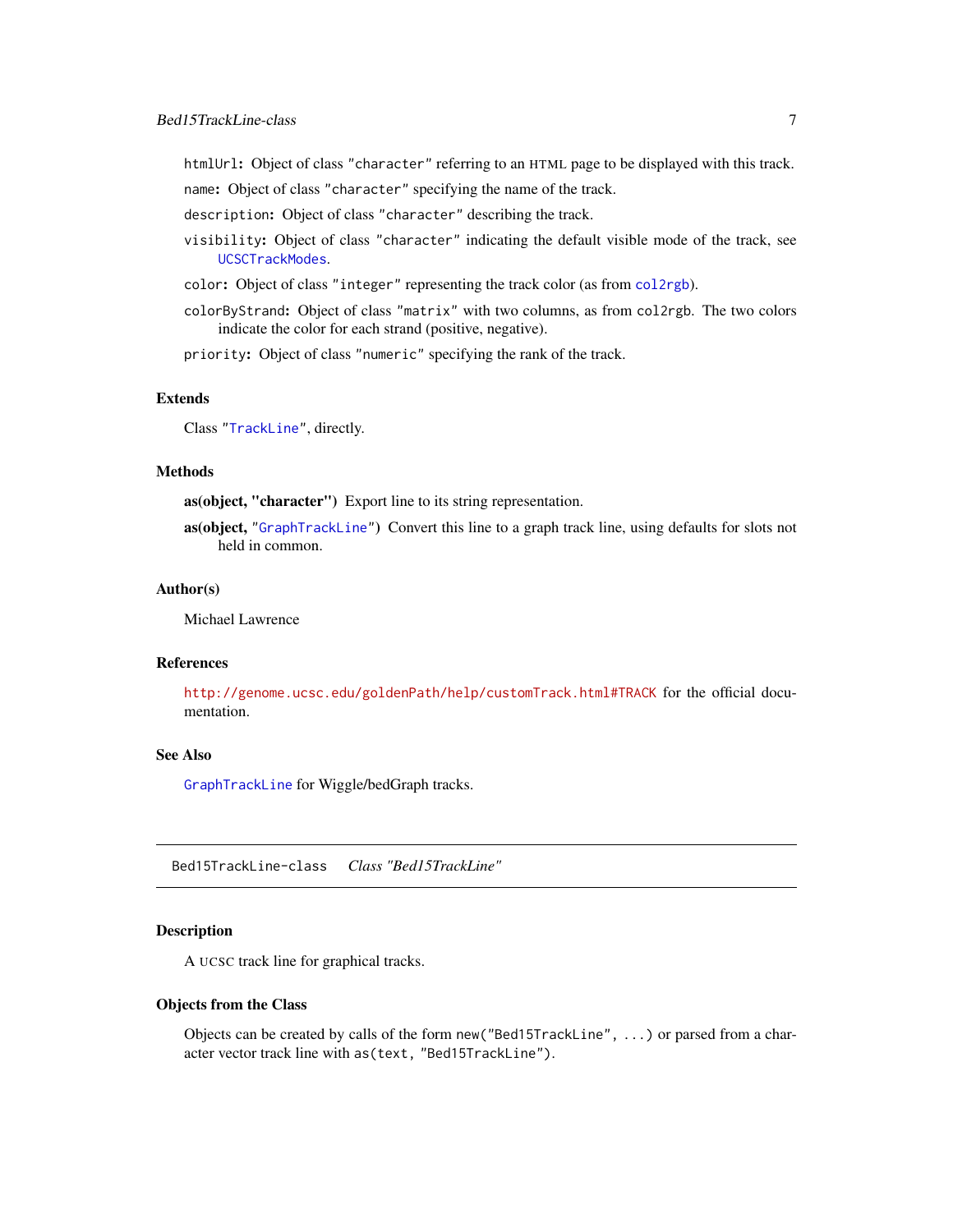`htmlUrl`: Object of class `"character"` referring to an HTML page to be displayed with this track.

`name`: Object of class `"character"` specifying the name of the track.

`description`: Object of class `"character"` describing the track.

`visibility`: Object of class `"character"` indicating the default visible mode of the track, see `UCSCTrackModes`.

`color`: Object of class `"integer"` representing the track color (as from `col2rgb`).

`colorByStrand`: Object of class `"matrix"` with two columns, as from `col2rgb`. The two colors indicate the color for each strand (positive, negative).

`priority`: Object of class `"numeric"` specifying the rank of the track.

### Extends

Class "`TrackLine`", directly.

### Methods

**as(object, "character")** Export line to its string representation.

**as(object, "`GraphTrackLine`")** Convert this line to a graph track line, using defaults for slots not held in common.

### Author(s)

Michael Lawrence

### References

`http://genome.ucsc.edu/goldenPath/help/customTrack.html#TRACK` for the official documentation.

### See Also

`GraphTrackLine` for Wiggle/bedGraph tracks.

---

## Bed15TrackLine-class *Class "Bed15TrackLine"*

---

### Description

A UCSC track line for graphical tracks.

### Objects from the Class

Objects can be created by calls of the form `new("Bed15TrackLine", ...)` or parsed from a character vector track line with `as(text, "Bed15TrackLine")`.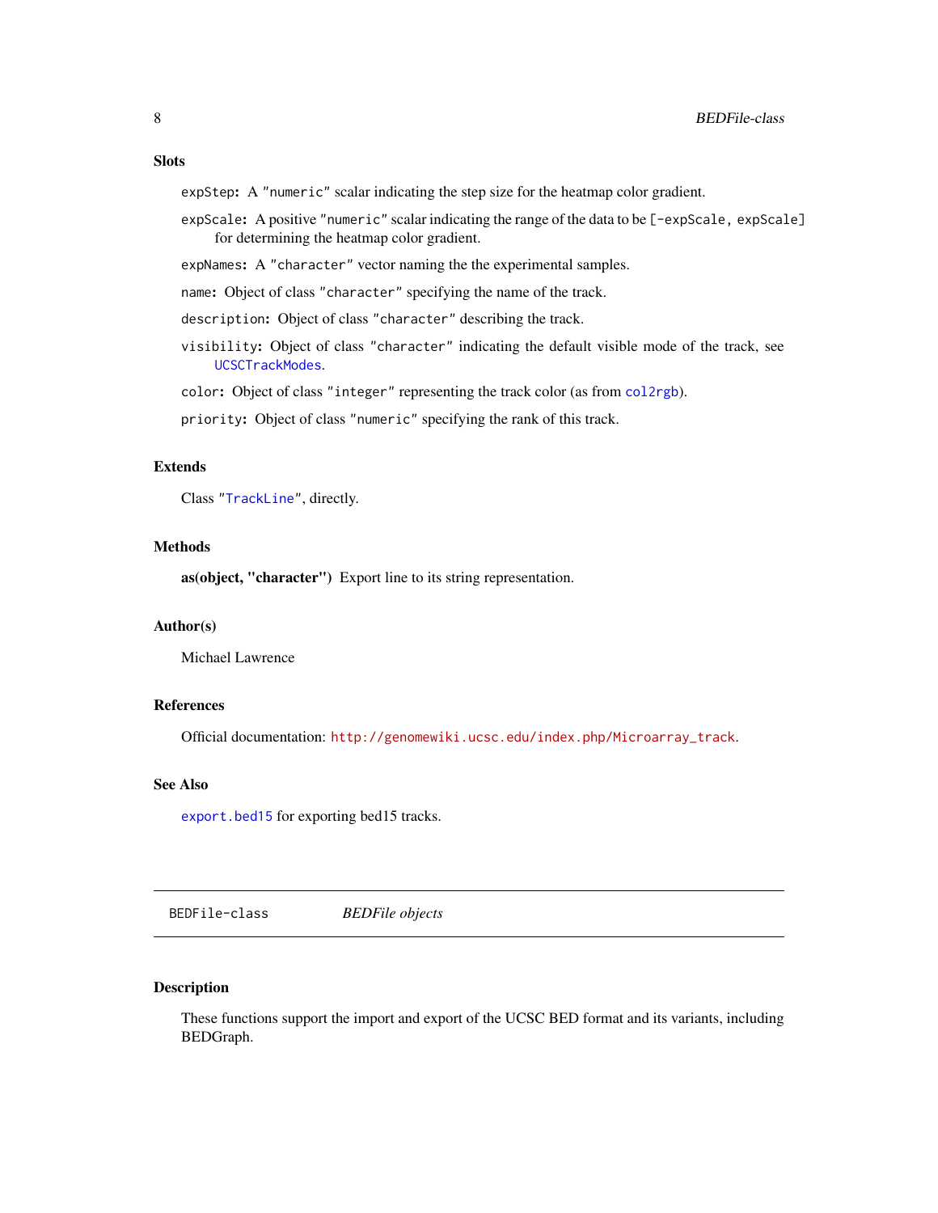## Slots

`expStep`: A "numeric" scalar indicating the step size for the heatmap color gradient.

`expScale`: A positive "numeric" scalar indicating the range of the data to be `[-expScale, expScale]` for determining the heatmap color gradient.

`expNames`: A "character" vector naming the the experimental samples.

`name`: Object of class "character" specifying the name of the track.

`description`: Object of class "character" describing the track.

`visibility`: Object of class "character" indicating the default visible mode of the track, see `UCSCTrackModes`.

`color`: Object of class "integer" representing the track color (as from `col2rgb`).

`priority`: Object of class "numeric" specifying the rank of this track.

## Extends

Class "`TrackLine`", directly.

## Methods

**as(object, "character")** Export line to its string representation.

## Author(s)

Michael Lawrence

## References

Official documentation: `http://genomewiki.ucsc.edu/index.php/Microarray_track`.

## See Also

`export.bed15` for exporting bed15 tracks.

---

# BEDFile-class *BEDFile objects*

---

## Description

These functions support the import and export of the UCSC BED format and its variants, including BEDGraph.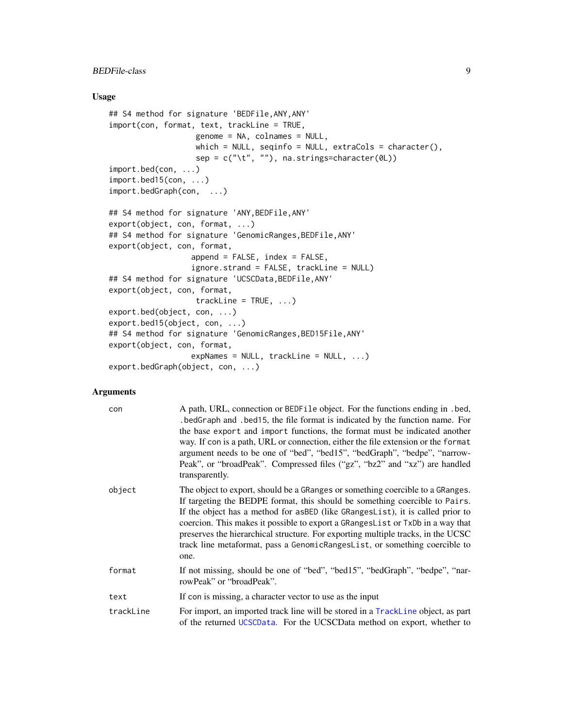## Usage

```
## S4 method for signature 'BEDFile,ANY,ANY'
import(con, format, text, trackLine = TRUE,
                   genome = NA, colnames = NULL,
                   which = NULL, seqinfo = NULL, extraCols = character(),
                   sep = c("\t", ""), na.strings=character(0L))
import.bed(con, ...)
import.bed15(con, ...)
import.bedGraph(con,  ...)

## S4 method for signature 'ANY,BEDFile,ANY'
export(object, con, format, ...)
## S4 method for signature 'GenomicRanges,BEDFile,ANY'
export(object, con, format,
                  append = FALSE, index = FALSE,
                  ignore.strand = FALSE, trackLine = NULL)
## S4 method for signature 'UCSCData,BEDFile,ANY'
export(object, con, format,
                   trackLine = TRUE, ...)
export.bed(object, con, ...)
export.bed15(object, con, ...)
## S4 method for signature 'GenomicRanges,BED15File,ANY'
export(object, con, format,
                  expNames = NULL, trackLine = NULL, ...)
export.bedGraph(object, con, ...)
```

## Arguments

| | |
|---|---|
| `con` | A path, URL, connection or `BEDFile` object. For the functions ending in `.bed`, `.bedGraph` and `.bed15`, the file format is indicated by the function name. For the base `export` and `import` functions, the format must be indicated another way. If con is a path, URL or connection, either the file extension or the `format` argument needs to be one of "bed", "bed15", "bedGraph", "bedpe", "narrowPeak", or "broadPeak". Compressed files ("gz", "bz2" and "xz") are handled transparently. |
| `object` | The object to export, should be a `GRanges` or something coercible to a `GRanges`. If targeting the BEDPE format, this should be something coercible to `Pairs`. If the object has a method for `asBED` (like `GRangesList`), it is called prior to coercion. This makes it possible to export a `GRangesList` or `TxDb` in a way that preserves the hierarchical structure. For exporting multiple tracks, in the UCSC track line metaformat, pass a `GenomicRangesList`, or something coercible to one. |
| `format` | If not missing, should be one of "bed", "bed15", "bedGraph", "bedpe", "narrowPeak" or "broadPeak". |
| `text` | If con is missing, a character vector to use as the input |
| `trackLine` | For import, an imported track line will be stored in a `TrackLine` object, as part of the returned `UCSCData`. For the UCSCData method on export, whether to |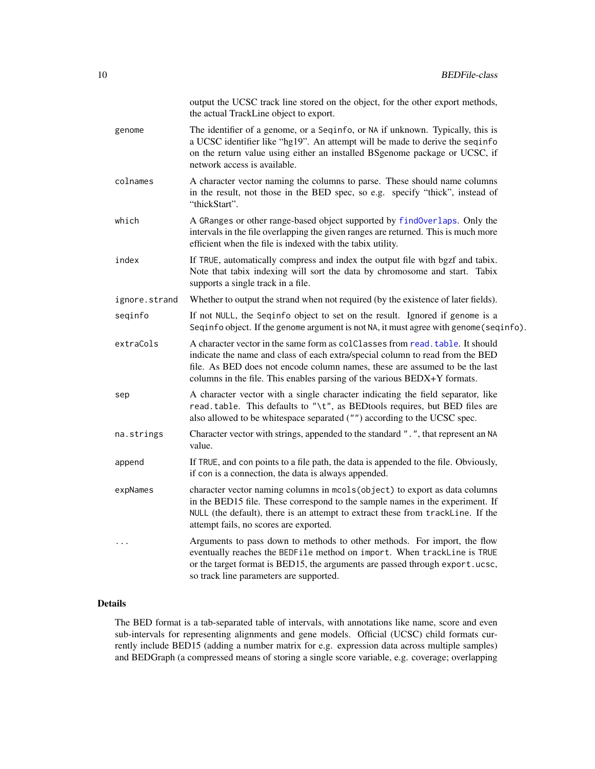output the UCSC track line stored on the object, for the other export methods, the actual TrackLine object to export.

`genome` The identifier of a genome, or a `Seqinfo`, or `NA` if unknown. Typically, this is a UCSC identifier like "hg19". An attempt will be made to derive the `seqinfo` on the return value using either an installed BSgenome package or UCSC, if network access is available.

`colnames` A character vector naming the columns to parse. These should name columns in the result, not those in the BED spec, so e.g. specify "thick", instead of "thickStart".

`which` A `GRanges` or other range-based object supported by `findOverlaps`. Only the intervals in the file overlapping the given ranges are returned. This is much more efficient when the file is indexed with the tabix utility.

`index` If `TRUE`, automatically compress and index the output file with bgzf and tabix. Note that tabix indexing will sort the data by chromosome and start. Tabix supports a single track in a file.

`ignore.strand` Whether to output the strand when not required (by the existence of later fields).

`seqinfo` If not `NULL`, the `Seqinfo` object to set on the result. Ignored if `genome` is a `Seqinfo` object. If the `genome` argument is not `NA`, it must agree with `genome(seqinfo)`.

`extraCols` A character vector in the same form as `colClasses` from `read.table`. It should indicate the name and class of each extra/special column to read from the BED file. As BED does not encode column names, these are assumed to be the last columns in the file. This enables parsing of the various BEDX+Y formats.

`sep` A character vector with a single character indicating the field separator, like `read.table`. This defaults to `"\t"`, as BEDtools requires, but BED files are also allowed to be whitespace separated (`""`) according to the UCSC spec.

`na.strings` Character vector with strings, appended to the standard `"."`, that represent an `NA` value.

`append` If `TRUE`, and `con` points to a file path, the data is appended to the file. Obviously, if `con` is a connection, the data is always appended.

`expNames` character vector naming columns in `mcols(object)` to export as data columns in the BED15 file. These correspond to the sample names in the experiment. If `NULL` (the default), there is an attempt to extract these from `trackLine`. If the attempt fails, no scores are exported.

`...` Arguments to pass down to methods to other methods. For import, the flow eventually reaches the `BEDFile` method on `import`. When `trackLine` is `TRUE` or the target format is BED15, the arguments are passed through `export.ucsc`, so track line parameters are supported.

## Details

The BED format is a tab-separated table of intervals, with annotations like name, score and even sub-intervals for representing alignments and gene models. Official (UCSC) child formats currently include BED15 (adding a number matrix for e.g. expression data across multiple samples) and BEDGraph (a compressed means of storing a single score variable, e.g. coverage; overlapping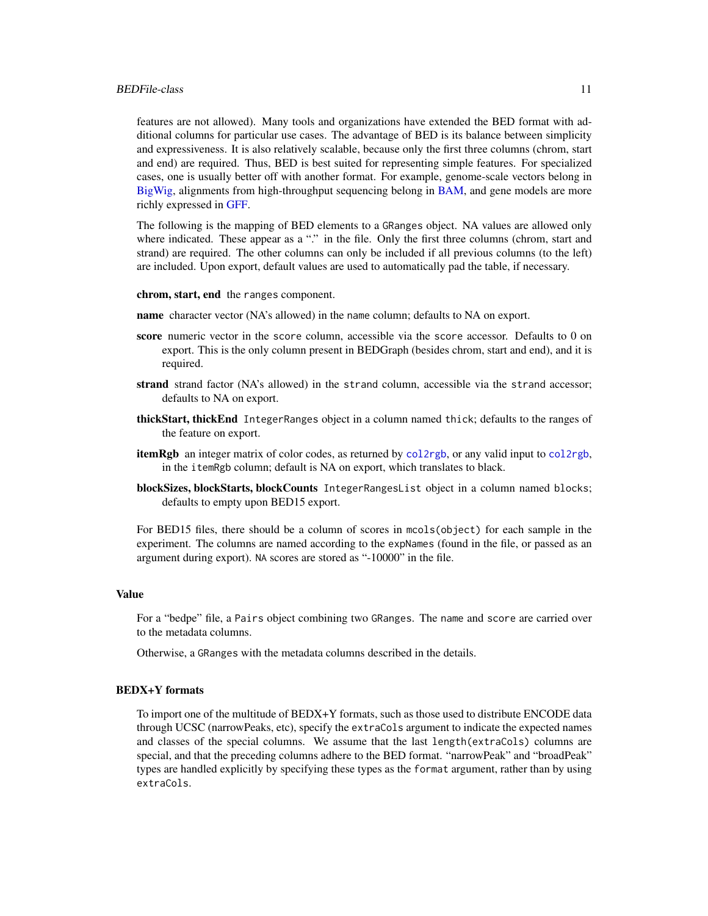features are not allowed). Many tools and organizations have extended the BED format with additional columns for particular use cases. The advantage of BED is its balance between simplicity and expressiveness. It is also relatively scalable, because only the first three columns (chrom, start and end) are required. Thus, BED is best suited for representing simple features. For specialized cases, one is usually better off with another format. For example, genome-scale vectors belong in BigWig, alignments from high-throughput sequencing belong in BAM, and gene models are more richly expressed in GFF.

The following is the mapping of BED elements to a `GRanges` object. NA values are allowed only where indicated. These appear as a "." in the file. Only the first three columns (chrom, start and strand) are required. The other columns can only be included if all previous columns (to the left) are included. Upon export, default values are used to automatically pad the table, if necessary.

**chrom, start, end** the `ranges` component.

**name** character vector (NA's allowed) in the `name` column; defaults to NA on export.

**score** numeric vector in the `score` column, accessible via the `score` accessor. Defaults to 0 on export. This is the only column present in BEDGraph (besides chrom, start and end), and it is required.

**strand** strand factor (NA's allowed) in the `strand` column, accessible via the `strand` accessor; defaults to NA on export.

**thickStart, thickEnd** `IntegerRanges` object in a column named `thick`; defaults to the ranges of the feature on export.

**itemRgb** an integer matrix of color codes, as returned by `col2rgb`, or any valid input to `col2rgb`, in the `itemRgb` column; default is NA on export, which translates to black.

**blockSizes, blockStarts, blockCounts** `IntegerRangesList` object in a column named `blocks`; defaults to empty upon BED15 export.

For BED15 files, there should be a column of scores in `mcols(object)` for each sample in the experiment. The columns are named according to the `expNames` (found in the file, or passed as an argument during export). `NA` scores are stored as "-10000" in the file.

### Value

For a "bedpe" file, a `Pairs` object combining two `GRanges`. The `name` and `score` are carried over to the metadata columns.

Otherwise, a `GRanges` with the metadata columns described in the details.

### BEDX+Y formats

To import one of the multitude of BEDX+Y formats, such as those used to distribute ENCODE data through UCSC (narrowPeaks, etc), specify the `extraCols` argument to indicate the expected names and classes of the special columns. We assume that the last `length(extraCols)` columns are special, and that the preceding columns adhere to the BED format. "narrowPeak" and "broadPeak" types are handled explicitly by specifying these types as the `format` argument, rather than by using `extraCols`.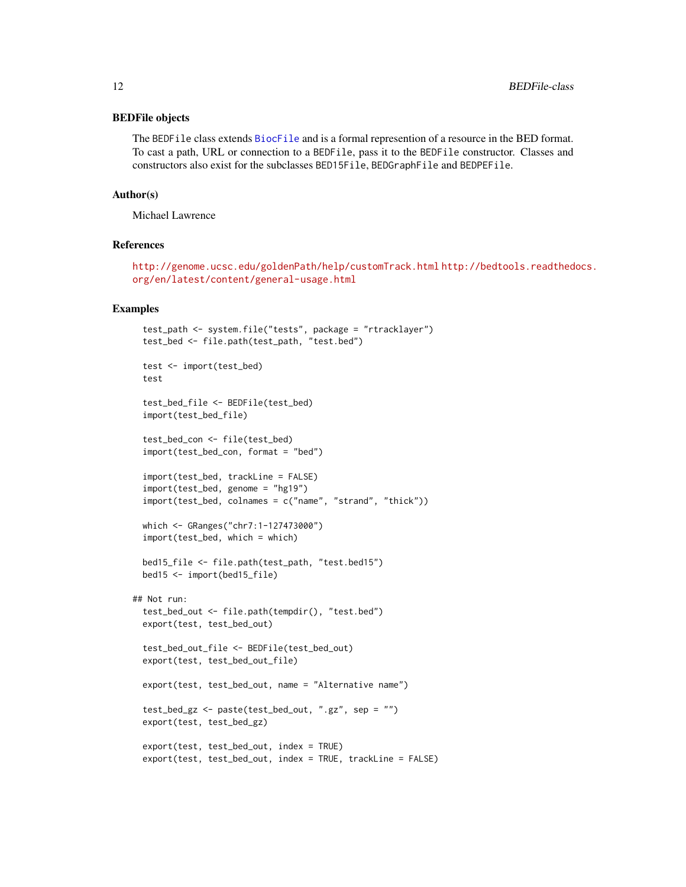### BEDFile objects

The `BEDFile` class extends `BiocFile` and is a formal represention of a resource in the BED format. To cast a path, URL or connection to a `BEDFile`, pass it to the `BEDFile` constructor. Classes and constructors also exist for the subclasses `BED15File`, `BEDGraphFile` and `BEDPEFile`.

### Author(s)

Michael Lawrence

### References

http://genome.ucsc.edu/goldenPath/help/customTrack.html http://bedtools.readthedocs.org/en/latest/content/general-usage.html

### Examples

```
  test_path <- system.file("tests", package = "rtracklayer")
  test_bed <- file.path(test_path, "test.bed")

  test <- import(test_bed)
  test

  test_bed_file <- BEDFile(test_bed)
  import(test_bed_file)

  test_bed_con <- file(test_bed)
  import(test_bed_con, format = "bed")

  import(test_bed, trackLine = FALSE)
  import(test_bed, genome = "hg19")
  import(test_bed, colnames = c("name", "strand", "thick"))

  which <- GRanges("chr7:1-127473000")
  import(test_bed, which = which)

  bed15_file <- file.path(test_path, "test.bed15")
  bed15 <- import(bed15_file)

## Not run:
  test_bed_out <- file.path(tempdir(), "test.bed")
  export(test, test_bed_out)

  test_bed_out_file <- BEDFile(test_bed_out)
  export(test, test_bed_out_file)

  export(test, test_bed_out, name = "Alternative name")

  test_bed_gz <- paste(test_bed_out, ".gz", sep = "")
  export(test, test_bed_gz)

  export(test, test_bed_out, index = TRUE)
  export(test, test_bed_out, index = TRUE, trackLine = FALSE)
```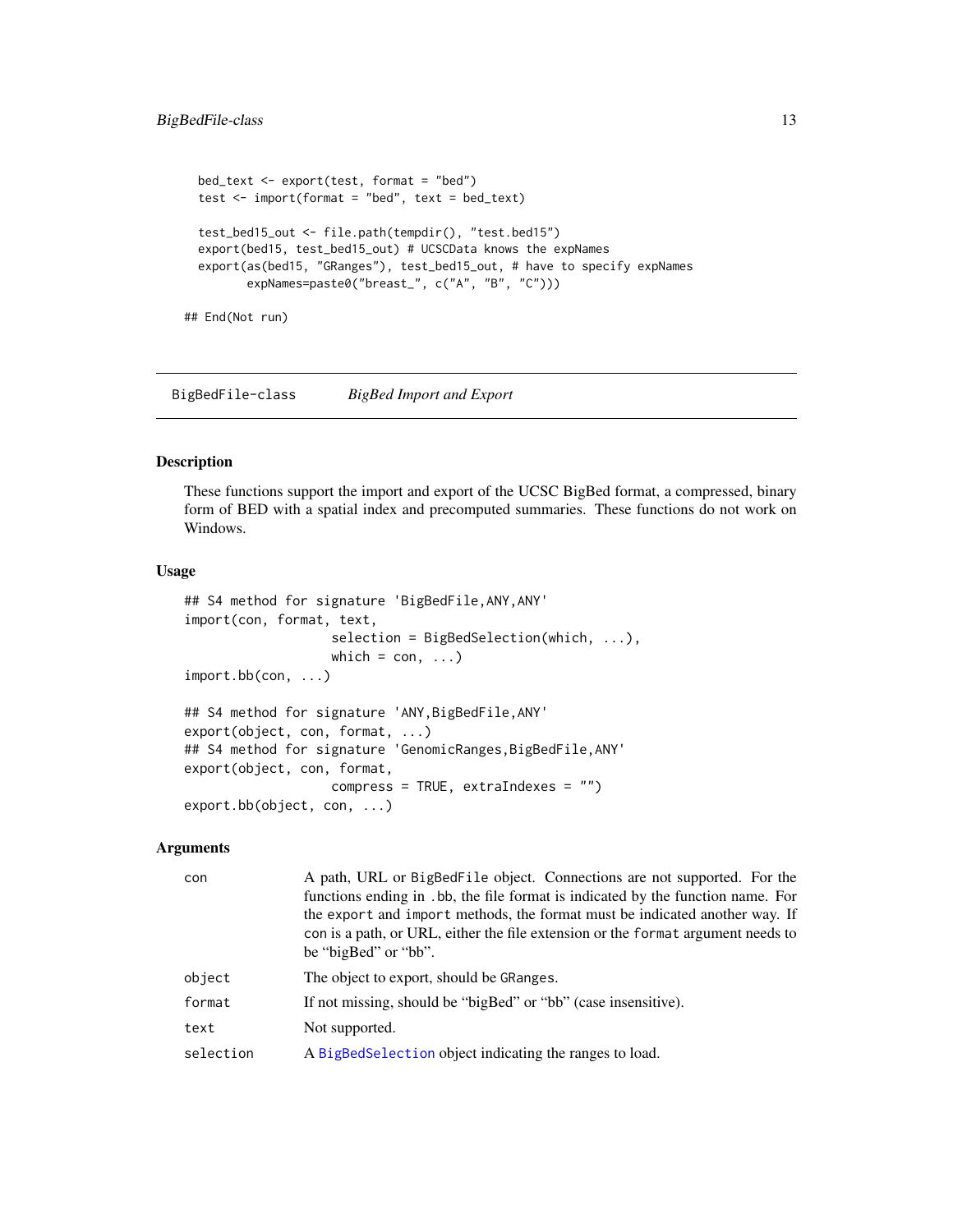```
  bed_text <- export(test, format = "bed")
  test <- import(format = "bed", text = bed_text)

  test_bed15_out <- file.path(tempdir(), "test.bed15")
  export(bed15, test_bed15_out) # UCSCData knows the expNames
  export(as(bed15, "GRanges"), test_bed15_out, # have to specify expNames
         expNames=paste0("breast_", c("A", "B", "C")))

## End(Not run)
```

## BigBedFile-class *BigBed Import and Export*

### Description

These functions support the import and export of the UCSC BigBed format, a compressed, binary form of BED with a spatial index and precomputed summaries. These functions do not work on Windows.

### Usage

```
## S4 method for signature 'BigBedFile,ANY,ANY'
import(con, format, text,
                    selection = BigBedSelection(which, ...),
                    which = con, ...)
import.bb(con, ...)

## S4 method for signature 'ANY,BigBedFile,ANY'
export(object, con, format, ...)
## S4 method for signature 'GenomicRanges,BigBedFile,ANY'
export(object, con, format,
                    compress = TRUE, extraIndexes = "")
export.bb(object, con, ...)
```

### Arguments

| | |
|---|---|
| `con` | A path, URL or `BigBedFile` object. Connections are not supported. For the functions ending in `.bb`, the file format is indicated by the function name. For the `export` and `import` methods, the format must be indicated another way. If `con` is a path, or URL, either the file extension or the `format` argument needs to be "bigBed" or "bb". |
| `object` | The object to export, should be `GRanges`. |
| `format` | If not missing, should be "bigBed" or "bb" (case insensitive). |
| `text` | Not supported. |
| `selection` | A `BigBedSelection` object indicating the ranges to load. |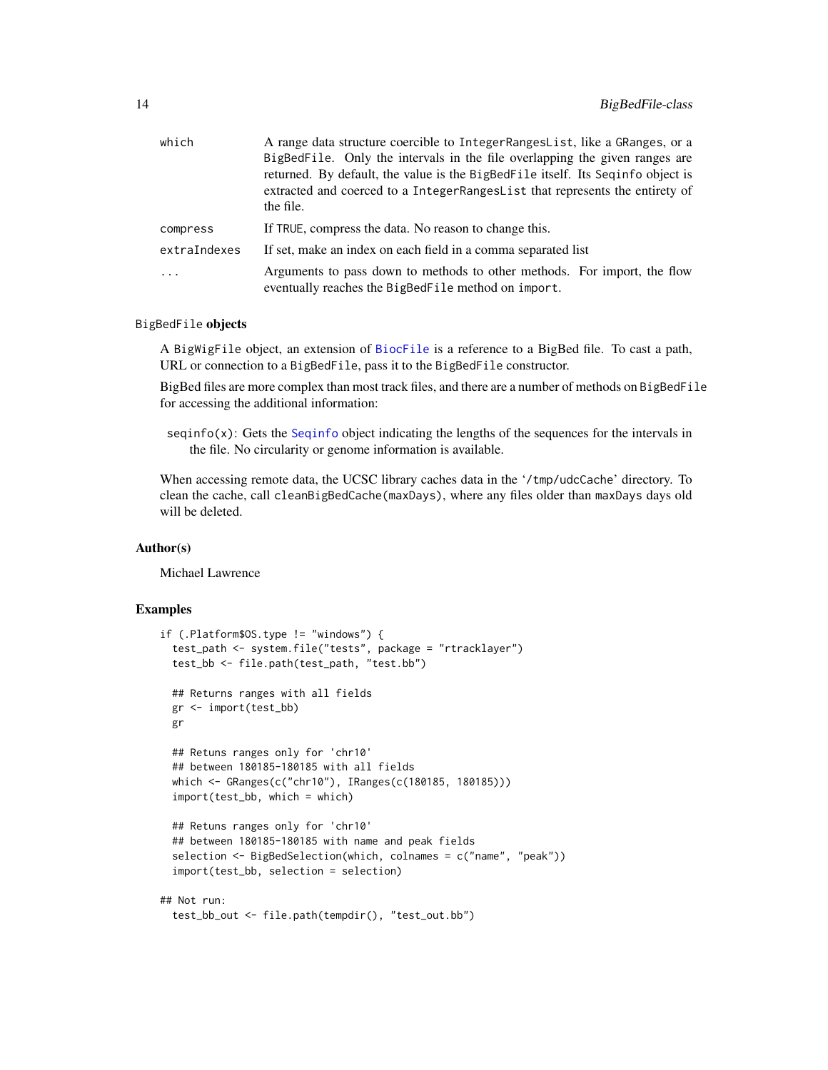| | |
|---|---|
| `which` | A range data structure coercible to `IntegerRangesList`, like a `GRanges`, or a `BigBedFile`. Only the intervals in the file overlapping the given ranges are returned. By default, the value is the `BigBedFile` itself. Its `Seqinfo` object is extracted and coerced to a `IntegerRangesList` that represents the entirety of the file. |
| `compress` | If `TRUE`, compress the data. No reason to change this. |
| `extraIndexes` | If set, make an index on each field in a comma separated list |
| `...` | Arguments to pass down to methods to other methods. For import, the flow eventually reaches the `BigBedFile` method on `import`. |

### `BigBedFile` objects

A `BigWigFile` object, an extension of `BiocFile` is a reference to a BigBed file. To cast a path, URL or connection to a `BigBedFile`, pass it to the `BigBedFile` constructor.

BigBed files are more complex than most track files, and there are a number of methods on `BigBedFile` for accessing the additional information:

`seqinfo(x)`: Gets the `Seqinfo` object indicating the lengths of the sequences for the intervals in the file. No circularity or genome information is available.

When accessing remote data, the UCSC library caches data in the '`/tmp/udcCache`' directory. To clean the cache, call `cleanBigBedCache(maxDays)`, where any files older than `maxDays` days old will be deleted.

## Author(s)

Michael Lawrence

## Examples

```
if (.Platform$OS.type != "windows") {
  test_path <- system.file("tests", package = "rtracklayer")
  test_bb <- file.path(test_path, "test.bb")

  ## Returns ranges with all fields
  gr <- import(test_bb)
  gr

  ## Retuns ranges only for 'chr10'
  ## between 180185-180185 with all fields
  which <- GRanges(c("chr10"), IRanges(c(180185, 180185)))
  import(test_bb, which = which)

  ## Retuns ranges only for 'chr10'
  ## between 180185-180185 with name and peak fields
  selection <- BigBedSelection(which, colnames = c("name", "peak"))
  import(test_bb, selection = selection)

## Not run:
  test_bb_out <- file.path(tempdir(), "test_out.bb")
```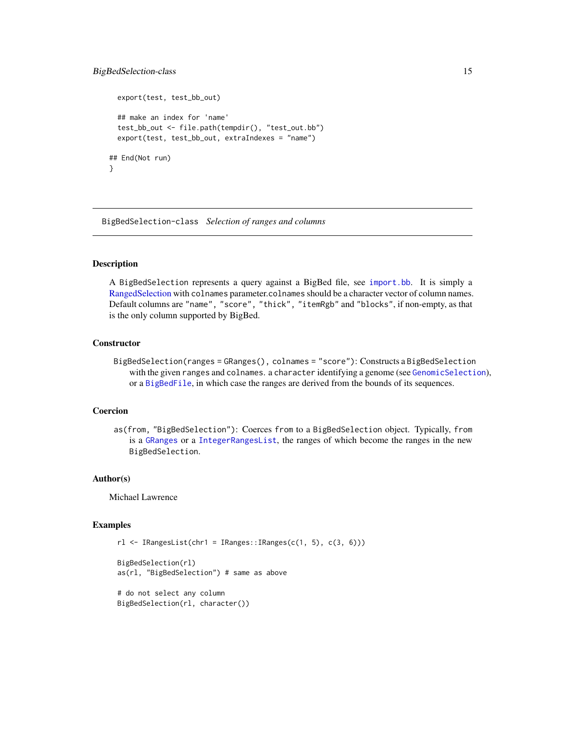```
  export(test, test_bb_out)

  ## make an index for 'name'
  test_bb_out <- file.path(tempdir(), "test_out.bb")
  export(test, test_bb_out, extraIndexes = "name")

## End(Not run)
}
```

---

BigBedSelection-class    *Selection of ranges and columns*

---

## Description

A BigBedSelection represents a query against a BigBed file, see import.bb. It is simply a RangedSelection with colnames parameter.colnames should be a character vector of column names. Default columns are "name", "score", "thick", "itemRgb" and "blocks", if non-empty, as that is the only column supported by BigBed.

## Constructor

BigBedSelection(ranges = GRanges(), colnames = "score"): Constructs a BigBedSelection with the given ranges and colnames. a character identifying a genome (see GenomicSelection), or a BigBedFile, in which case the ranges are derived from the bounds of its sequences.

## Coercion

as(from, "BigBedSelection"): Coerces from to a BigBedSelection object. Typically, from is a GRanges or a IntegerRangesList, the ranges of which become the ranges in the new BigBedSelection.

## Author(s)

Michael Lawrence

## Examples

```
rl <- IRangesList(chr1 = IRanges::IRanges(c(1, 5), c(3, 6)))

BigBedSelection(rl)
as(rl, "BigBedSelection") # same as above

# do not select any column
BigBedSelection(rl, character())
```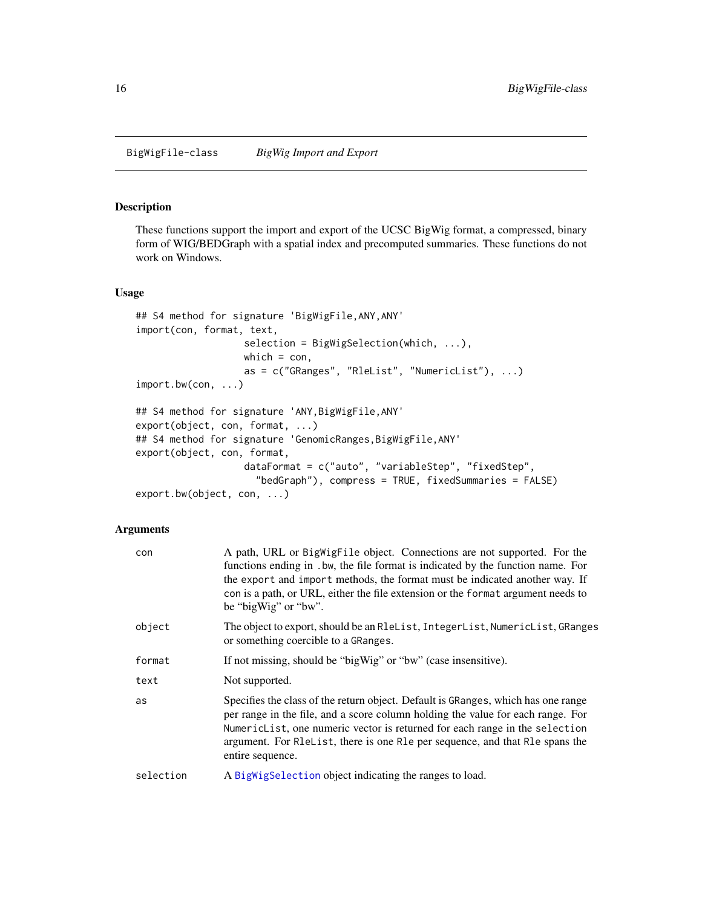BigWigFile-class *BigWig Import and Export*

## Description

These functions support the import and export of the UCSC BigWig format, a compressed, binary form of WIG/BEDGraph with a spatial index and precomputed summaries. These functions do not work on Windows.

## Usage

```
## S4 method for signature 'BigWigFile,ANY,ANY'
import(con, format, text,
                   selection = BigWigSelection(which, ...),
                   which = con,
                   as = c("GRanges", "RleList", "NumericList"), ...)
import.bw(con, ...)

## S4 method for signature 'ANY,BigWigFile,ANY'
export(object, con, format, ...)
## S4 method for signature 'GenomicRanges,BigWigFile,ANY'
export(object, con, format,
                   dataFormat = c("auto", "variableStep", "fixedStep",
                     "bedGraph"), compress = TRUE, fixedSummaries = FALSE)
export.bw(object, con, ...)
```

## Arguments

- `con` — A path, URL or `BigWigFile` object. Connections are not supported. For the functions ending in `.bw`, the file format is indicated by the function name. For the `export` and `import` methods, the format must be indicated another way. If `con` is a path, or URL, either the file extension or the `format` argument needs to be “bigWig” or “bw”.
- `object` — The object to export, should be an `RleList`, `IntegerList`, `NumericList`, `GRanges` or something coercible to a `GRanges`.
- `format` — If not missing, should be “bigWig” or “bw” (case insensitive).
- `text` — Not supported.
- `as` — Specifies the class of the return object. Default is `GRanges`, which has one range per range in the file, and a score column holding the value for each range. For `NumericList`, one numeric vector is returned for each range in the `selection` argument. For `RleList`, there is one `Rle` per sequence, and that `Rle` spans the entire sequence.
- `selection` — A `BigWigSelection` object indicating the ranges to load.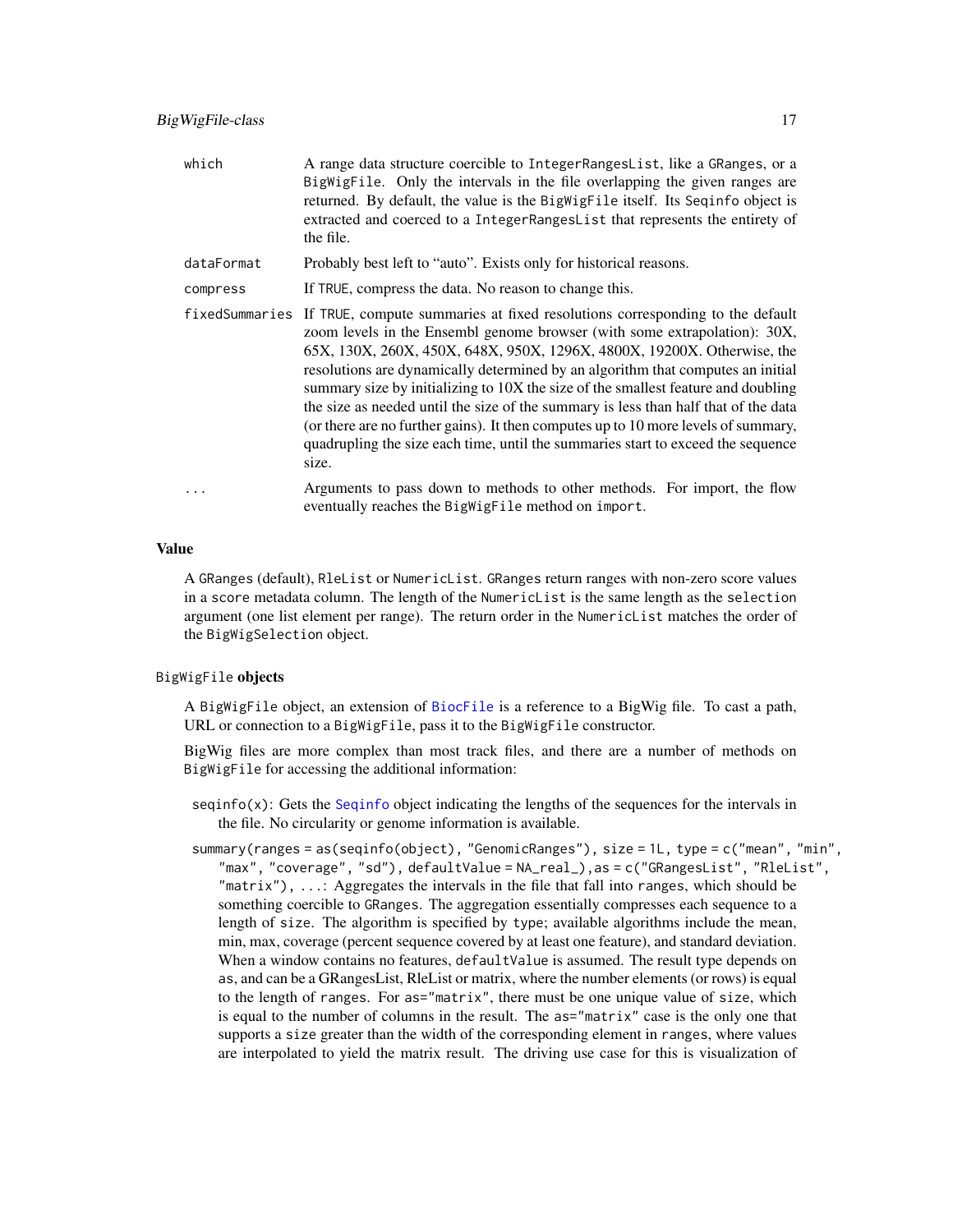which
: A range data structure coercible to `IntegerRangesList`, like a `GRanges`, or a `BigWigFile`. Only the intervals in the file overlapping the given ranges are returned. By default, the value is the `BigWigFile` itself. Its `Seqinfo` object is extracted and coerced to a `IntegerRangesList` that represents the entirety of the file.

dataFormat
: Probably best left to "auto". Exists only for historical reasons.

compress
: If `TRUE`, compress the data. No reason to change this.

fixedSummaries
: If `TRUE`, compute summaries at fixed resolutions corresponding to the default zoom levels in the Ensembl genome browser (with some extrapolation): 30X, 65X, 130X, 260X, 450X, 648X, 950X, 1296X, 4800X, 19200X. Otherwise, the resolutions are dynamically determined by an algorithm that computes an initial summary size by initializing to 10X the size of the smallest feature and doubling the size as needed until the size of the summary is less than half that of the data (or there are no further gains). It then computes up to 10 more levels of summary, quadrupling the size each time, until the summaries start to exceed the sequence size.

...
: Arguments to pass down to methods to other methods. For import, the flow eventually reaches the `BigWigFile` method on `import`.

## Value

A `GRanges` (default), `RleList` or `NumericList`. `GRanges` return ranges with non-zero score values in a `score` metadata column. The length of the `NumericList` is the same length as the `selection` argument (one list element per range). The return order in the `NumericList` matches the order of the `BigWigSelection` object.

## `BigWigFile` objects

A `BigWigFile` object, an extension of `BiocFile` is a reference to a BigWig file. To cast a path, URL or connection to a `BigWigFile`, pass it to the `BigWigFile` constructor.

BigWig files are more complex than most track files, and there are a number of methods on `BigWigFile` for accessing the additional information:

- `seqinfo(x)`: Gets the `Seqinfo` object indicating the lengths of the sequences for the intervals in the file. No circularity or genome information is available.
- `summary(ranges = as(seqinfo(object), "GenomicRanges"), size = 1L, type = c("mean", "min", "max", "coverage", "sd"), defaultValue = NA_real_),as = c("GRangesList", "RleList", "matrix"), ...`: Aggregates the intervals in the file that fall into `ranges`, which should be something coercible to `GRanges`. The aggregation essentially compresses each sequence to a length of `size`. The algorithm is specified by `type`; available algorithms include the mean, min, max, coverage (percent sequence covered by at least one feature), and standard deviation. When a window contains no features, `defaultValue` is assumed. The result type depends on `as`, and can be a GRangesList, RleList or matrix, where the number elements (or rows) is equal to the length of `ranges`. For `as="matrix"`, there must be one unique value of `size`, which is equal to the number of columns in the result. The `as="matrix"` case is the only one that supports a `size` greater than the width of the corresponding element in `ranges`, where values are interpolated to yield the matrix result. The driving use case for this is visualization of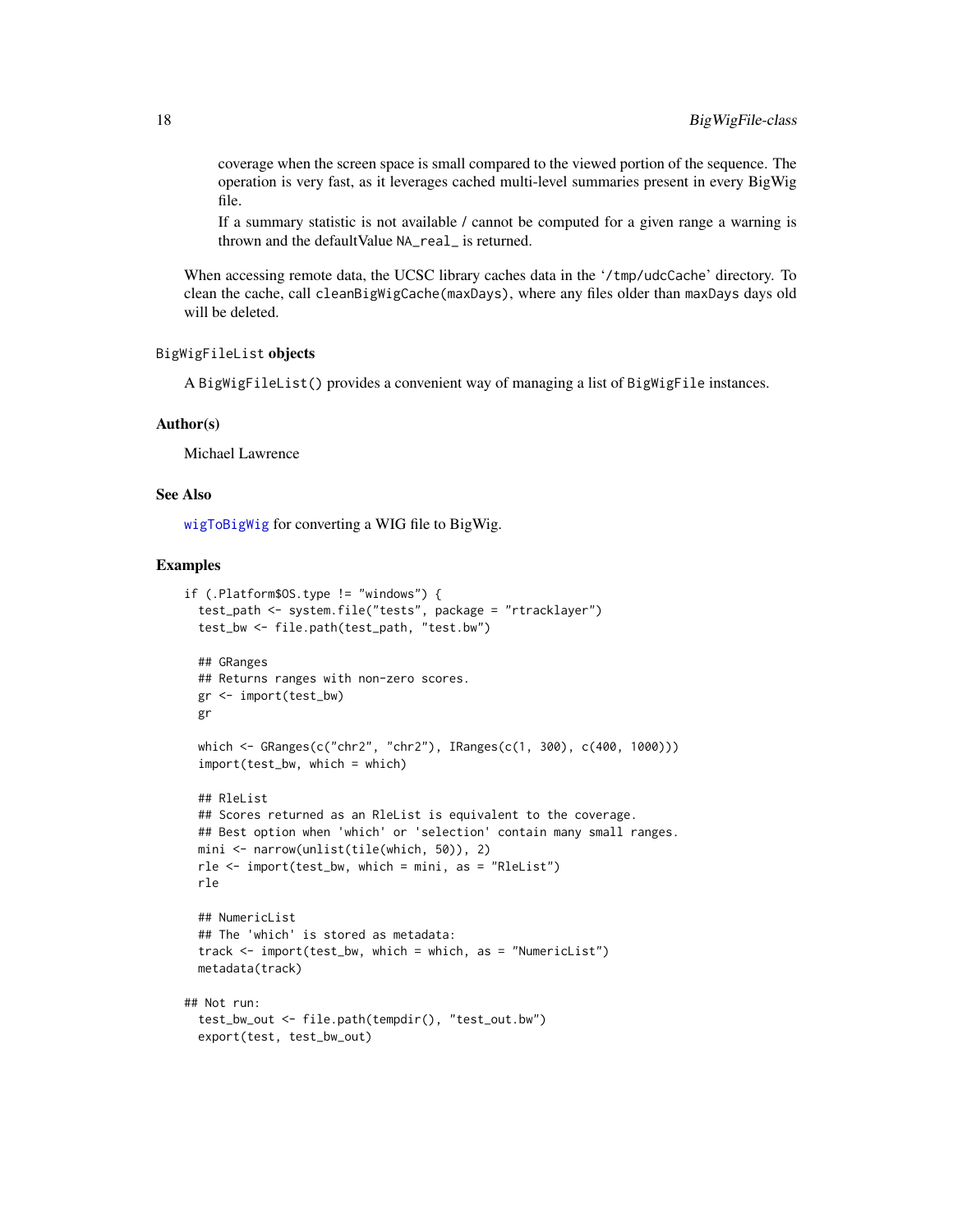coverage when the screen space is small compared to the viewed portion of the sequence. The operation is very fast, as it leverages cached multi-level summaries present in every BigWig file.

If a summary statistic is not available / cannot be computed for a given range a warning is thrown and the defaultValue `NA_real_` is returned.

When accessing remote data, the UCSC library caches data in the '`/tmp/udcCache`' directory. To clean the cache, call `cleanBigWigCache(maxDays)`, where any files older than `maxDays` days old will be deleted.

### `BigWigFileList` objects

A `BigWigFileList()` provides a convenient way of managing a list of `BigWigFile` instances.

### Author(s)

Michael Lawrence

### See Also

`wigToBigWig` for converting a WIG file to BigWig.

### Examples

```
if (.Platform$OS.type != "windows") {
  test_path <- system.file("tests", package = "rtracklayer")
  test_bw <- file.path(test_path, "test.bw")

  ## GRanges
  ## Returns ranges with non-zero scores.
  gr <- import(test_bw)
  gr

  which <- GRanges(c("chr2", "chr2"), IRanges(c(1, 300), c(400, 1000)))
  import(test_bw, which = which)

  ## RleList
  ## Scores returned as an RleList is equivalent to the coverage.
  ## Best option when 'which' or 'selection' contain many small ranges.
  mini <- narrow(unlist(tile(which, 50)), 2)
  rle <- import(test_bw, which = mini, as = "RleList")
  rle

  ## NumericList
  ## The 'which' is stored as metadata:
  track <- import(test_bw, which = which, as = "NumericList")
  metadata(track)

## Not run:
  test_bw_out <- file.path(tempdir(), "test_out.bw")
  export(test, test_bw_out)
```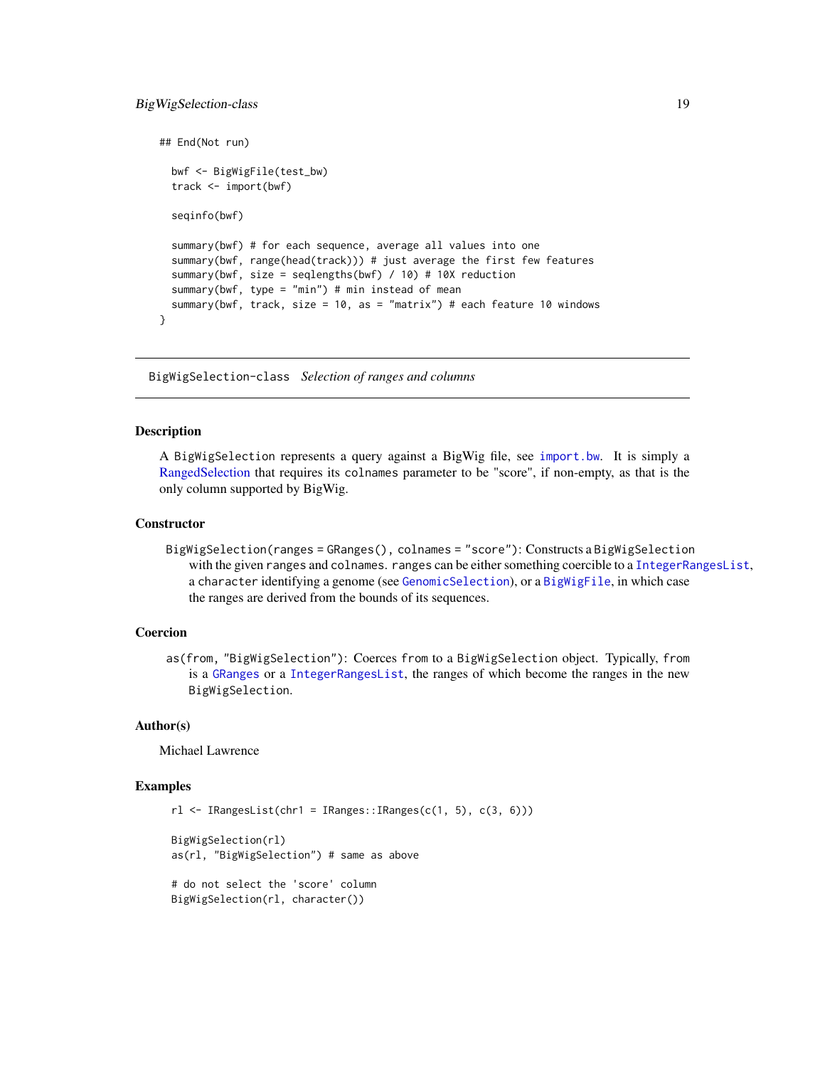```
## End(Not run)

  bwf <- BigWigFile(test_bw)
  track <- import(bwf)

  seqinfo(bwf)

  summary(bwf) # for each sequence, average all values into one
  summary(bwf, range(head(track))) # just average the first few features
  summary(bwf, size = seqlengths(bwf) / 10) # 10X reduction
  summary(bwf, type = "min") # min instead of mean
  summary(bwf, track, size = 10, as = "matrix") # each feature 10 windows
}
```

## BigWigSelection-class *Selection of ranges and columns*

### Description

A BigWigSelection represents a query against a BigWig file, see import.bw. It is simply a RangedSelection that requires its colnames parameter to be "score", if non-empty, as that is the only column supported by BigWig.

### Constructor

BigWigSelection(ranges = GRanges(), colnames = "score"): Constructs a BigWigSelection with the given ranges and colnames. ranges can be either something coercible to a IntegerRangesList, a character identifying a genome (see GenomicSelection), or a BigWigFile, in which case the ranges are derived from the bounds of its sequences.

### Coercion

as(from, "BigWigSelection"): Coerces from to a BigWigSelection object. Typically, from is a GRanges or a IntegerRangesList, the ranges of which become the ranges in the new BigWigSelection.

### Author(s)

Michael Lawrence

### Examples

```
rl <- IRangesList(chr1 = IRanges::IRanges(c(1, 5), c(3, 6)))

BigWigSelection(rl)
as(rl, "BigWigSelection") # same as above

# do not select the 'score' column
BigWigSelection(rl, character())
```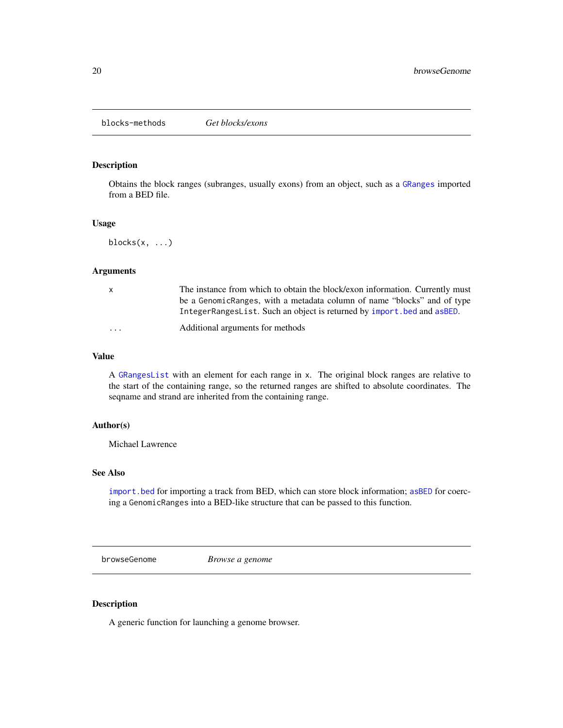## blocks-methods    *Get blocks/exons*

### Description

Obtains the block ranges (subranges, usually exons) from an object, such as a `GRanges` imported from a BED file.

### Usage

```
blocks(x, ...)
```

### Arguments

| | |
|---|---|
| x | The instance from which to obtain the block/exon information. Currently must be a `GenomicRanges`, with a metadata column of name "blocks" and of type `IntegerRangesList`. Such an object is returned by `import.bed` and `asBED`. |
| ... | Additional arguments for methods |

### Value

A `GRangesList` with an element for each range in `x`. The original block ranges are relative to the start of the containing range, so the returned ranges are shifted to absolute coordinates. The seqname and strand are inherited from the containing range.

### Author(s)

Michael Lawrence

### See Also

`import.bed` for importing a track from BED, which can store block information; `asBED` for coercing a `GenomicRanges` into a BED-like structure that can be passed to this function.

## browseGenome    *Browse a genome*

### Description

A generic function for launching a genome browser.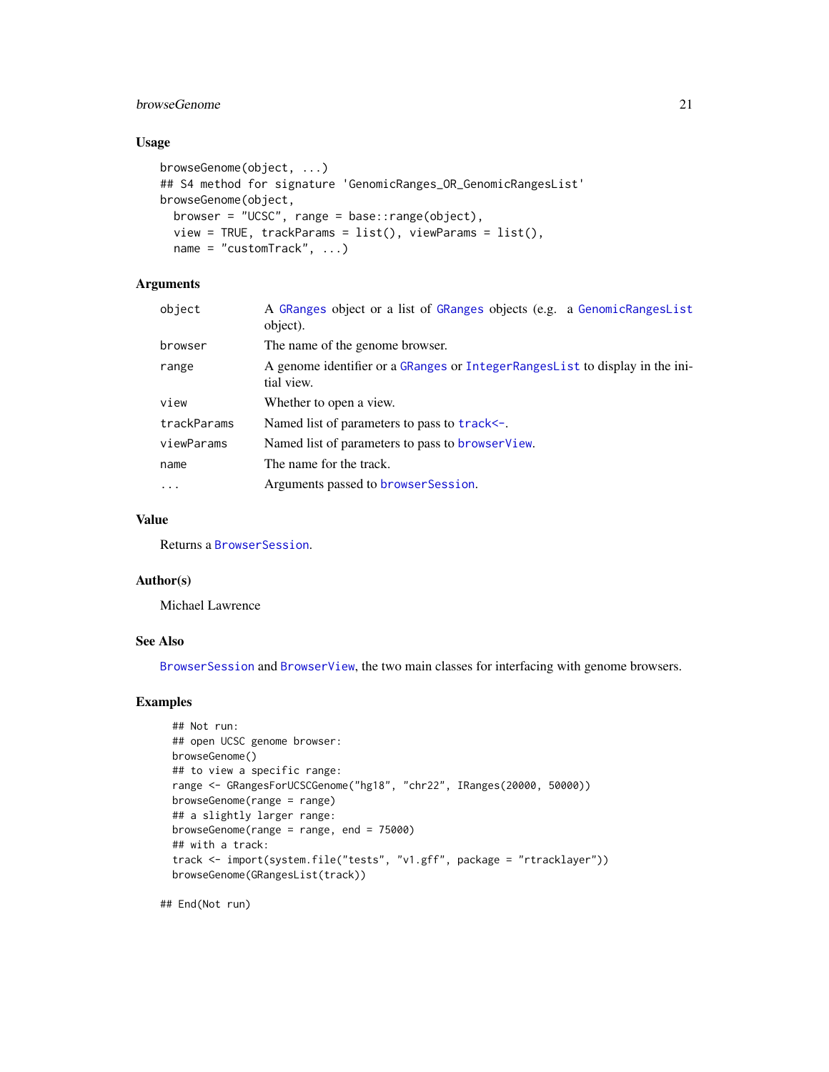### Usage

```
browseGenome(object, ...)
## S4 method for signature 'GenomicRanges_OR_GenomicRangesList'
browseGenome(object,
  browser = "UCSC", range = base::range(object),
  view = TRUE, trackParams = list(), viewParams = list(),
  name = "customTrack", ...)
```

### Arguments

| | |
|---|---|
| `object` | A GRanges object or a list of GRanges objects (e.g. a GenomicRangesList object). |
| `browser` | The name of the genome browser. |
| `range` | A genome identifier or a GRanges or IntegerRangesList to display in the initial view. |
| `view` | Whether to open a view. |
| `trackParams` | Named list of parameters to pass to track<-. |
| `viewParams` | Named list of parameters to pass to browserView. |
| `name` | The name for the track. |
| `...` | Arguments passed to browserSession. |

### Value

Returns a BrowserSession.

### Author(s)

Michael Lawrence

### See Also

BrowserSession and BrowserView, the two main classes for interfacing with genome browsers.

### Examples

```
  ## Not run:
  ## open UCSC genome browser:
  browseGenome()
  ## to view a specific range:
  range <- GRangesForUCSCGenome("hg18", "chr22", IRanges(20000, 50000))
  browseGenome(range = range)
  ## a slightly larger range:
  browseGenome(range = range, end = 75000)
  ## with a track:
  track <- import(system.file("tests", "v1.gff", package = "rtracklayer"))
  browseGenome(GRangesList(track))

## End(Not run)
```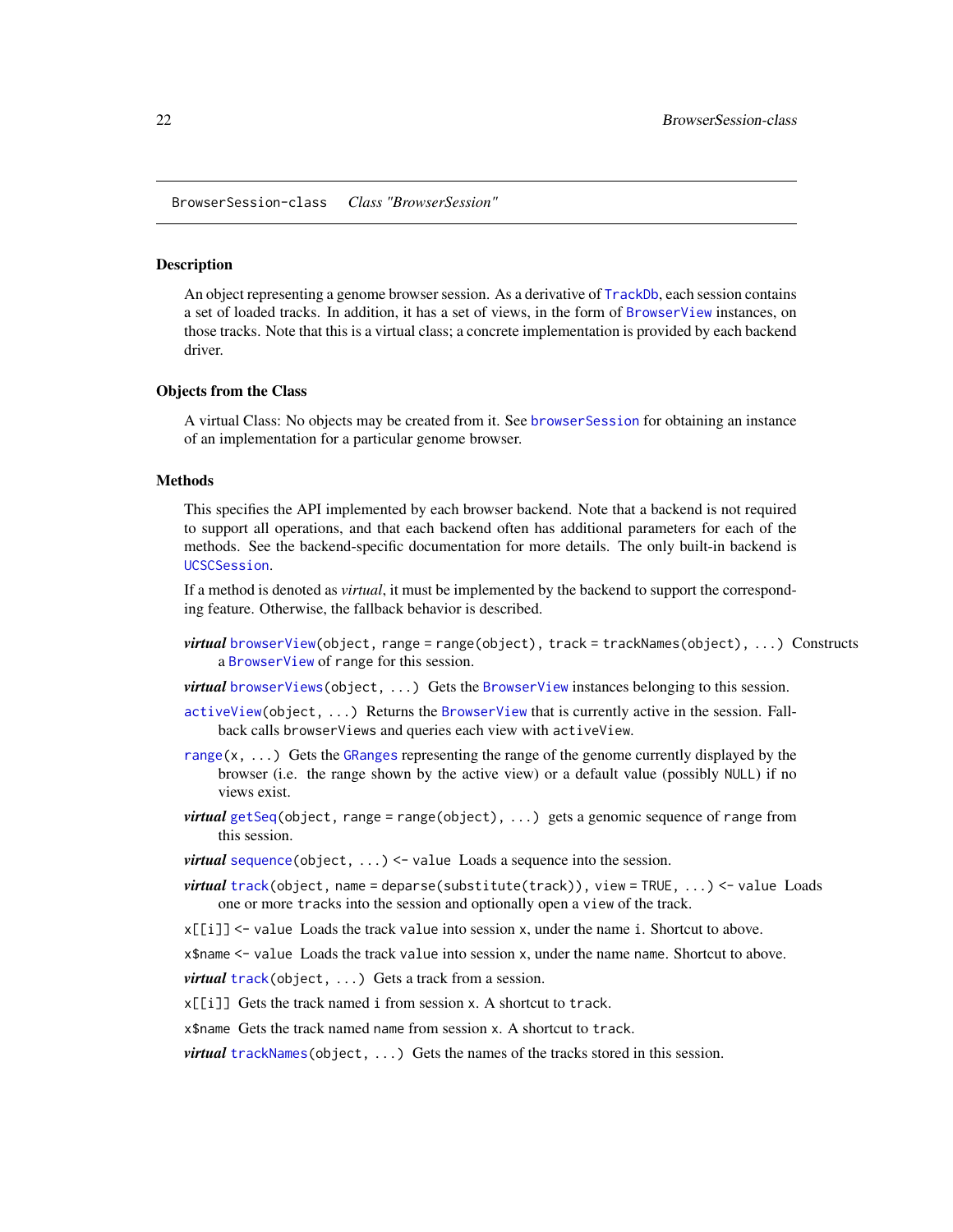BrowserSession-class *Class "BrowserSession"*

### Description

An object representing a genome browser session. As a derivative of `TrackDb`, each session contains a set of loaded tracks. In addition, it has a set of views, in the form of `BrowserView` instances, on those tracks. Note that this is a virtual class; a concrete implementation is provided by each backend driver.

### Objects from the Class

A virtual Class: No objects may be created from it. See `browserSession` for obtaining an instance of an implementation for a particular genome browser.

### Methods

This specifies the API implemented by each browser backend. Note that a backend is not required to support all operations, and that each backend often has additional parameters for each of the methods. See the backend-specific documentation for more details. The only built-in backend is `UCSCSession`.

If a method is denoted as *virtual*, it must be implemented by the backend to support the corresponding feature. Otherwise, the fallback behavior is described.

***virtual*** `browserView(object, range = range(object), track = trackNames(object), ...)` Constructs a `BrowserView` of range for this session.

***virtual*** `browserViews(object, ...)` Gets the `BrowserView` instances belonging to this session.

`activeView(object, ...)` Returns the `BrowserView` that is currently active in the session. Fallback calls `browserViews` and queries each view with `activeView`.

`range(x, ...)` Gets the `GRanges` representing the range of the genome currently displayed by the browser (i.e. the range shown by the active view) or a default value (possibly `NULL`) if no views exist.

***virtual*** `getSeq(object, range = range(object), ...)` gets a genomic sequence of `range` from this session.

***virtual*** `sequence(object, ...) <- value` Loads a sequence into the session.

***virtual*** `track(object, name = deparse(substitute(track)), view = TRUE, ...) <- value` Loads one or more `tracks` into the session and optionally open a `view` of the track.

`x[[i]] <- value` Loads the track `value` into session `x`, under the name `i`. Shortcut to above.

`x$name <- value` Loads the track `value` into session `x`, under the name `name`. Shortcut to above.

***virtual*** `track(object, ...)` Gets a track from a session.

`x[[i]]` Gets the track named `i` from session `x`. A shortcut to `track`.

`x$name` Gets the track named `name` from session `x`. A shortcut to `track`.

***virtual*** `trackNames(object, ...)` Gets the names of the tracks stored in this session.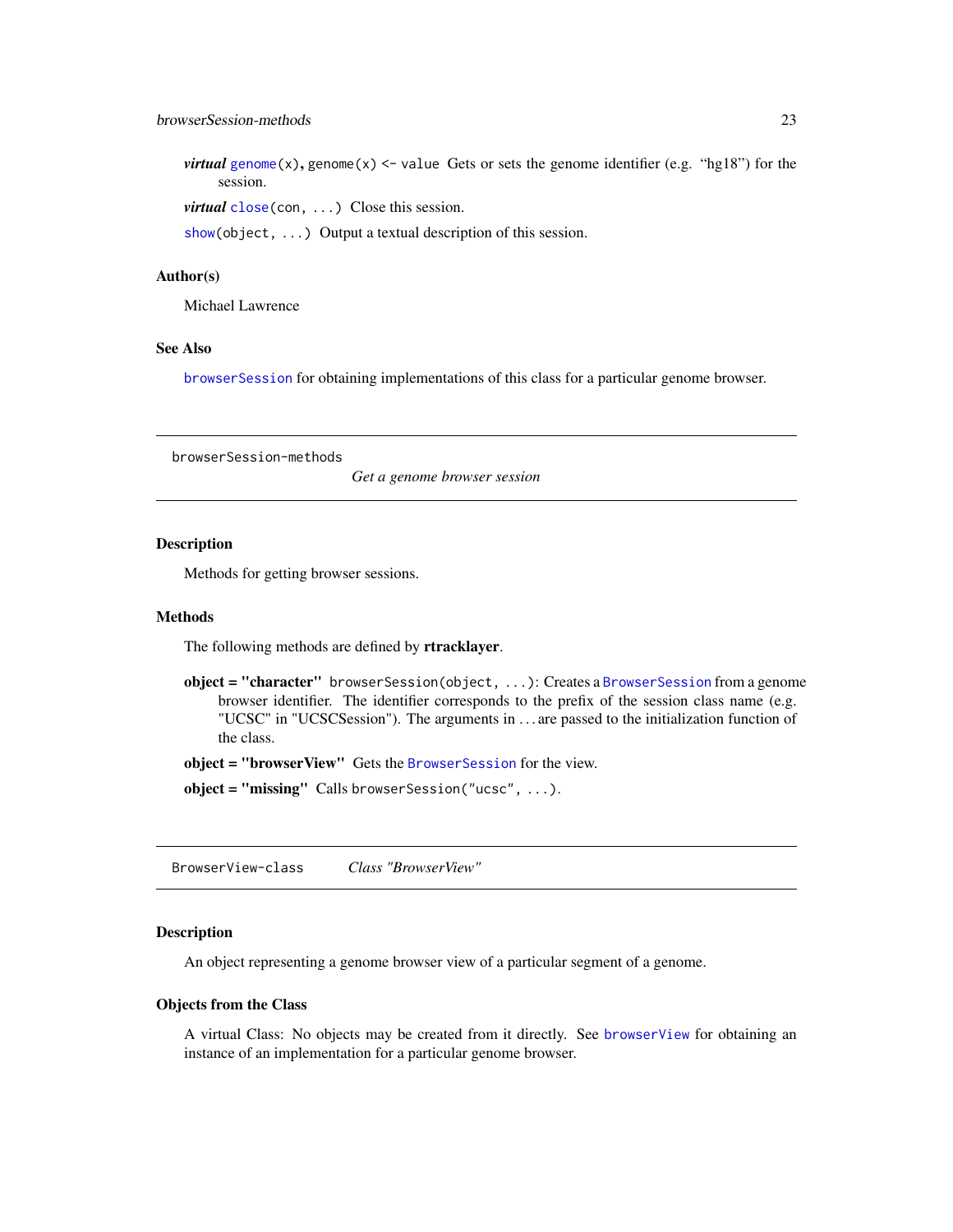***virtual*** `genome(x)`, `genome(x) <- value` Gets or sets the genome identifier (e.g. "hg18") for the session.

***virtual*** `close(con, ...)` Close this session.

`show(object, ...)` Output a textual description of this session.

### Author(s)

Michael Lawrence

### See Also

`browserSession` for obtaining implementations of this class for a particular genome browser.

---

## browserSession-methods — *Get a genome browser session*

### Description

Methods for getting browser sessions.

### Methods

The following methods are defined by **rtracklayer**.

**object = "character"** `browserSession(object, ...)`: Creates a `BrowserSession` from a genome browser identifier. The identifier corresponds to the prefix of the session class name (e.g. "UCSC" in "UCSCSession"). The arguments in ... are passed to the initialization function of the class.

**object = "browserView"** Gets the `BrowserSession` for the view.

**object = "missing"** Calls `browserSession("ucsc", ...)`.

---

## BrowserView-class — *Class "BrowserView"*

### Description

An object representing a genome browser view of a particular segment of a genome.

### Objects from the Class

A virtual Class: No objects may be created from it directly. See `browserView` for obtaining an instance of an implementation for a particular genome browser.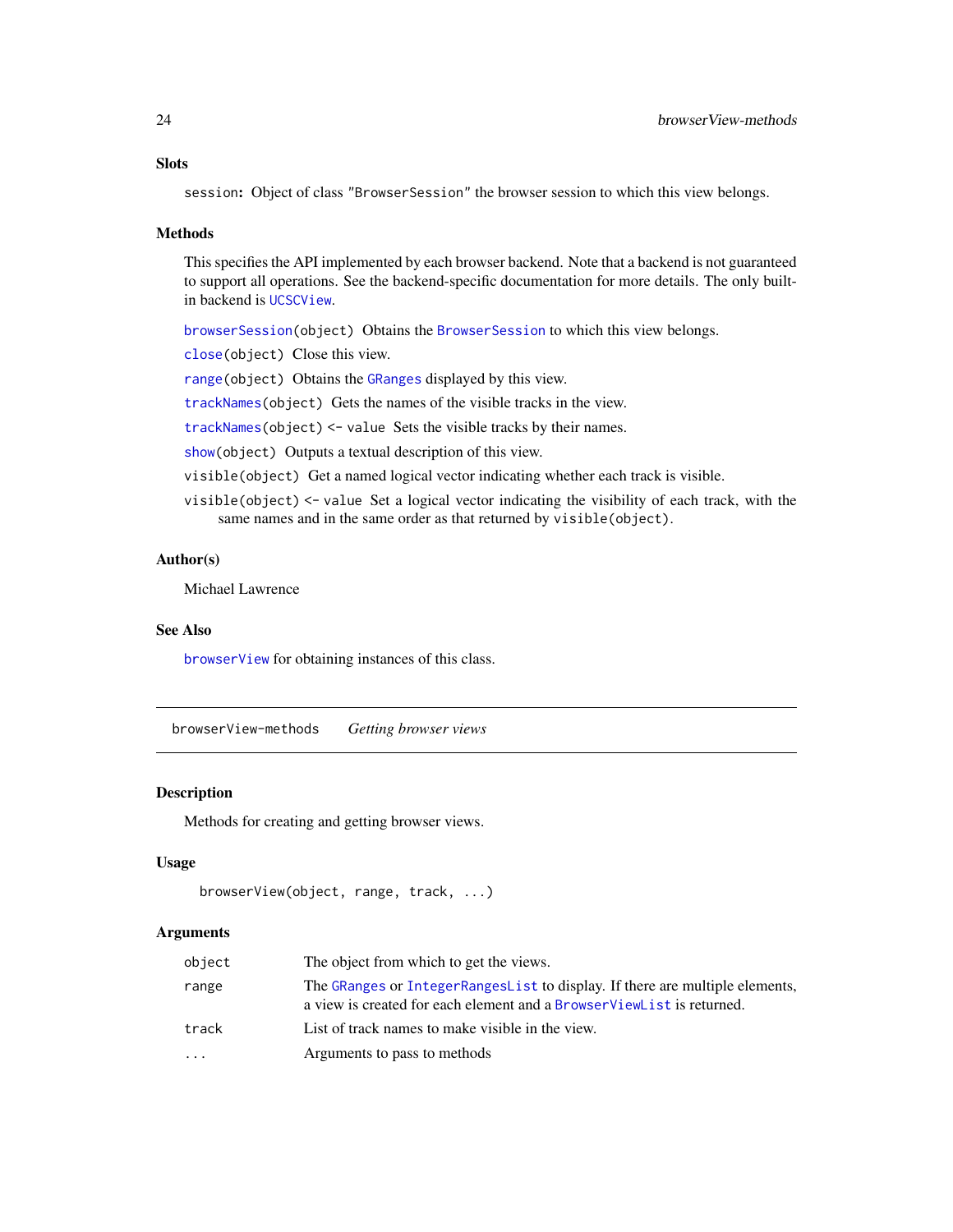### Slots

`session`: Object of class `"BrowserSession"` the browser session to which this view belongs.

### Methods

This specifies the API implemented by each browser backend. Note that a backend is not guaranteed to support all operations. See the backend-specific documentation for more details. The only built-in backend is `UCSCView`.

- `browserSession(object)` Obtains the `BrowserSession` to which this view belongs.
- `close(object)` Close this view.
- `range(object)` Obtains the `GRanges` displayed by this view.
- `trackNames(object)` Gets the names of the visible tracks in the view.
- `trackNames(object) <- value` Sets the visible tracks by their names.
- `show(object)` Outputs a textual description of this view.
- `visible(object)` Get a named logical vector indicating whether each track is visible.
- `visible(object) <- value` Set a logical vector indicating the visibility of each track, with the same names and in the same order as that returned by `visible(object)`.

### Author(s)

Michael Lawrence

### See Also

`browserView` for obtaining instances of this class.

---

## browserView-methods *Getting browser views*

### Description

Methods for creating and getting browser views.

### Usage

```
browserView(object, range, track, ...)
```

### Arguments

| | |
|---|---|
| `object` | The object from which to get the views. |
| `range` | The `GRanges` or `IntegerRangesList` to display. If there are multiple elements, a view is created for each element and a `BrowserViewList` is returned. |
| `track` | List of track names to make visible in the view. |
| `...` | Arguments to pass to methods |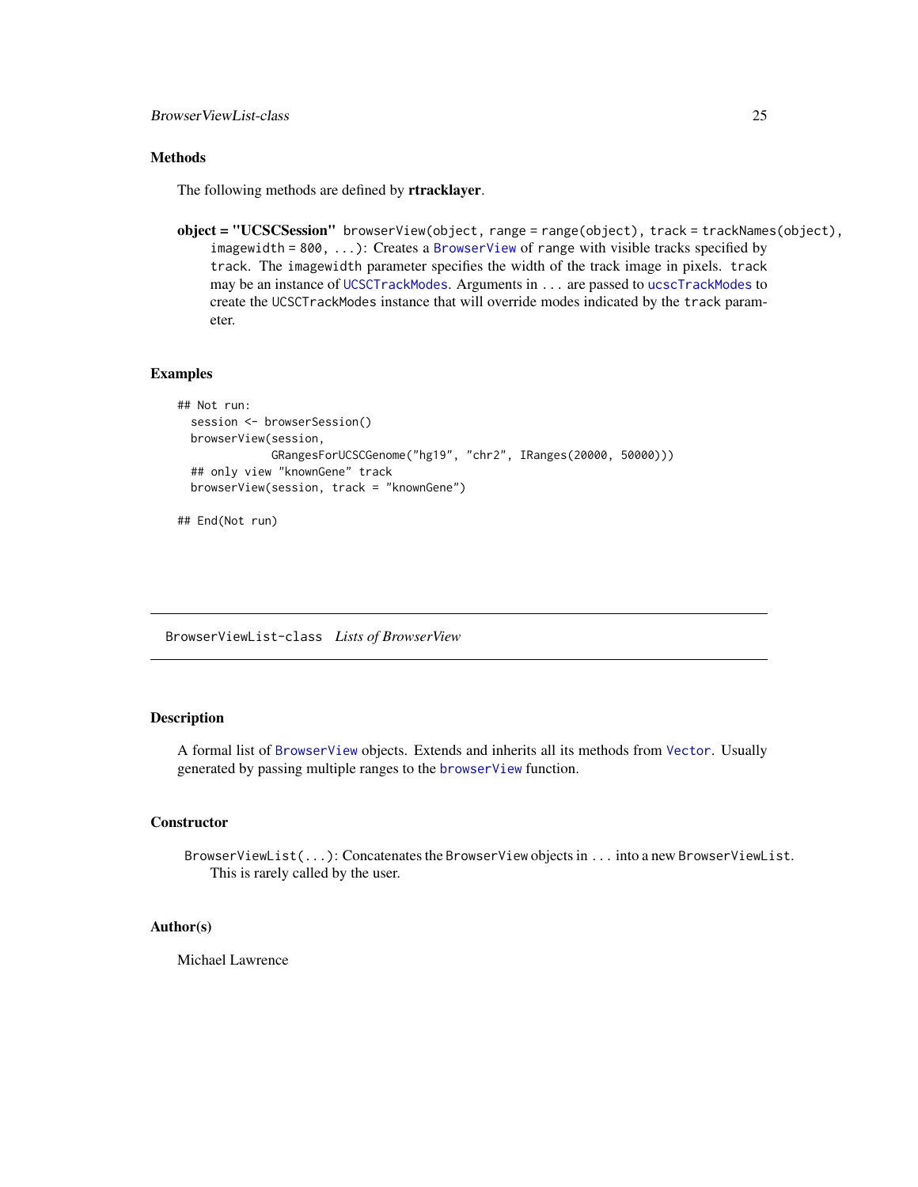## Methods

The following methods are defined by **rtracklayer**.

**object = "UCSCSession"** `browserView(object, range = range(object), track = trackNames(object), imagewidth = 800, ...)`: Creates a `BrowserView` of `range` with visible tracks specified by `track`. The `imagewidth` parameter specifies the width of the track image in pixels. `track` may be an instance of `UCSCTrackModes`. Arguments in `...` are passed to `ucscTrackModes` to create the `UCSCTrackModes` instance that will override modes indicated by the `track` parameter.

## Examples

```
## Not run:
  session <- browserSession()
  browserView(session,
              GRangesForUCSCGenome("hg19", "chr2", IRanges(20000, 50000)))
  ## only view "knownGene" track
  browserView(session, track = "knownGene")

## End(Not run)
```

---

# BrowserViewList-class    *Lists of BrowserView*

---

## Description

A formal list of `BrowserView` objects. Extends and inherits all its methods from `Vector`. Usually generated by passing multiple ranges to the `browserView` function.

## Constructor

`BrowserViewList(...)`: Concatenates the `BrowserView` objects in `...` into a new `BrowserViewList`. This is rarely called by the user.

## Author(s)

Michael Lawrence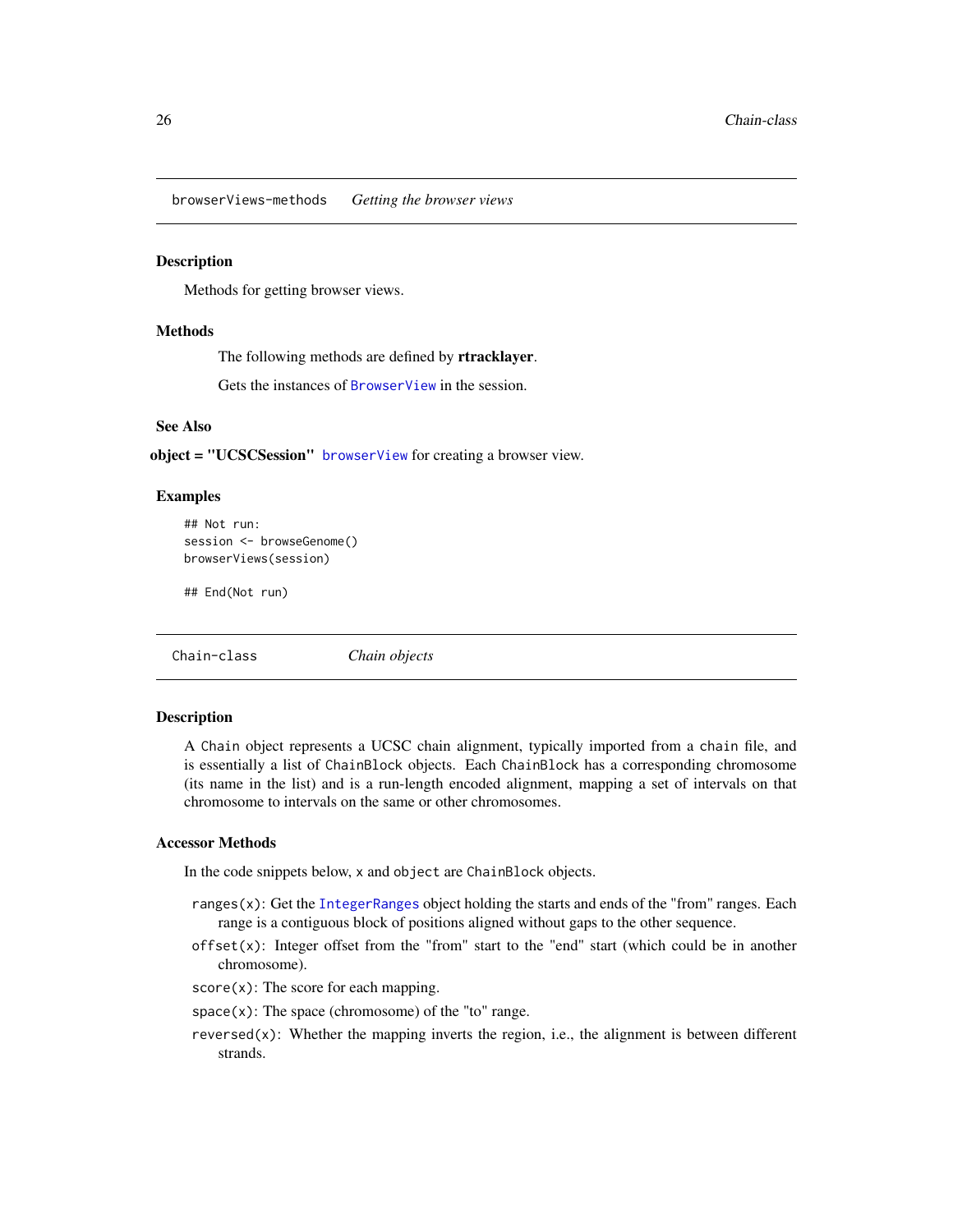## browserViews-methods *Getting the browser views*

### Description

Methods for getting browser views.

### Methods

The following methods are defined by **rtracklayer**.

Gets the instances of `BrowserView` in the session.

### See Also

**object = "UCSCSession"** `browserView` for creating a browser view.

### Examples

```
## Not run:
session <- browseGenome()
browserViews(session)

## End(Not run)
```

## Chain-class *Chain objects*

### Description

A `Chain` object represents a UCSC chain alignment, typically imported from a `chain` file, and is essentially a list of `ChainBlock` objects. Each `ChainBlock` has a corresponding chromosome (its name in the list) and is a run-length encoded alignment, mapping a set of intervals on that chromosome to intervals on the same or other chromosomes.

### Accessor Methods

In the code snippets below, `x` and `object` are `ChainBlock` objects.

- `ranges(x)`: Get the `IntegerRanges` object holding the starts and ends of the "from" ranges. Each range is a contiguous block of positions aligned without gaps to the other sequence.
- `offset(x)`: Integer offset from the "from" start to the "end" start (which could be in another chromosome).
- `score(x)`: The score for each mapping.
- `space(x)`: The space (chromosome) of the "to" range.
- `reversed(x)`: Whether the mapping inverts the region, i.e., the alignment is between different strands.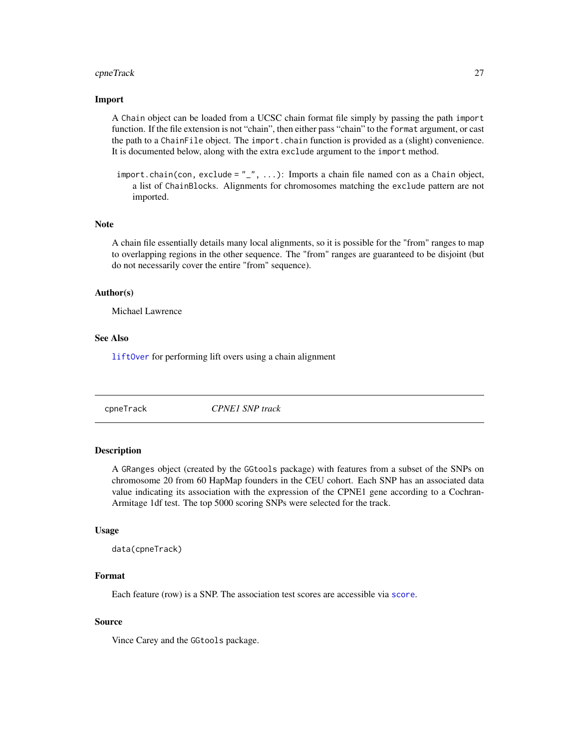### Import

A `Chain` object can be loaded from a UCSC chain format file simply by passing the path `import` function. If the file extension is not "chain", then either pass "chain" to the `format` argument, or cast the path to a `ChainFile` object. The `import.chain` function is provided as a (slight) convenience. It is documented below, along with the extra `exclude` argument to the `import` method.

`import.chain(con, exclude = "_", ...)`: Imports a chain file named `con` as a `Chain` object, a list of `ChainBlock`s. Alignments for chromosomes matching the `exclude` pattern are not imported.

### Note

A chain file essentially details many local alignments, so it is possible for the "from" ranges to map to overlapping regions in the other sequence. The "from" ranges are guaranteed to be disjoint (but do not necessarily cover the entire "from" sequence).

### Author(s)

Michael Lawrence

### See Also

`liftOver` for performing lift overs using a chain alignment

---

## cpneTrack — *CPNE1 SNP track*

---

### Description

A `GRanges` object (created by the `GGtools` package) with features from a subset of the SNPs on chromosome 20 from 60 HapMap founders in the CEU cohort. Each SNP has an associated data value indicating its association with the expression of the CPNE1 gene according to a Cochran-Armitage 1df test. The top 5000 scoring SNPs were selected for the track.

### Usage

```
data(cpneTrack)
```

### Format

Each feature (row) is a SNP. The association test scores are accessible via `score`.

### Source

Vince Carey and the `GGtools` package.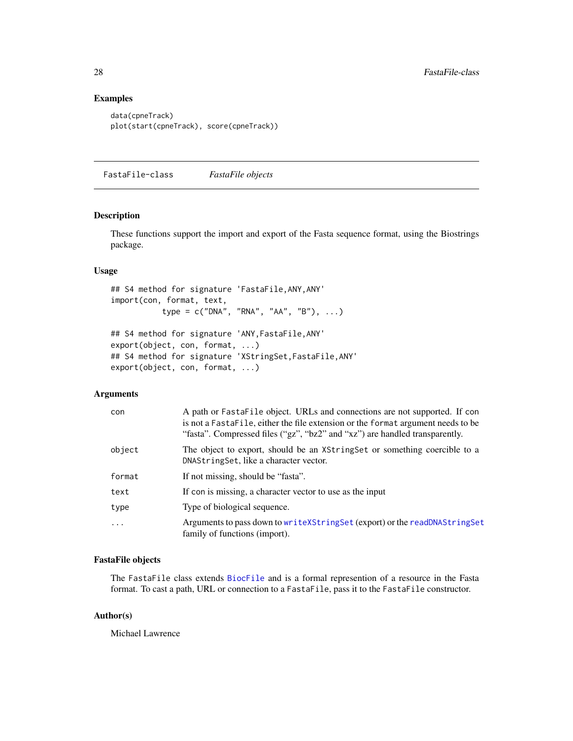## Examples

```
data(cpneTrack)
plot(start(cpneTrack), score(cpneTrack))
```

---

# FastaFile-class *FastaFile objects*

---

## Description

These functions support the import and export of the Fasta sequence format, using the Biostrings package.

## Usage

```
## S4 method for signature 'FastaFile,ANY,ANY'
import(con, format, text,
           type = c("DNA", "RNA", "AA", "B"), ...)

## S4 method for signature 'ANY,FastaFile,ANY'
export(object, con, format, ...)
## S4 method for signature 'XStringSet,FastaFile,ANY'
export(object, con, format, ...)
```

## Arguments

| | |
|---|---|
| `con` | A path or `FastaFile` object. URLs and connections are not supported. If `con` is not a `FastaFile`, either the file extension or the `format` argument needs to be "fasta". Compressed files ("gz", "bz2" and "xz") are handled transparently. |
| `object` | The object to export, should be an `XStringSet` or something coercible to a `DNAStringSet`, like a character vector. |
| `format` | If not missing, should be "fasta". |
| `text` | If `con` is missing, a character vector to use as the input |
| `type` | Type of biological sequence. |
| `...` | Arguments to pass down to `writeXStringSet` (export) or the `readDNAStringSet` family of functions (import). |

## FastaFile objects

The `FastaFile` class extends `BiocFile` and is a formal represention of a resource in the Fasta format. To cast a path, URL or connection to a `FastaFile`, pass it to the `FastaFile` constructor.

## Author(s)

Michael Lawrence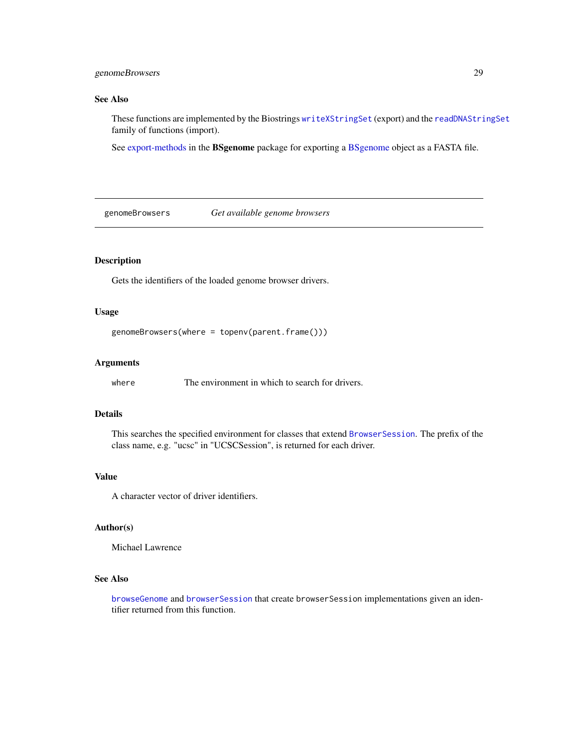### See Also

These functions are implemented by the Biostrings `writeXStringSet` (export) and the `readDNAStringSet` family of functions (import).

See export-methods in the **BSgenome** package for exporting a BSgenome object as a FASTA file.

---

## genomeBrowsers — *Get available genome browsers*

---

### Description

Gets the identifiers of the loaded genome browser drivers.

### Usage

```
genomeBrowsers(where = topenv(parent.frame()))
```

### Arguments

| | |
|---|---|
| `where` | The environment in which to search for drivers. |

### Details

This searches the specified environment for classes that extend `BrowserSession`. The prefix of the class name, e.g. "ucsc" in "UCSCSession", is returned for each driver.

### Value

A character vector of driver identifiers.

### Author(s)

Michael Lawrence

### See Also

`browseGenome` and `browserSession` that create `browserSession` implementations given an identifier returned from this function.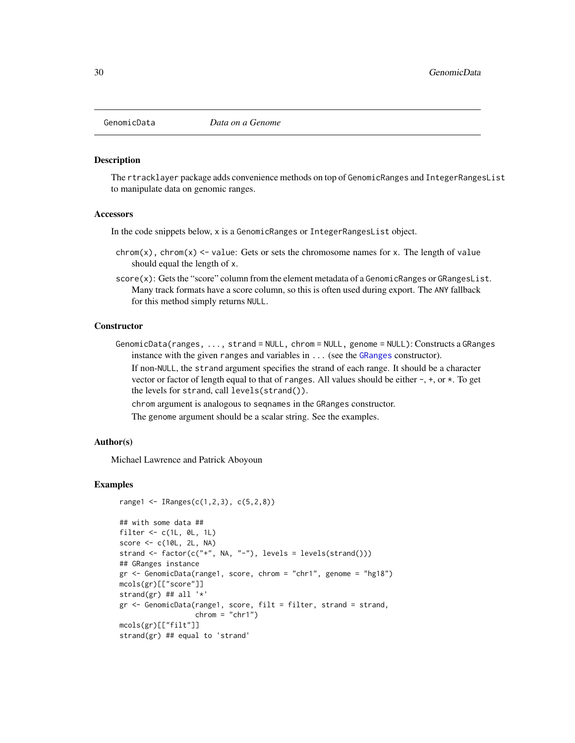## GenomicData *Data on a Genome*

### Description

The `rtracklayer` package adds convenience methods on top of `GenomicRanges` and `IntegerRangesList` to manipulate data on genomic ranges.

### Accessors

In the code snippets below, `x` is a `GenomicRanges` or `IntegerRangesList` object.

`chrom(x)`, `chrom(x) <- value`: Gets or sets the chromosome names for `x`. The length of `value` should equal the length of `x`.

`score(x)`: Gets the "score" column from the element metadata of a `GenomicRanges` or `GRangesList`. Many track formats have a score column, so this is often used during export. The `ANY` fallback for this method simply returns `NULL`.

### Constructor

`GenomicData(ranges, ..., strand = NULL, chrom = NULL, genome = NULL)`: Constructs a `GRanges` instance with the given `ranges` and variables in `...` (see the `GRanges` constructor).

If non-`NULL`, the `strand` argument specifies the strand of each range. It should be a character vector or factor of length equal to that of `ranges`. All values should be either `-`, `+`, or `*`. To get the levels for `strand`, call `levels(strand())`.

`chrom` argument is analogous to `seqnames` in the `GRanges` constructor.

The `genome` argument should be a scalar string. See the examples.

### Author(s)

Michael Lawrence and Patrick Aboyoun

### Examples

```
range1 <- IRanges(c(1,2,3), c(5,2,8))

## with some data ##
filter <- c(1L, 0L, 1L)
score <- c(10L, 2L, NA)
strand <- factor(c("+", NA, "-"), levels = levels(strand()))
## GRanges instance
gr <- GenomicData(range1, score, chrom = "chr1", genome = "hg18")
mcols(gr)[["score"]]
strand(gr) ## all '*'
gr <- GenomicData(range1, score, filt = filter, strand = strand,
                  chrom = "chr1")
mcols(gr)[["filt"]]
strand(gr) ## equal to 'strand'
```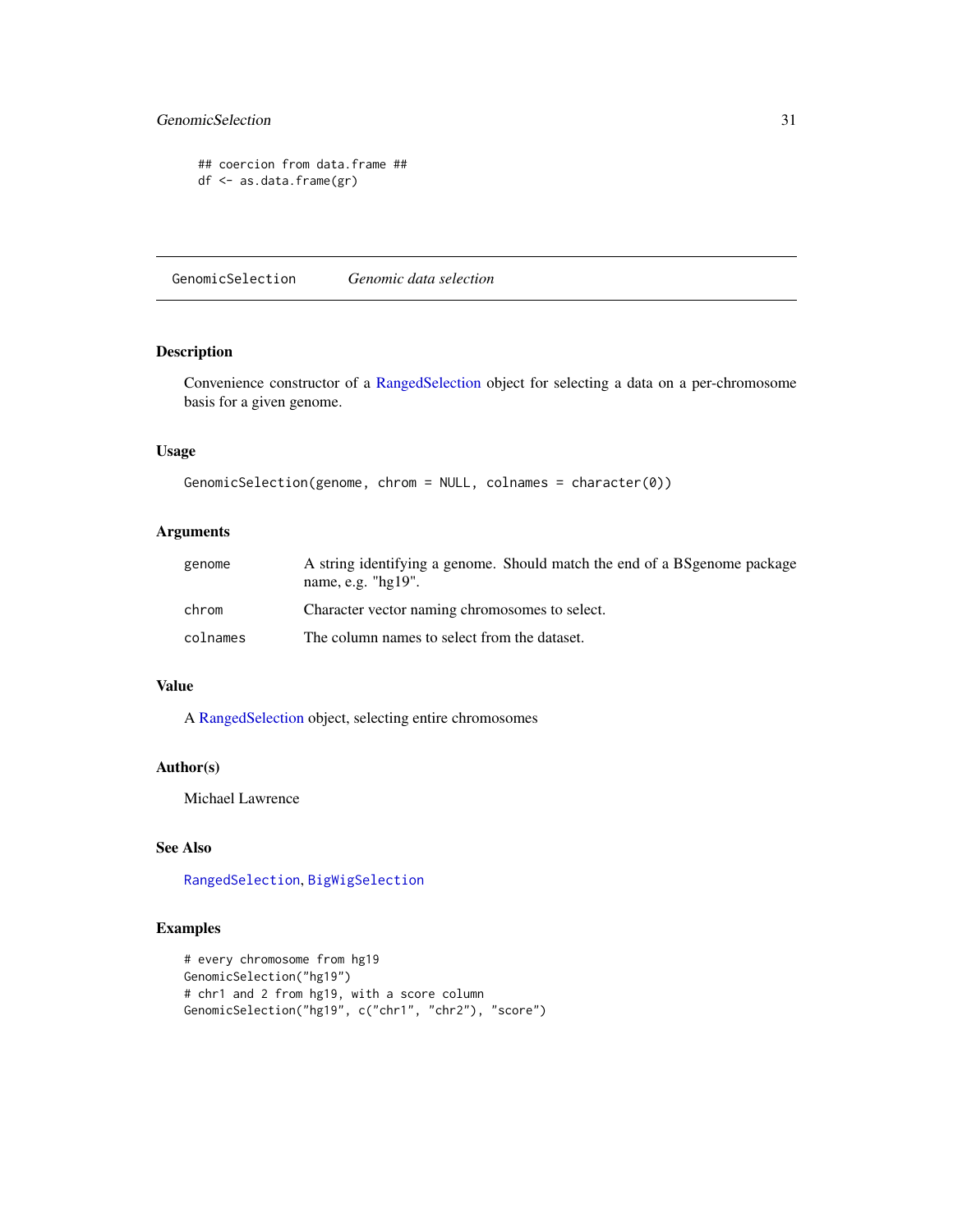```
## coercion from data.frame ##
df <- as.data.frame(gr)
```

---

## GenomicSelection — *Genomic data selection*

### Description

Convenience constructor of a RangedSelection object for selecting a data on a per-chromosome basis for a given genome.

### Usage

```
GenomicSelection(genome, chrom = NULL, colnames = character(0))
```

### Arguments

| | |
|---|---|
| `genome` | A string identifying a genome. Should match the end of a BSgenome package name, e.g. "hg19". |
| `chrom` | Character vector naming chromosomes to select. |
| `colnames` | The column names to select from the dataset. |

### Value

A RangedSelection object, selecting entire chromosomes

### Author(s)

Michael Lawrence

### See Also

`RangedSelection`, `BigWigSelection`

### Examples

```
# every chromosome from hg19
GenomicSelection("hg19")
# chr1 and 2 from hg19, with a score column
GenomicSelection("hg19", c("chr1", "chr2"), "score")
```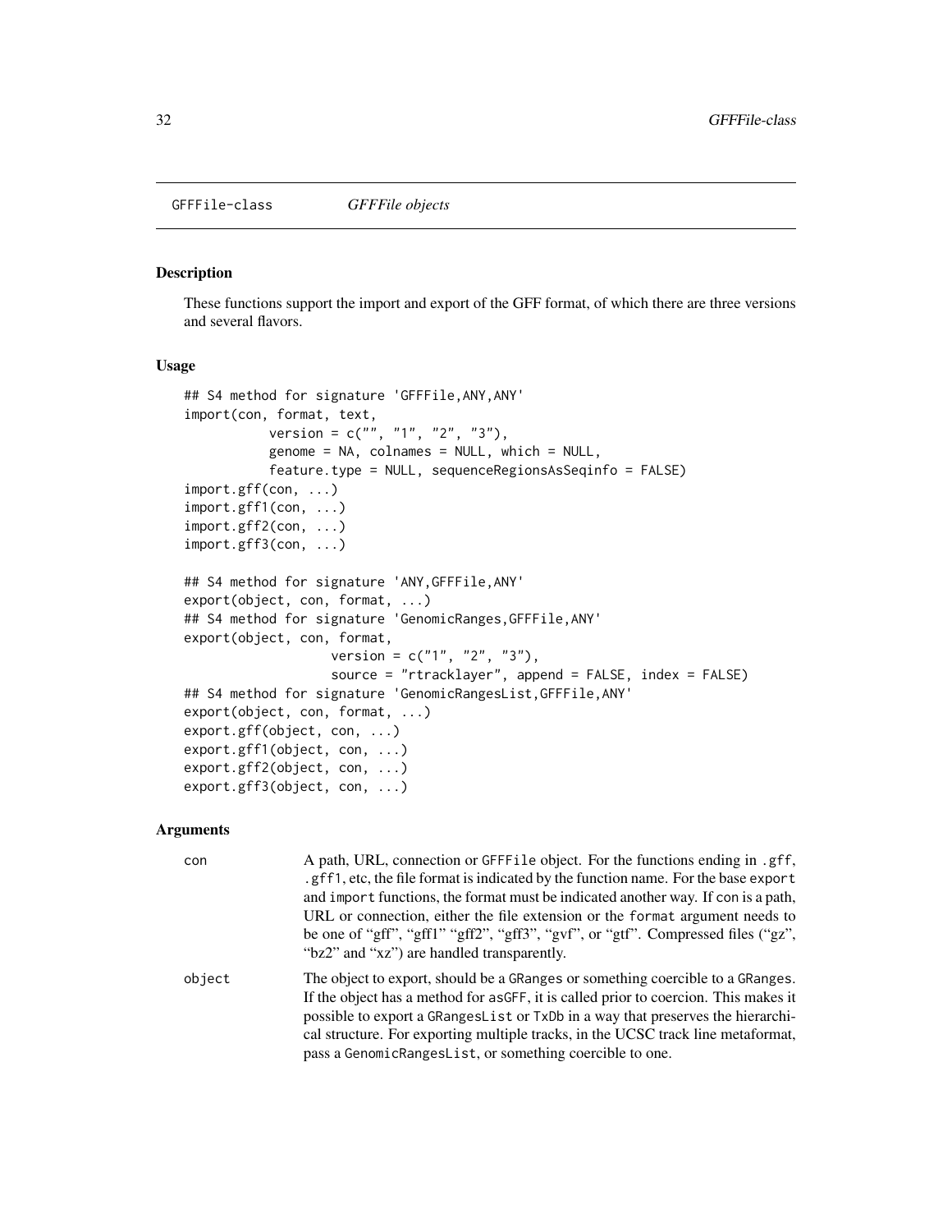GFFFile-class *GFFFile objects*

## Description

These functions support the import and export of the GFF format, of which there are three versions and several flavors.

## Usage

```
## S4 method for signature 'GFFFile,ANY,ANY'
import(con, format, text,
           version = c("", "1", "2", "3"),
           genome = NA, colnames = NULL, which = NULL,
           feature.type = NULL, sequenceRegionsAsSeqinfo = FALSE)
import.gff(con, ...)
import.gff1(con, ...)
import.gff2(con, ...)
import.gff3(con, ...)

## S4 method for signature 'ANY,GFFFile,ANY'
export(object, con, format, ...)
## S4 method for signature 'GenomicRanges,GFFFile,ANY'
export(object, con, format,
                  version = c("1", "2", "3"),
                  source = "rtracklayer", append = FALSE, index = FALSE)
## S4 method for signature 'GenomicRangesList,GFFFile,ANY'
export(object, con, format, ...)
export.gff(object, con, ...)
export.gff1(object, con, ...)
export.gff2(object, con, ...)
export.gff3(object, con, ...)
```

## Arguments

| | |
|---|---|
| `con` | A path, URL, connection or `GFFFile` object. For the functions ending in `.gff`, `.gff1`, etc, the file format is indicated by the function name. For the base `export` and `import` functions, the format must be indicated another way. If `con` is a path, URL or connection, either the file extension or the `format` argument needs to be one of "gff", "gff1" "gff2", "gff3", "gvf", or "gtf". Compressed files ("gz", "bz2" and "xz") are handled transparently. |
| `object` | The object to export, should be a `GRanges` or something coercible to a `GRanges`. If the object has a method for `asGFF`, it is called prior to coercion. This makes it possible to export a `GRangesList` or `TxDb` in a way that preserves the hierarchical structure. For exporting multiple tracks, in the UCSC track line metaformat, pass a `GenomicRangesList`, or something coercible to one. |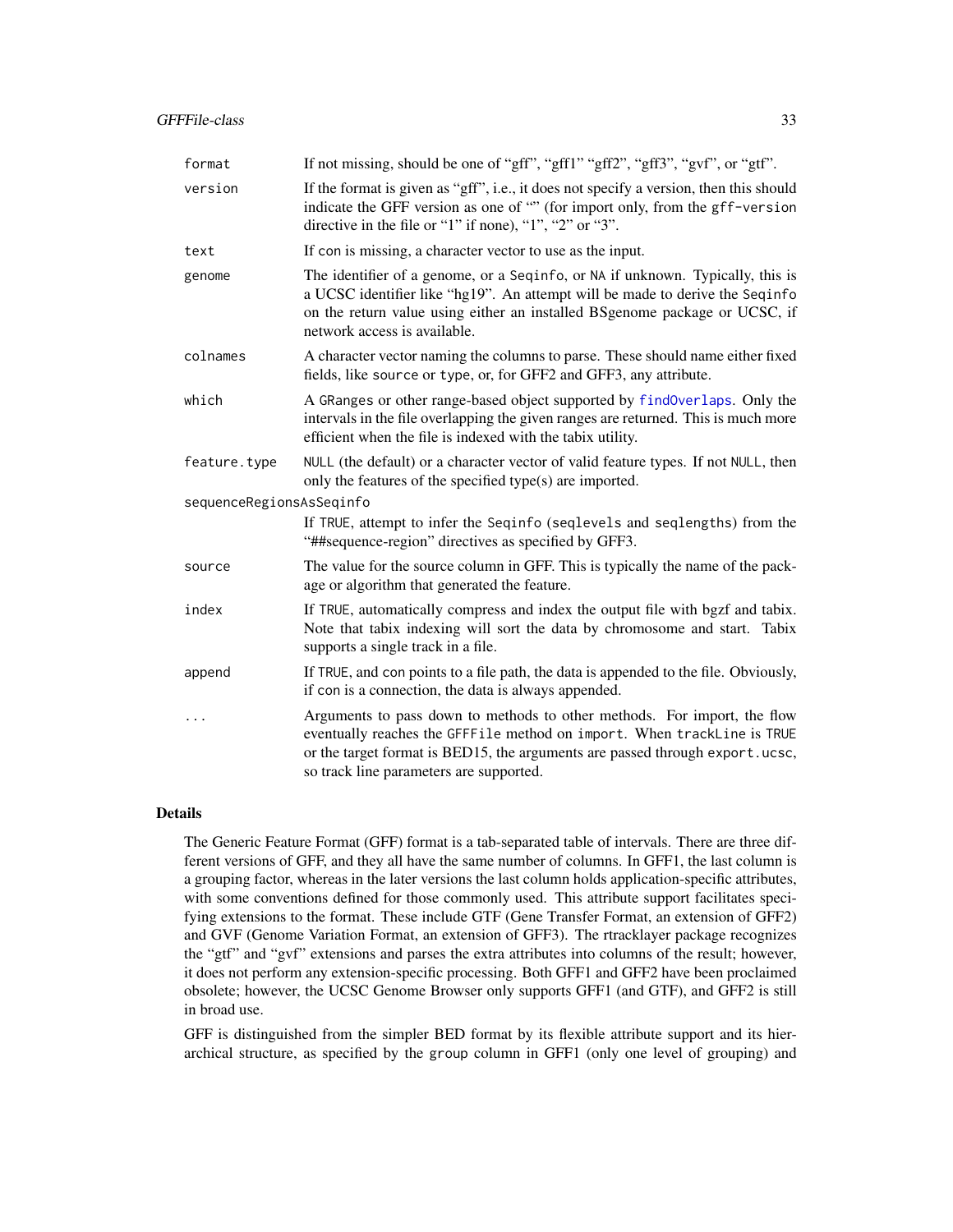| | |
|---|---|
| `format` | If not missing, should be one of "gff", "gff1" "gff2", "gff3", "gvf", or "gtf". |
| `version` | If the format is given as "gff", i.e., it does not specify a version, then this should indicate the GFF version as one of "" (for import only, from the `gff-version` directive in the file or "1" if none), "1", "2" or "3". |
| `text` | If `con` is missing, a character vector to use as the input. |
| `genome` | The identifier of a genome, or a `Seqinfo`, or `NA` if unknown. Typically, this is a UCSC identifier like "hg19". An attempt will be made to derive the `Seqinfo` on the return value using either an installed BSgenome package or UCSC, if network access is available. |
| `colnames` | A character vector naming the columns to parse. These should name either fixed fields, like `source` or `type`, or, for GFF2 and GFF3, any attribute. |
| `which` | A `GRanges` or other range-based object supported by `findOverlaps`. Only the intervals in the file overlapping the given ranges are returned. This is much more efficient when the file is indexed with the tabix utility. |
| `feature.type` | `NULL` (the default) or a character vector of valid feature types. If not `NULL`, then only the features of the specified type(s) are imported. |
| `sequenceRegionsAsSeqinfo` | If `TRUE`, attempt to infer the `Seqinfo` (`seqlevels` and `seqlengths`) from the "##sequence-region" directives as specified by GFF3. |
| `source` | The value for the source column in GFF. This is typically the name of the package or algorithm that generated the feature. |
| `index` | If `TRUE`, automatically compress and index the output file with bgzf and tabix. Note that tabix indexing will sort the data by chromosome and start. Tabix supports a single track in a file. |
| `append` | If `TRUE`, and `con` points to a file path, the data is appended to the file. Obviously, if `con` is a connection, the data is always appended. |
| `...` | Arguments to pass down to methods to other methods. For import, the flow eventually reaches the `GFFFile` method on `import`. When `trackLine` is `TRUE` or the target format is BED15, the arguments are passed through `export.ucsc`, so track line parameters are supported. |

## Details

The Generic Feature Format (GFF) format is a tab-separated table of intervals. There are three different versions of GFF, and they all have the same number of columns. In GFF1, the last column is a grouping factor, whereas in the later versions the last column holds application-specific attributes, with some conventions defined for those commonly used. This attribute support facilitates specifying extensions to the format. These include GTF (Gene Transfer Format, an extension of GFF2) and GVF (Genome Variation Format, an extension of GFF3). The rtracklayer package recognizes the "gtf" and "gvf" extensions and parses the extra attributes into columns of the result; however, it does not perform any extension-specific processing. Both GFF1 and GFF2 have been proclaimed obsolete; however, the UCSC Genome Browser only supports GFF1 (and GTF), and GFF2 is still in broad use.

GFF is distinguished from the simpler BED format by its flexible attribute support and its hierarchical structure, as specified by the `group` column in GFF1 (only one level of grouping) and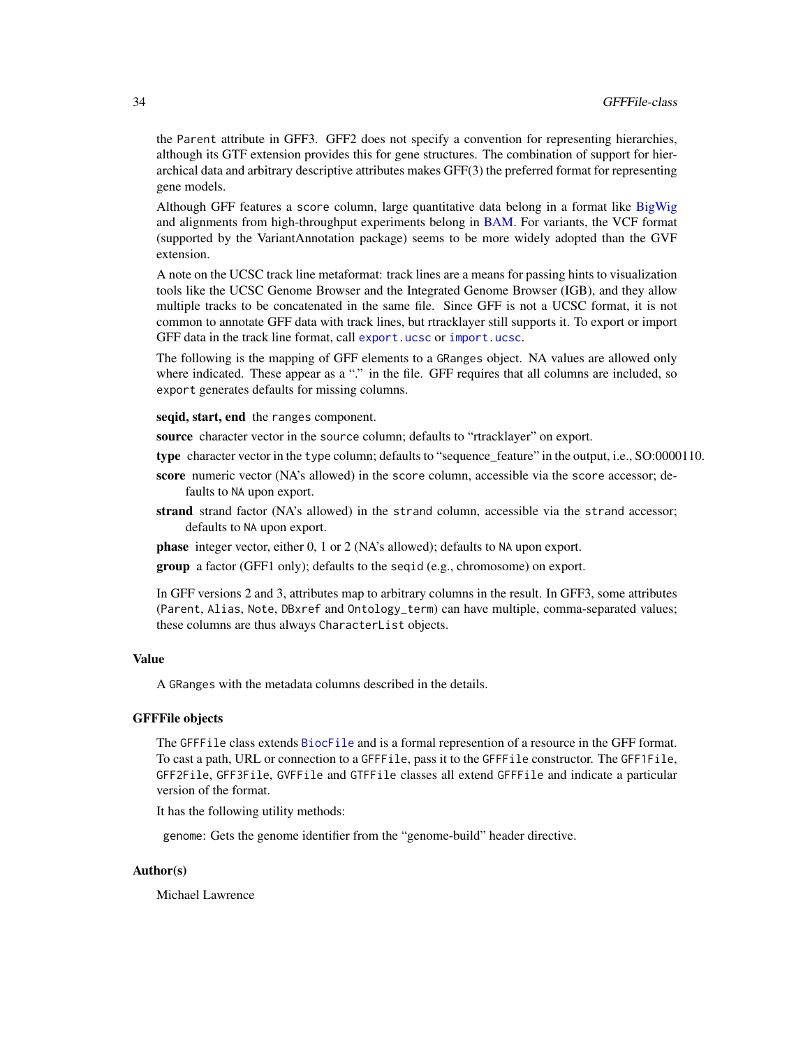the `Parent` attribute in GFF3. GFF2 does not specify a convention for representing hierarchies, although its GTF extension provides this for gene structures. The combination of support for hierarchical data and arbitrary descriptive attributes makes GFF(3) the preferred format for representing gene models.

Although GFF features a `score` column, large quantitative data belong in a format like BigWig and alignments from high-throughput experiments belong in BAM. For variants, the VCF format (supported by the VariantAnnotation package) seems to be more widely adopted than the GVF extension.

A note on the UCSC track line metaformat: track lines are a means for passing hints to visualization tools like the UCSC Genome Browser and the Integrated Genome Browser (IGB), and they allow multiple tracks to be concatenated in the same file. Since GFF is not a UCSC format, it is not common to annotate GFF data with track lines, but rtracklayer still supports it. To export or import GFF data in the track line format, call `export.ucsc` or `import.ucsc`.

The following is the mapping of GFF elements to a `GRanges` object. NA values are allowed only where indicated. These appear as a "." in the file. GFF requires that all columns are included, so `export` generates defaults for missing columns.

**seqid, start, end** the `ranges` component.

**source** character vector in the `source` column; defaults to "rtracklayer" on export.

**type** character vector in the `type` column; defaults to "sequence_feature" in the output, i.e., SO:0000110.

**score** numeric vector (NA's allowed) in the `score` column, accessible via the `score` accessor; defaults to `NA` upon export.

**strand** strand factor (NA's allowed) in the `strand` column, accessible via the `strand` accessor; defaults to `NA` upon export.

**phase** integer vector, either 0, 1 or 2 (NA's allowed); defaults to `NA` upon export.

**group** a factor (GFF1 only); defaults to the `seqid` (e.g., chromosome) on export.

In GFF versions 2 and 3, attributes map to arbitrary columns in the result. In GFF3, some attributes (`Parent`, `Alias`, `Note`, `DBxref` and `Ontology_term`) can have multiple, comma-separated values; these columns are thus always `CharacterList` objects.

## Value

A `GRanges` with the metadata columns described in the details.

## GFFFile objects

The `GFFFile` class extends `BiocFile` and is a formal represention of a resource in the GFF format. To cast a path, URL or connection to a `GFFFile`, pass it to the `GFFFile` constructor. The `GFF1File`, `GFF2File`, `GFF3File`, `GVFFile` and `GTFFile` classes all extend `GFFFile` and indicate a particular version of the format.

It has the following utility methods:

`genome`: Gets the genome identifier from the "genome-build" header directive.

## Author(s)

Michael Lawrence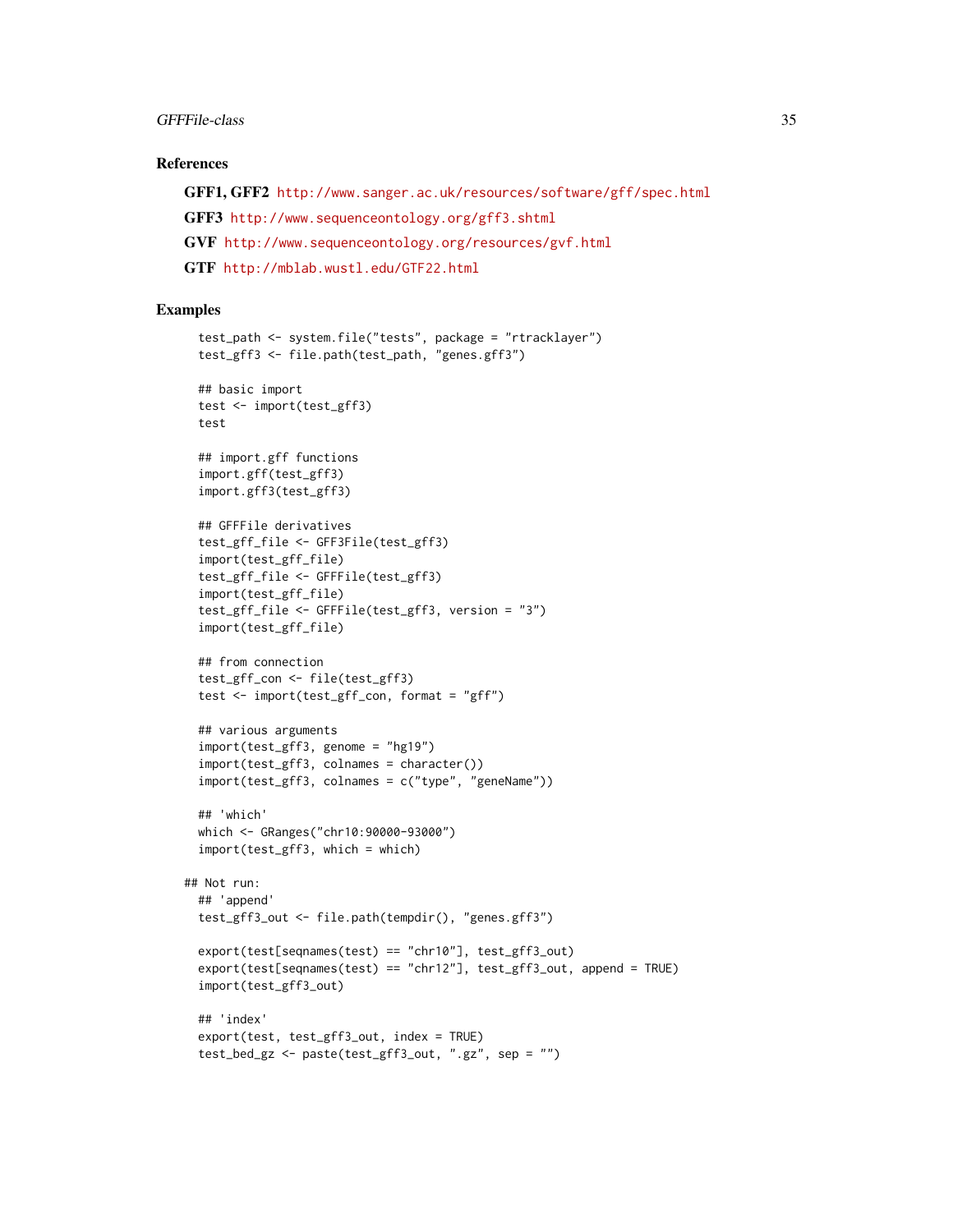### References

**GFF1, GFF2** http://www.sanger.ac.uk/resources/software/gff/spec.html

**GFF3** http://www.sequenceontology.org/gff3.shtml

**GVF** http://www.sequenceontology.org/resources/gvf.html

**GTF** http://mblab.wustl.edu/GTF22.html

### Examples

```
  test_path <- system.file("tests", package = "rtracklayer")
  test_gff3 <- file.path(test_path, "genes.gff3")

  ## basic import
  test <- import(test_gff3)
  test

  ## import.gff functions
  import.gff(test_gff3)
  import.gff3(test_gff3)

  ## GFFFile derivatives
  test_gff_file <- GFF3File(test_gff3)
  import(test_gff_file)
  test_gff_file <- GFFFile(test_gff3)
  import(test_gff_file)
  test_gff_file <- GFFFile(test_gff3, version = "3")
  import(test_gff_file)

  ## from connection
  test_gff_con <- file(test_gff3)
  test <- import(test_gff_con, format = "gff")

  ## various arguments
  import(test_gff3, genome = "hg19")
  import(test_gff3, colnames = character())
  import(test_gff3, colnames = c("type", "geneName"))

  ## 'which'
  which <- GRanges("chr10:90000-93000")
  import(test_gff3, which = which)

## Not run:
  ## 'append'
  test_gff3_out <- file.path(tempdir(), "genes.gff3")

  export(test[seqnames(test) == "chr10"], test_gff3_out)
  export(test[seqnames(test) == "chr12"], test_gff3_out, append = TRUE)
  import(test_gff3_out)

  ## 'index'
  export(test, test_gff3_out, index = TRUE)
  test_bed_gz <- paste(test_gff3_out, ".gz", sep = "")
```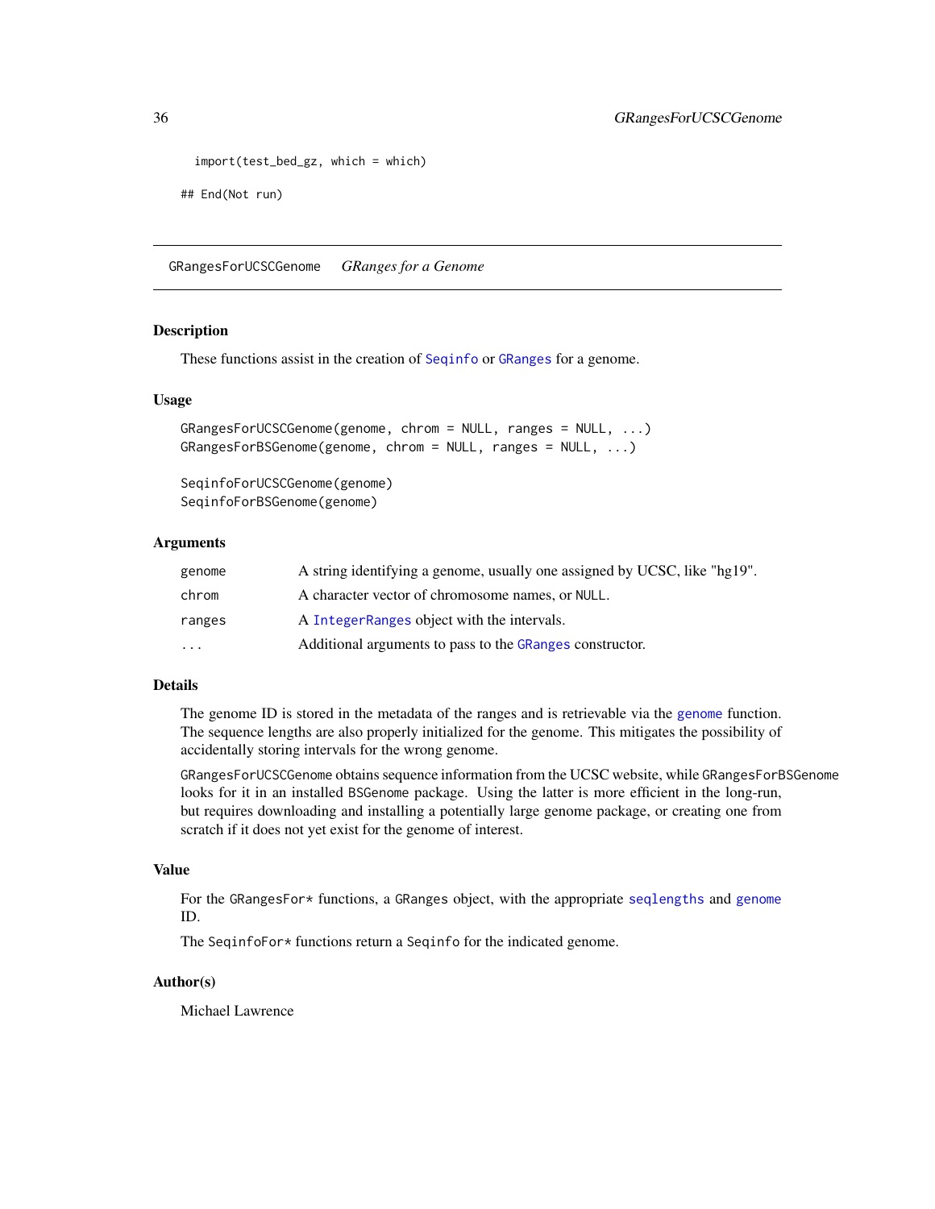```
  import(test_bed_gz, which = which)

## End(Not run)
```

---

## GRangesForUCSCGenome &nbsp;&nbsp;&nbsp; *GRanges for a Genome*

---

### Description

These functions assist in the creation of Seqinfo or GRanges for a genome.

### Usage

```
GRangesForUCSCGenome(genome, chrom = NULL, ranges = NULL, ...)
GRangesForBSGenome(genome, chrom = NULL, ranges = NULL, ...)

SeqinfoForUCSCGenome(genome)
SeqinfoForBSGenome(genome)
```

### Arguments

| | |
|---|---|
| genome | A string identifying a genome, usually one assigned by UCSC, like "hg19". |
| chrom | A character vector of chromosome names, or NULL. |
| ranges | A IntegerRanges object with the intervals. |
| ... | Additional arguments to pass to the GRanges constructor. |

### Details

The genome ID is stored in the metadata of the ranges and is retrievable via the genome function. The sequence lengths are also properly initialized for the genome. This mitigates the possibility of accidentally storing intervals for the wrong genome.

GRangesForUCSCGenome obtains sequence information from the UCSC website, while GRangesForBSGenome looks for it in an installed BSGenome package. Using the latter is more efficient in the long-run, but requires downloading and installing a potentially large genome package, or creating one from scratch if it does not yet exist for the genome of interest.

### Value

For the GRangesFor* functions, a GRanges object, with the appropriate seqlengths and genome ID.

The SeqinfoFor* functions return a Seqinfo for the indicated genome.

### Author(s)

Michael Lawrence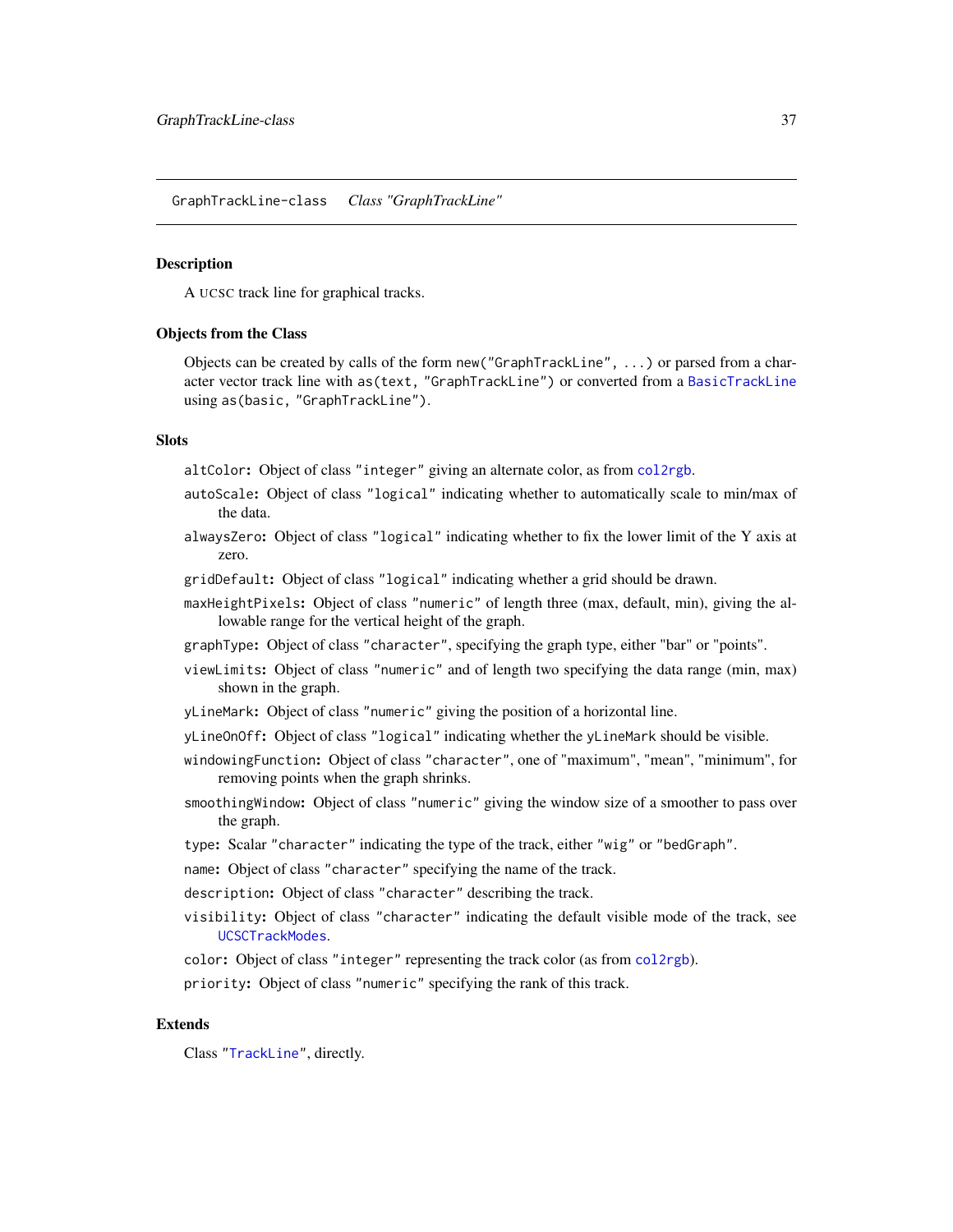# GraphTrackLine-class &nbsp;&nbsp; *Class "GraphTrackLine"*

## Description

A UCSC track line for graphical tracks.

## Objects from the Class

Objects can be created by calls of the form `new("GraphTrackLine", ...)` or parsed from a character vector track line with `as(text, "GraphTrackLine")` or converted from a `BasicTrackLine` using `as(basic, "GraphTrackLine")`.

## Slots

- `altColor`: Object of class `"integer"` giving an alternate color, as from `col2rgb`.
- `autoScale`: Object of class `"logical"` indicating whether to automatically scale to min/max of the data.
- `alwaysZero`: Object of class `"logical"` indicating whether to fix the lower limit of the Y axis at zero.
- `gridDefault`: Object of class `"logical"` indicating whether a grid should be drawn.
- `maxHeightPixels`: Object of class `"numeric"` of length three (max, default, min), giving the allowable range for the vertical height of the graph.
- `graphType`: Object of class `"character"`, specifying the graph type, either "bar" or "points".
- `viewLimits`: Object of class `"numeric"` and of length two specifying the data range (min, max) shown in the graph.
- `yLineMark`: Object of class `"numeric"` giving the position of a horizontal line.
- `yLineOnOff`: Object of class `"logical"` indicating whether the `yLineMark` should be visible.
- `windowingFunction`: Object of class `"character"`, one of "maximum", "mean", "minimum", for removing points when the graph shrinks.
- `smoothingWindow`: Object of class `"numeric"` giving the window size of a smoother to pass over the graph.
- `type`: Scalar `"character"` indicating the type of the track, either `"wig"` or `"bedGraph"`.
- `name`: Object of class `"character"` specifying the name of the track.
- `description`: Object of class `"character"` describing the track.
- `visibility`: Object of class `"character"` indicating the default visible mode of the track, see `UCSCTrackModes`.
- `color`: Object of class `"integer"` representing the track color (as from `col2rgb`).
- `priority`: Object of class `"numeric"` specifying the rank of this track.

## Extends

Class "`TrackLine`", directly.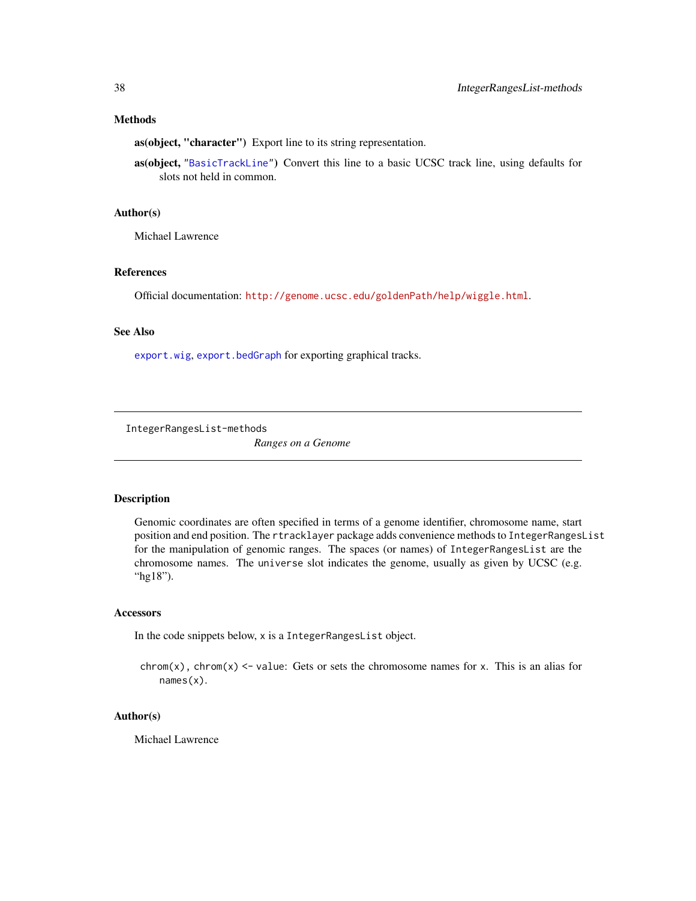### Methods

**as(object, "character")** Export line to its string representation.

**as(object, "BasicTrackLine")** Convert this line to a basic UCSC track line, using defaults for slots not held in common.

### Author(s)

Michael Lawrence

### References

Official documentation: http://genome.ucsc.edu/goldenPath/help/wiggle.html.

### See Also

`export.wig`, `export.bedGraph` for exporting graphical tracks.

---

## IntegerRangesList-methods

*Ranges on a Genome*

---

### Description

Genomic coordinates are often specified in terms of a genome identifier, chromosome name, start position and end position. The `rtracklayer` package adds convenience methods to `IntegerRangesList` for the manipulation of genomic ranges. The spaces (or names) of `IntegerRangesList` are the chromosome names. The `universe` slot indicates the genome, usually as given by UCSC (e.g. "hg18").

### Accessors

In the code snippets below, `x` is a `IntegerRangesList` object.

`chrom(x)`, `chrom(x) <- value`: Gets or sets the chromosome names for `x`. This is an alias for `names(x)`.

### Author(s)

Michael Lawrence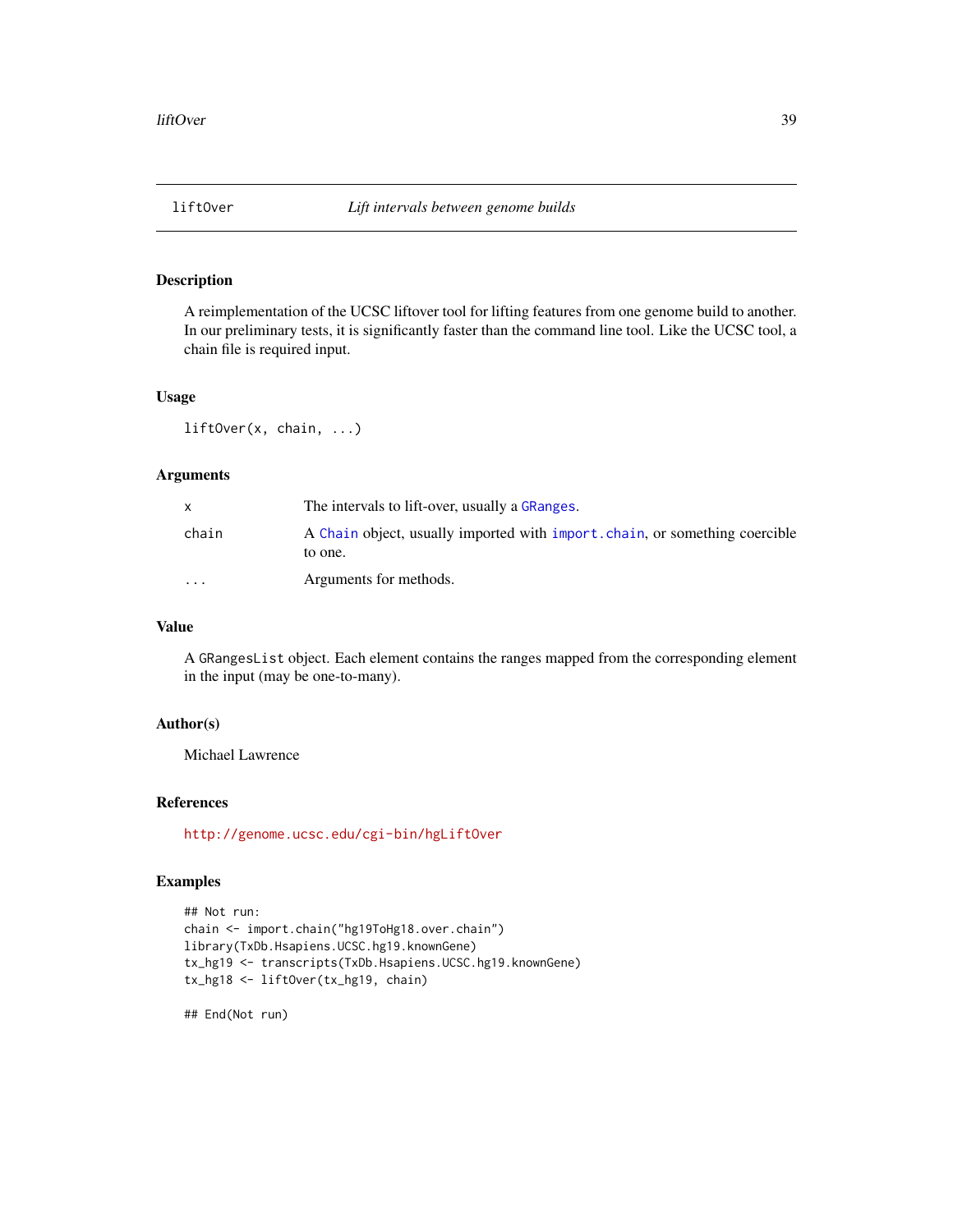# liftOver — *Lift intervals between genome builds*

## Description

A reimplementation of the UCSC liftover tool for lifting features from one genome build to another. In our preliminary tests, it is significantly faster than the command line tool. Like the UCSC tool, a chain file is required input.

## Usage

```
liftOver(x, chain, ...)
```

## Arguments

| | |
|---|---|
| x | The intervals to lift-over, usually a GRanges. |
| chain | A Chain object, usually imported with import.chain, or something coercible to one. |
| ... | Arguments for methods. |

## Value

A GRangesList object. Each element contains the ranges mapped from the corresponding element in the input (may be one-to-many).

## Author(s)

Michael Lawrence

## References

http://genome.ucsc.edu/cgi-bin/hgLiftOver

## Examples

```
## Not run:
chain <- import.chain("hg19ToHg18.over.chain")
library(TxDb.Hsapiens.UCSC.hg19.knownGene)
tx_hg19 <- transcripts(TxDb.Hsapiens.UCSC.hg19.knownGene)
tx_hg18 <- liftOver(tx_hg19, chain)

## End(Not run)
```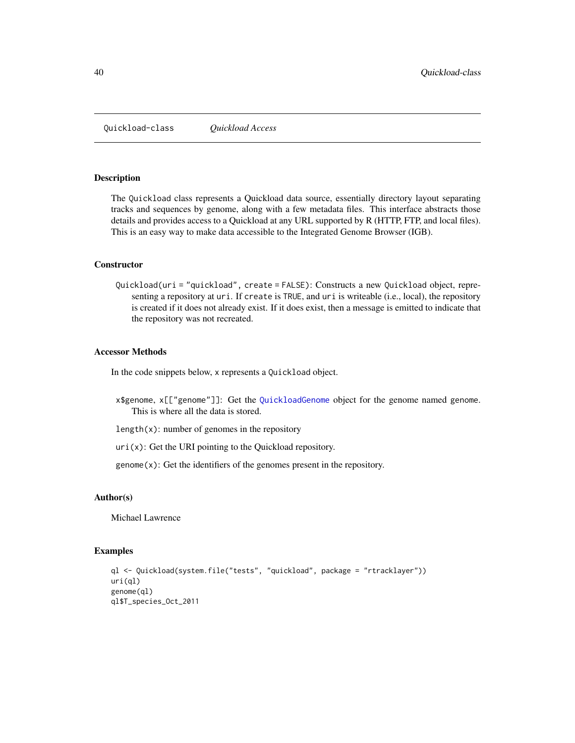Quickload-class    *Quickload Access*

## Description

The Quickload class represents a Quickload data source, essentially directory layout separating tracks and sequences by genome, along with a few metadata files. This interface abstracts those details and provides access to a Quickload at any URL supported by R (HTTP, FTP, and local files). This is an easy way to make data accessible to the Integrated Genome Browser (IGB).

## Constructor

`Quickload(uri = "quickload", create = FALSE)`: Constructs a new `Quickload` object, representing a repository at `uri`. If `create` is `TRUE`, and `uri` is writeable (i.e., local), the repository is created if it does not already exist. If it does exist, then a message is emitted to indicate that the repository was not recreated.

## Accessor Methods

In the code snippets below, `x` represents a `Quickload` object.

`x$genome`, `x[["genome"]]`: Get the `QuickloadGenome` object for the genome named `genome`. This is where all the data is stored.

`length(x)`: number of genomes in the repository

`uri(x)`: Get the URI pointing to the Quickload repository.

`genome(x)`: Get the identifiers of the genomes present in the repository.

## Author(s)

Michael Lawrence

## Examples

```
ql <- Quickload(system.file("tests", "quickload", package = "rtracklayer"))
uri(ql)
genome(ql)
ql$T_species_Oct_2011
```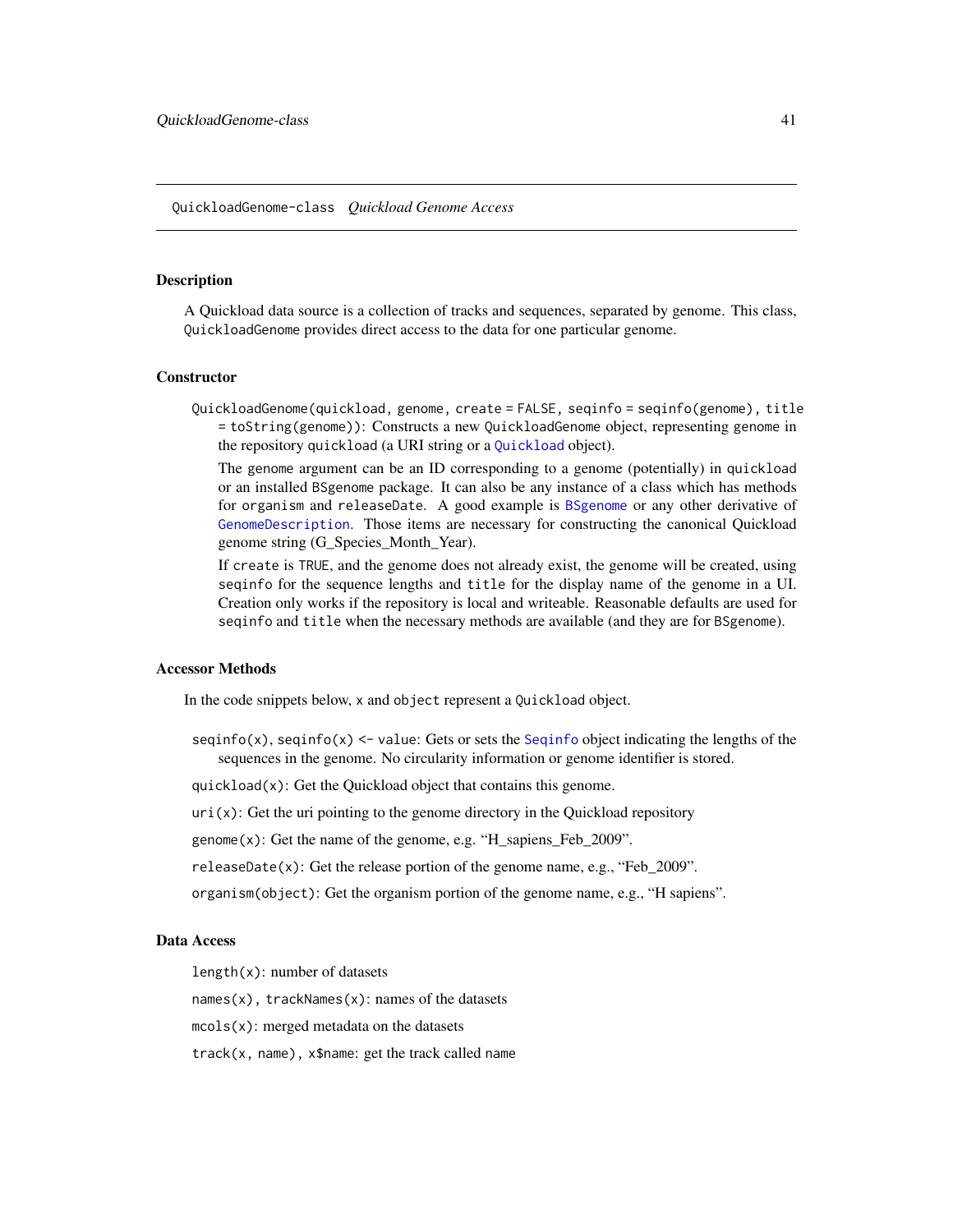QuickloadGenome-class *Quickload Genome Access*

## Description

A Quickload data source is a collection of tracks and sequences, separated by genome. This class, `QuickloadGenome` provides direct access to the data for one particular genome.

## Constructor

`QuickloadGenome(quickload, genome, create = FALSE, seqinfo = seqinfo(genome), title = toString(genome))`: Constructs a new `QuickloadGenome` object, representing `genome` in the repository `quickload` (a URI string or a `Quickload` object).

The `genome` argument can be an ID corresponding to a genome (potentially) in `quickload` or an installed `BSgenome` package. It can also be any instance of a class which has methods for `organism` and `releaseDate`. A good example is `BSgenome` or any other derivative of `GenomeDescription`. Those items are necessary for constructing the canonical Quickload genome string (G_Species_Month_Year).

If `create` is `TRUE`, and the genome does not already exist, the genome will be created, using `seqinfo` for the sequence lengths and `title` for the display name of the genome in a UI. Creation only works if the repository is local and writeable. Reasonable defaults are used for `seqinfo` and `title` when the necessary methods are available (and they are for `BSgenome`).

## Accessor Methods

In the code snippets below, `x` and `object` represent a `Quickload` object.

`seqinfo(x)`, `seqinfo(x) <- value`: Gets or sets the `Seqinfo` object indicating the lengths of the sequences in the genome. No circularity information or genome identifier is stored.

`quickload(x)`: Get the Quickload object that contains this genome.

`uri(x)`: Get the uri pointing to the genome directory in the Quickload repository

`genome(x)`: Get the name of the genome, e.g. “H_sapiens_Feb_2009”.

`releaseDate(x)`: Get the release portion of the genome name, e.g., “Feb_2009”.

`organism(object)`: Get the organism portion of the genome name, e.g., “H sapiens”.

## Data Access

`length(x)`: number of datasets

`names(x)`, `trackNames(x)`: names of the datasets

`mcols(x)`: merged metadata on the datasets

`track(x, name)`, `x$name`: get the track called `name`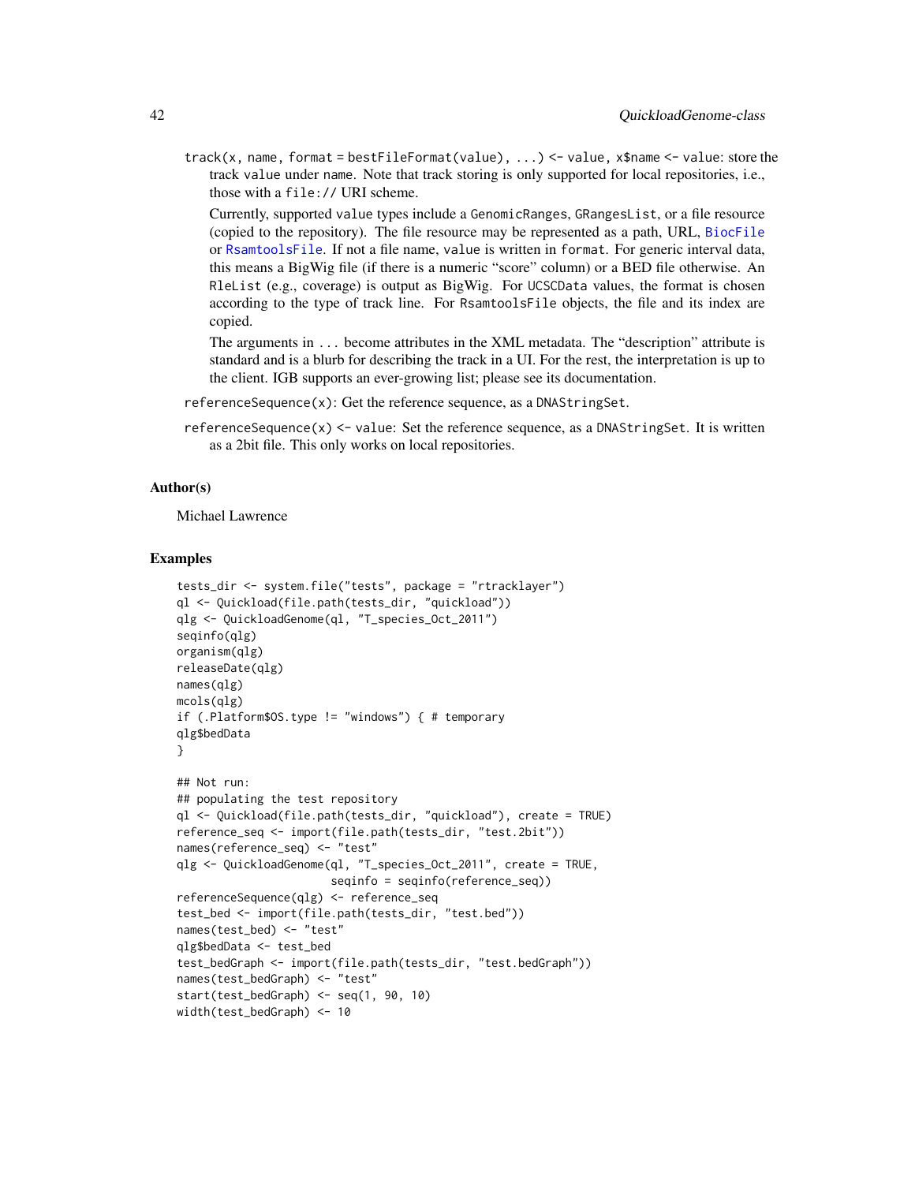`track(x, name, format = bestFileFormat(value), ...) <- value`, `x$name <- value`: store the track `value` under `name`. Note that track storing is only supported for local repositories, i.e., those with a `file://` URI scheme.

Currently, supported `value` types include a `GenomicRanges`, `GRangesList`, or a file resource (copied to the repository). The file resource may be represented as a path, URL, BiocFile or RsamtoolsFile. If not a file name, `value` is written in `format`. For generic interval data, this means a BigWig file (if there is a numeric "score" column) or a BED file otherwise. An `RleList` (e.g., coverage) is output as BigWig. For `UCSCData` values, the format is chosen according to the type of track line. For `RsamtoolsFile` objects, the file and its index are copied.

The arguments in `...` become attributes in the XML metadata. The "description" attribute is standard and is a blurb for describing the track in a UI. For the rest, the interpretation is up to the client. IGB supports an ever-growing list; please see its documentation.

`referenceSequence(x)`: Get the reference sequence, as a `DNAStringSet`.

`referenceSequence(x) <- value`: Set the reference sequence, as a `DNAStringSet`. It is written as a 2bit file. This only works on local repositories.

## Author(s)

Michael Lawrence

## Examples

```
tests_dir <- system.file("tests", package = "rtracklayer")
ql <- Quickload(file.path(tests_dir, "quickload"))
qlg <- QuickloadGenome(ql, "T_species_Oct_2011")
seqinfo(qlg)
organism(qlg)
releaseDate(qlg)
names(qlg)
mcols(qlg)
if (.Platform$OS.type != "windows") { # temporary
qlg$bedData
}

## Not run:
## populating the test repository
ql <- Quickload(file.path(tests_dir, "quickload"), create = TRUE)
reference_seq <- import(file.path(tests_dir, "test.2bit"))
names(reference_seq) <- "test"
qlg <- QuickloadGenome(ql, "T_species_Oct_2011", create = TRUE,
                       seqinfo = seqinfo(reference_seq))
referenceSequence(qlg) <- reference_seq
test_bed <- import(file.path(tests_dir, "test.bed"))
names(test_bed) <- "test"
qlg$bedData <- test_bed
test_bedGraph <- import(file.path(tests_dir, "test.bedGraph"))
names(test_bedGraph) <- "test"
start(test_bedGraph) <- seq(1, 90, 10)
width(test_bedGraph) <- 10
```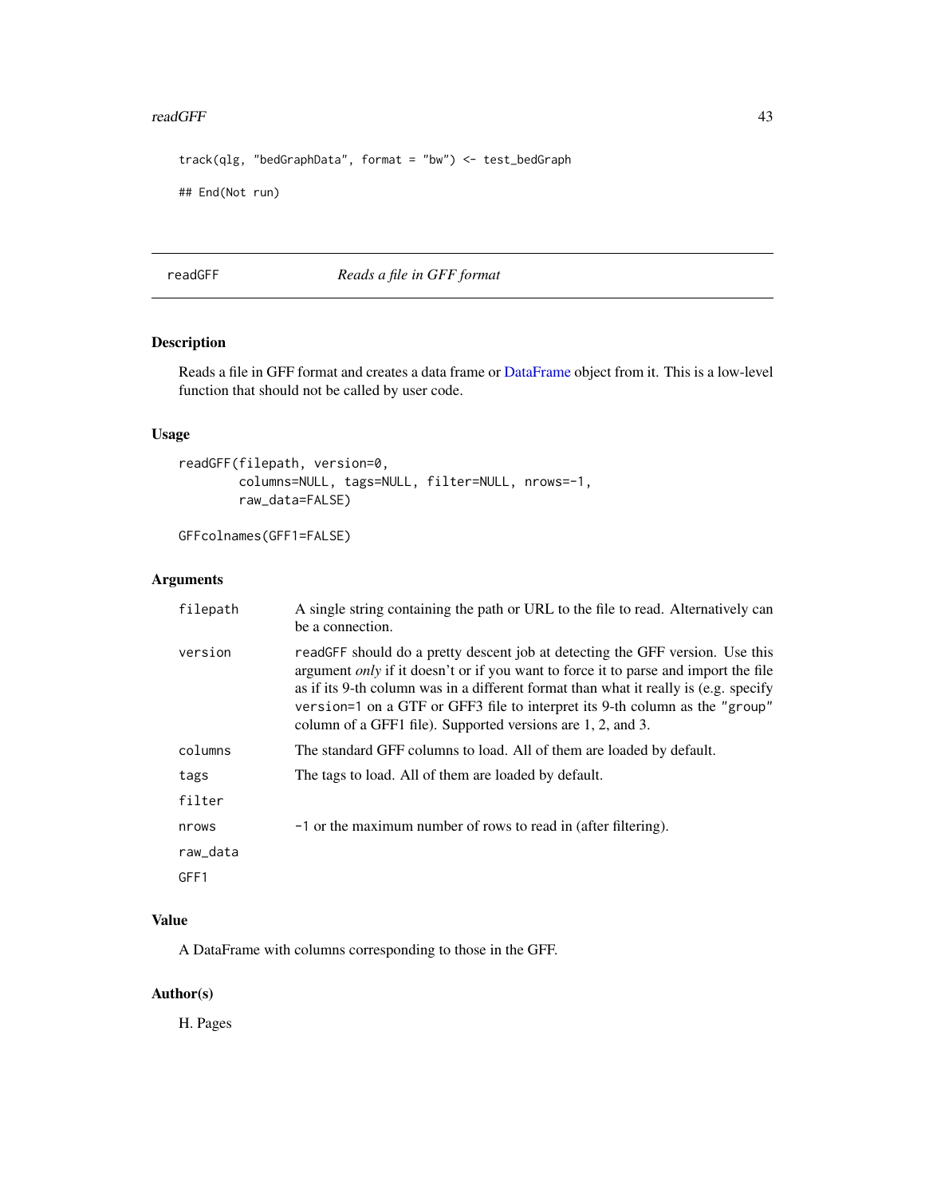```
track(qlg, "bedGraphData", format = "bw") <- test_bedGraph

## End(Not run)
```

---

readGFF *Reads a file in GFF format*

---

## Description

Reads a file in GFF format and creates a data frame or DataFrame object from it. This is a low-level function that should not be called by user code.

## Usage

```
readGFF(filepath, version=0,
        columns=NULL, tags=NULL, filter=NULL, nrows=-1,
        raw_data=FALSE)

GFFcolnames(GFF1=FALSE)
```

## Arguments

| | |
|---|---|
| `filepath` | A single string containing the path or URL to the file to read. Alternatively can be a connection. |
| `version` | readGFF should do a pretty descent job at detecting the GFF version. Use this argument *only* if it doesn't or if you want to force it to parse and import the file as if its 9-th column was in a different format than what it really is (e.g. specify `version=1` on a GTF or GFF3 file to interpret its 9-th column as the `"group"` column of a GFF1 file). Supported versions are 1, 2, and 3. |
| `columns` | The standard GFF columns to load. All of them are loaded by default. |
| `tags` | The tags to load. All of them are loaded by default. |
| `filter` | |
| `nrows` | `-1` or the maximum number of rows to read in (after filtering). |
| `raw_data` | |
| `GFF1` | |

## Value

A DataFrame with columns corresponding to those in the GFF.

## Author(s)

H. Pages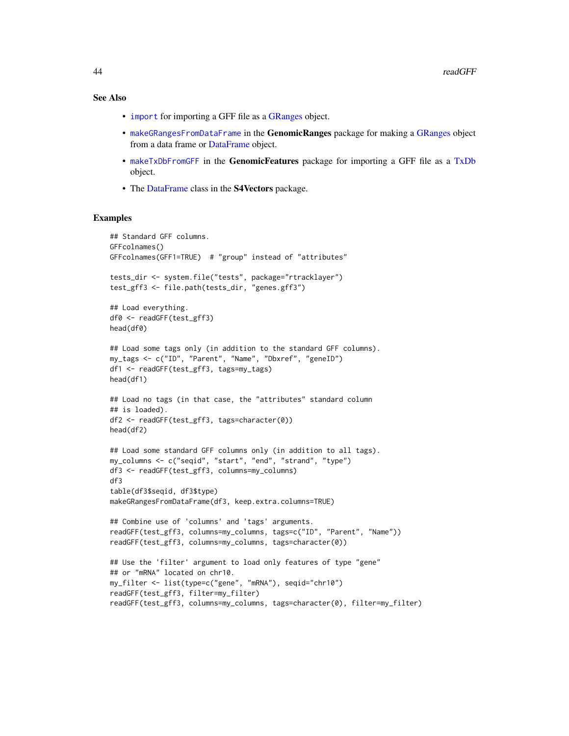## See Also

- `import` for importing a GFF file as a GRanges object.
- `makeGRangesFromDataFrame` in the **GenomicRanges** package for making a GRanges object from a data frame or DataFrame object.
- `makeTxDbFromGFF` in the **GenomicFeatures** package for importing a GFF file as a TxDb object.
- The DataFrame class in the **S4Vectors** package.

## Examples

```
## Standard GFF columns.
GFFcolnames()
GFFcolnames(GFF1=TRUE)  # "group" instead of "attributes"

tests_dir <- system.file("tests", package="rtracklayer")
test_gff3 <- file.path(tests_dir, "genes.gff3")

## Load everything.
df0 <- readGFF(test_gff3)
head(df0)

## Load some tags only (in addition to the standard GFF columns).
my_tags <- c("ID", "Parent", "Name", "Dbxref", "geneID")
df1 <- readGFF(test_gff3, tags=my_tags)
head(df1)

## Load no tags (in that case, the "attributes" standard column
## is loaded).
df2 <- readGFF(test_gff3, tags=character(0))
head(df2)

## Load some standard GFF columns only (in addition to all tags).
my_columns <- c("seqid", "start", "end", "strand", "type")
df3 <- readGFF(test_gff3, columns=my_columns)
df3
table(df3$seqid, df3$type)
makeGRangesFromDataFrame(df3, keep.extra.columns=TRUE)

## Combine use of 'columns' and 'tags' arguments.
readGFF(test_gff3, columns=my_columns, tags=c("ID", "Parent", "Name"))
readGFF(test_gff3, columns=my_columns, tags=character(0))

## Use the 'filter' argument to load only features of type "gene"
## or "mRNA" located on chr10.
my_filter <- list(type=c("gene", "mRNA"), seqid="chr10")
readGFF(test_gff3, filter=my_filter)
readGFF(test_gff3, columns=my_columns, tags=character(0), filter=my_filter)
```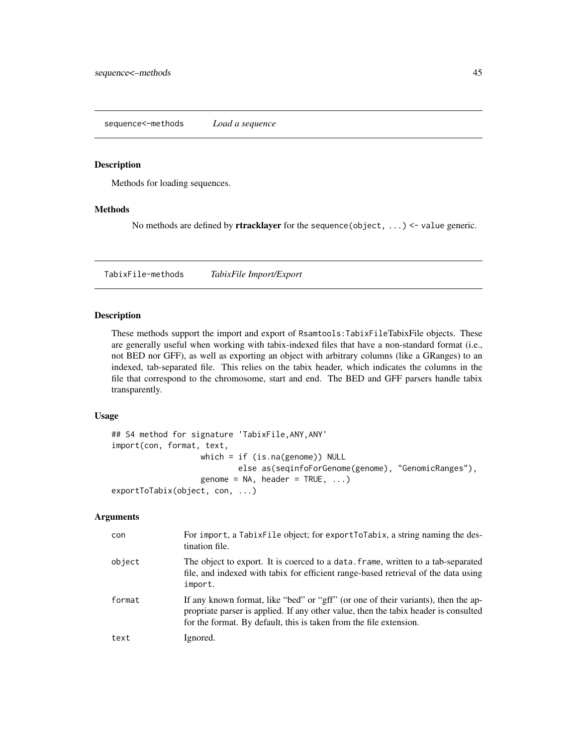## sequence<-methods *Load a sequence*

### Description

Methods for loading sequences.

### Methods

No methods are defined by **rtracklayer** for the `sequence(object, ...) <- value` generic.

## TabixFile-methods *TabixFile Import/Export*

### Description

These methods support the import and export of `Rsamtools:TabixFile`TabixFile objects. These are generally useful when working with tabix-indexed files that have a non-standard format (i.e., not BED nor GFF), as well as exporting an object with arbitrary columns (like a GRanges) to an indexed, tab-separated file. This relies on the tabix header, which indicates the columns in the file that correspond to the chromosome, start and end. The BED and GFF parsers handle tabix transparently.

### Usage

```
## S4 method for signature 'TabixFile,ANY,ANY'
import(con, format, text,
                   which = if (is.na(genome)) NULL
                          else as(seqinfoForGenome(genome), "GenomicRanges"),
                   genome = NA, header = TRUE, ...)
exportToTabix(object, con, ...)
```

### Arguments

| | |
|---|---|
| `con` | For `import`, a `TabixFile` object; for `exportToTabix`, a string naming the destination file. |
| `object` | The object to export. It is coerced to a `data.frame`, written to a tab-separated file, and indexed with tabix for efficient range-based retrieval of the data using `import`. |
| `format` | If any known format, like "bed" or "gff" (or one of their variants), then the appropriate parser is applied. If any other value, then the tabix header is consulted for the format. By default, this is taken from the file extension. |
| `text` | Ignored. |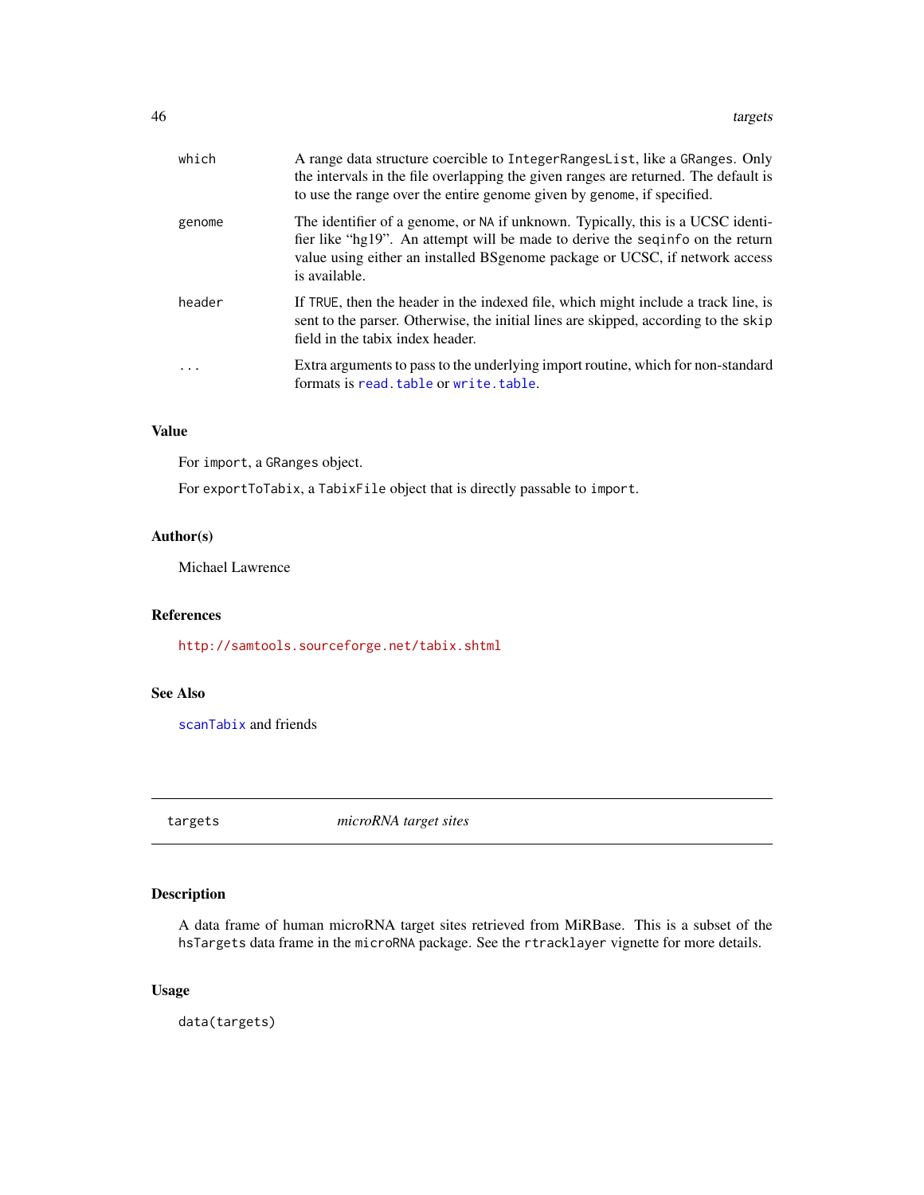| | |
|---|---|
| `which` | A range data structure coercible to `IntegerRangesList`, like a `GRanges`. Only the intervals in the file overlapping the given ranges are returned. The default is to use the range over the entire genome given by `genome`, if specified. |
| `genome` | The identifier of a genome, or `NA` if unknown. Typically, this is a UCSC identifier like "hg19". An attempt will be made to derive the `seqinfo` on the return value using either an installed BSgenome package or UCSC, if network access is available. |
| `header` | If `TRUE`, then the header in the indexed file, which might include a track line, is sent to the parser. Otherwise, the initial lines are skipped, according to the `skip` field in the tabix index header. |
| `...` | Extra arguments to pass to the underlying import routine, which for non-standard formats is `read.table` or `write.table`. |

### Value

For `import`, a `GRanges` object.

For `exportToTabix`, a `TabixFile` object that is directly passable to `import`.

### Author(s)

Michael Lawrence

### References

http://samtools.sourceforge.net/tabix.shtml

### See Also

`scanTabix` and friends

---

## targets — *microRNA target sites*

---

### Description

A data frame of human microRNA target sites retrieved from MiRBase. This is a subset of the `hsTargets` data frame in the `microRNA` package. See the `rtracklayer` vignette for more details.

### Usage

```
data(targets)
```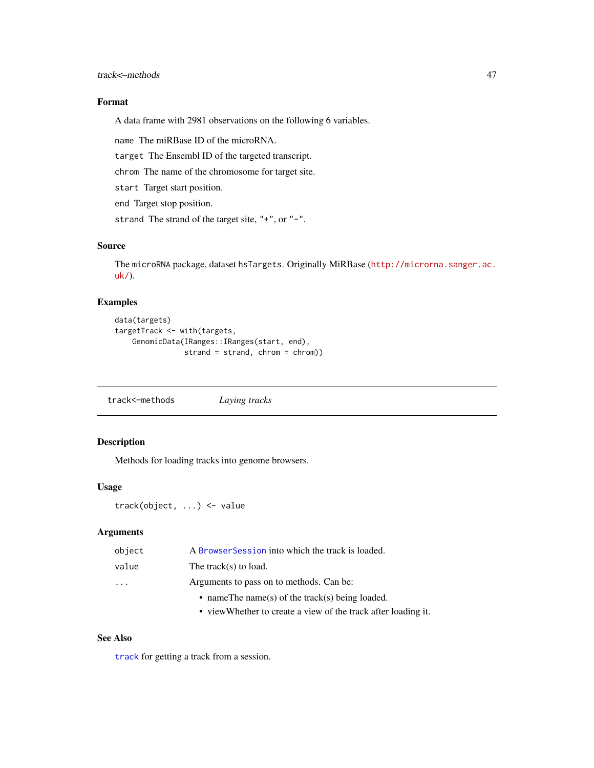### Format

A data frame with 2981 observations on the following 6 variables.

`name` The miRBase ID of the microRNA.

`target` The Ensembl ID of the targeted transcript.

`chrom` The name of the chromosome for target site.

`start` Target start position.

`end` Target stop position.

`strand` The strand of the target site, `"+"`, or `"-"`.

### Source

The `microRNA` package, dataset `hsTargets`. Originally MiRBase (http://microrna.sanger.ac.uk/).

### Examples

```
data(targets)
targetTrack <- with(targets,
    GenomicData(IRanges::IRanges(start, end),
                strand = strand, chrom = chrom))
```

---

## track<-methods *Laying tracks*

---

### Description

Methods for loading tracks into genome browsers.

### Usage

```
track(object, ...) <- value
```

### Arguments

| | |
|---|---|
| `object` | A `BrowserSession` into which the track is loaded. |
| `value` | The track(s) to load. |
| `...` | Arguments to pass on to methods. Can be:<br>• nameThe name(s) of the track(s) being loaded.<br>• viewWhether to create a view of the track after loading it. |

### See Also

`track` for getting a track from a session.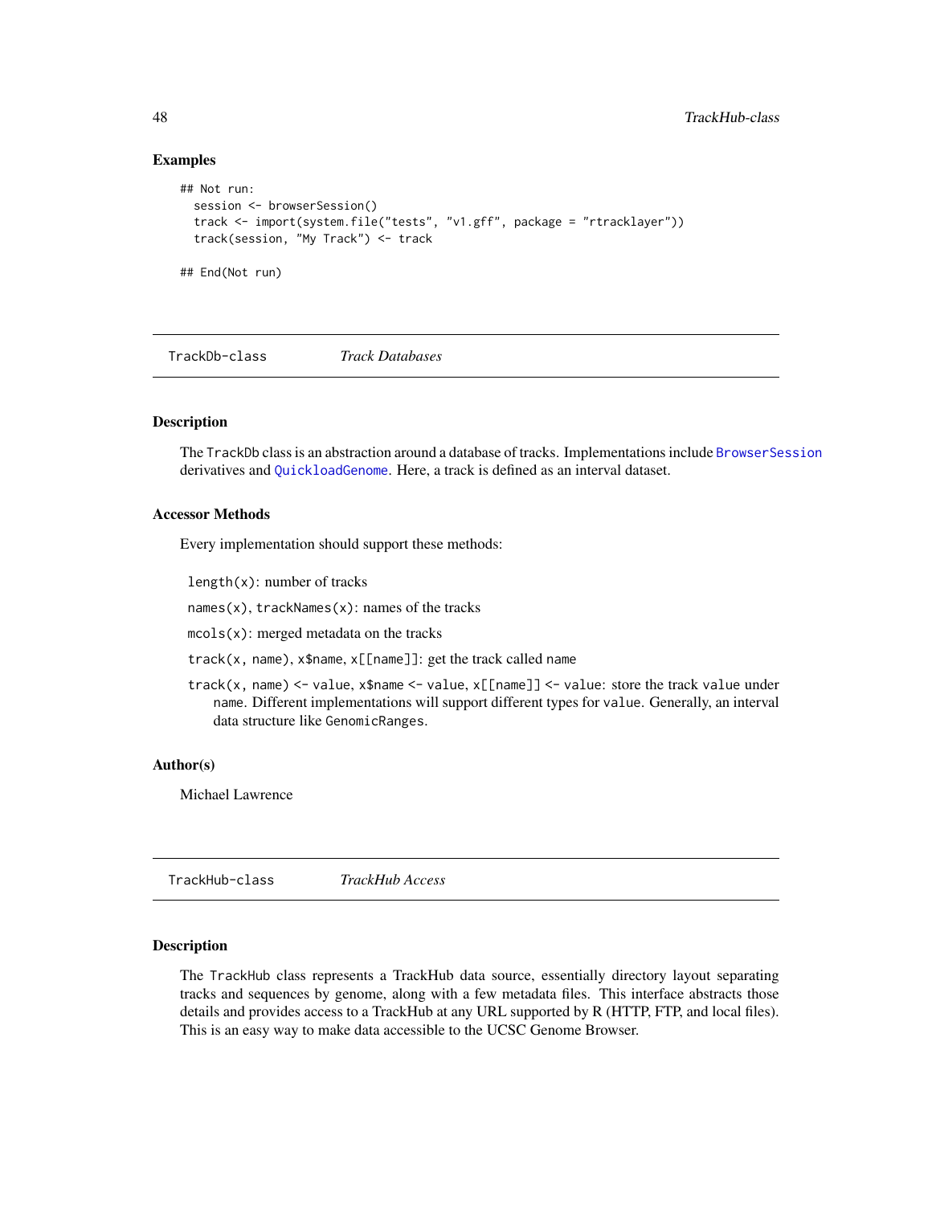### Examples

```
## Not run:
  session <- browserSession()
  track <- import(system.file("tests", "v1.gff", package = "rtracklayer"))
  track(session, "My Track") <- track

## End(Not run)
```

---

## TrackDb-class    *Track Databases*

### Description

The TrackDb class is an abstraction around a database of tracks. Implementations include BrowserSession derivatives and QuickloadGenome. Here, a track is defined as an interval dataset.

### Accessor Methods

Every implementation should support these methods:

`length(x)`: number of tracks

`names(x)`, `trackNames(x)`: names of the tracks

`mcols(x)`: merged metadata on the tracks

`track(x, name)`, `x$name`, `x[[name]]`: get the track called `name`

`track(x, name) <- value`, `x$name <- value`, `x[[name]] <- value`: store the track `value` under `name`. Different implementations will support different types for `value`. Generally, an interval data structure like `GenomicRanges`.

### Author(s)

Michael Lawrence

---

## TrackHub-class    *TrackHub Access*

### Description

The TrackHub class represents a TrackHub data source, essentially directory layout separating tracks and sequences by genome, along with a few metadata files. This interface abstracts those details and provides access to a TrackHub at any URL supported by R (HTTP, FTP, and local files). This is an easy way to make data accessible to the UCSC Genome Browser.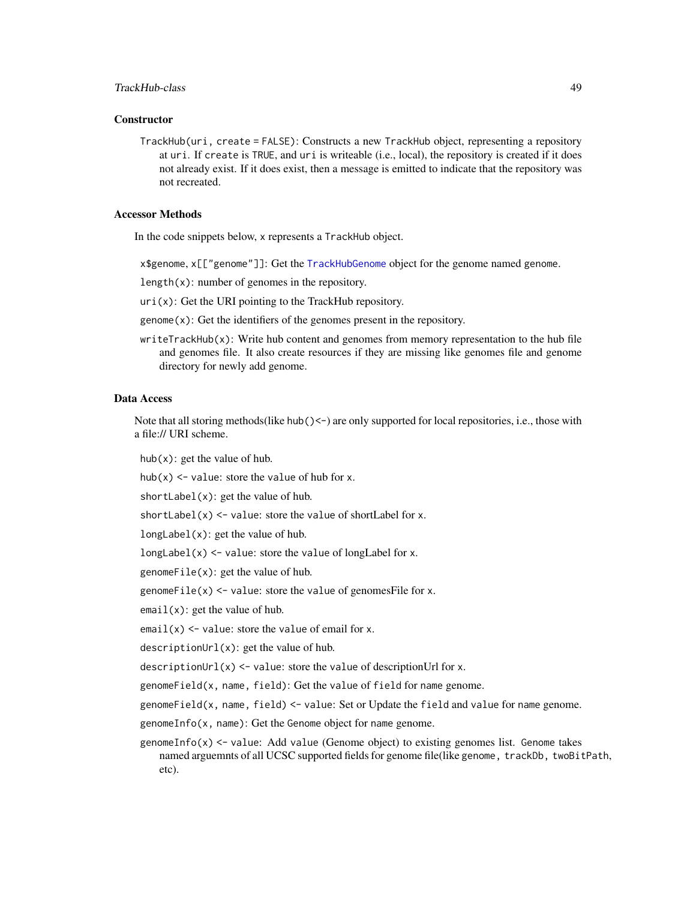### Constructor

`TrackHub(uri, create = FALSE)`: Constructs a new `TrackHub` object, representing a repository at `uri`. If `create` is `TRUE`, and `uri` is writeable (i.e., local), the repository is created if it does not already exist. If it does exist, then a message is emitted to indicate that the repository was not recreated.

### Accessor Methods

In the code snippets below, `x` represents a `TrackHub` object.

`x$genome`, `x[["genome"]]`: Get the `TrackHubGenome` object for the genome named `genome`.

`length(x)`: number of genomes in the repository.

`uri(x)`: Get the URI pointing to the TrackHub repository.

`genome(x)`: Get the identifiers of the genomes present in the repository.

`writeTrackHub(x)`: Write hub content and genomes from memory representation to the hub file and genomes file. It also create resources if they are missing like genomes file and genome directory for newly add genome.

### Data Access

Note that all storing methods(like `hub()<-`) are only supported for local repositories, i.e., those with a file:// URI scheme.

`hub(x)`: get the value of hub.

`hub(x) <- value`: store the `value` of hub for `x`.

`shortLabel(x)`: get the value of hub.

`shortLabel(x) <- value`: store the `value` of shortLabel for `x`.

`longLabel(x)`: get the value of hub.

`longLabel(x) <- value`: store the `value` of longLabel for `x`.

`genomeFile(x)`: get the value of hub.

`genomeFile(x) <- value`: store the `value` of genomesFile for `x`.

`email(x)`: get the value of hub.

`email(x) <- value`: store the `value` of email for `x`.

`descriptionUrl(x)`: get the value of hub.

`descriptionUrl(x) <- value`: store the `value` of descriptionUrl for `x`.

`genomeField(x, name, field)`: Get the `value` of `field` for `name` genome.

`genomeField(x, name, field) <- value`: Set or Update the `field` and `value` for `name` genome.

`genomeInfo(x, name)`: Get the `Genome` object for `name` genome.

`genomeInfo(x) <- value`: Add `value` (Genome object) to existing genomes list. `Genome` takes named arguemnts of all UCSC supported fields for genome file(like `genome`, `trackDb`, `twoBitPath`, etc).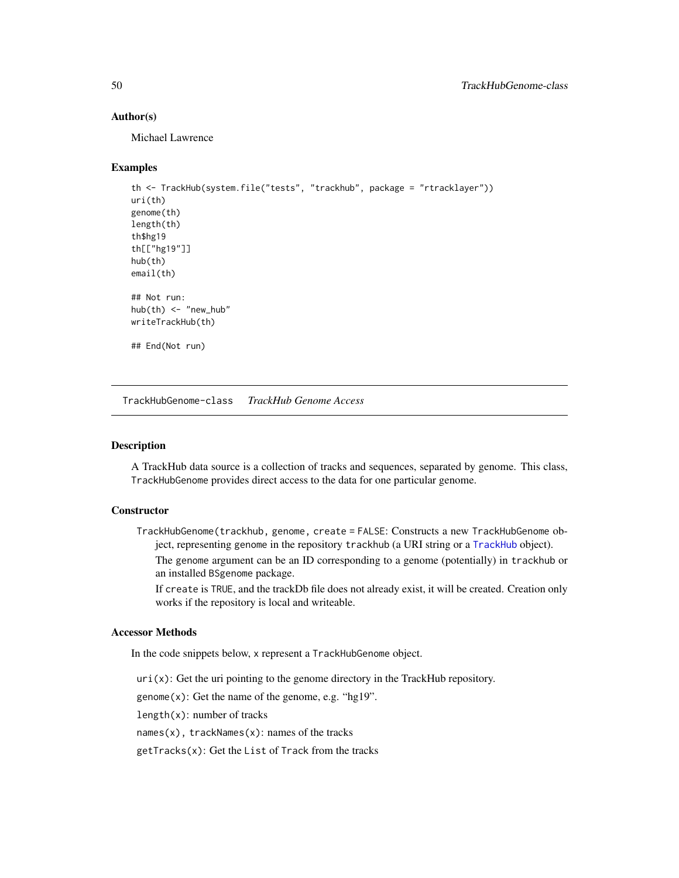### Author(s)

Michael Lawrence

### Examples

```
th <- TrackHub(system.file("tests", "trackhub", package = "rtracklayer"))
uri(th)
genome(th)
length(th)
th$hg19
th[["hg19"]]
hub(th)
email(th)

## Not run:
hub(th) <- "new_hub"
writeTrackHub(th)

## End(Not run)
```

---

## TrackHubGenome-class    *TrackHub Genome Access*

---

### Description

A TrackHub data source is a collection of tracks and sequences, separated by genome. This class, `TrackHubGenome` provides direct access to the data for one particular genome.

### Constructor

`TrackHubGenome(trackhub, genome, create = FALSE`: Constructs a new `TrackHubGenome` object, representing `genome` in the repository `trackhub` (a URI string or a `TrackHub` object).

The `genome` argument can be an ID corresponding to a genome (potentially) in `trackhub` or an installed `BSgenome` package.

If `create` is `TRUE`, and the trackDb file does not already exist, it will be created. Creation only works if the repository is local and writeable.

### Accessor Methods

In the code snippets below, `x` represent a `TrackHubGenome` object.

`uri(x)`: Get the uri pointing to the genome directory in the TrackHub repository.

`genome(x)`: Get the name of the genome, e.g. "hg19".

`length(x)`: number of tracks

`names(x), trackNames(x)`: names of the tracks

`getTracks(x)`: Get the `List` of `Track` from the tracks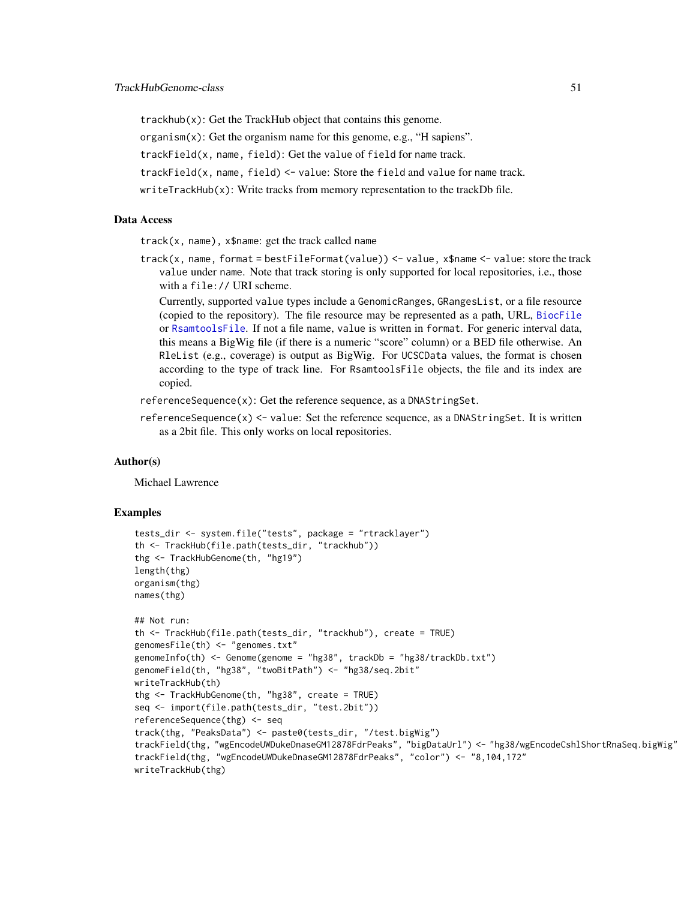`trackhub(x)`: Get the TrackHub object that contains this genome.

`organism(x)`: Get the organism name for this genome, e.g., "H sapiens".

`trackField(x, name, field)`: Get the value of field for name track.

`trackField(x, name, field) <- value`: Store the field and value for name track.

`writeTrackHub(x)`: Write tracks from memory representation to the trackDb file.

### Data Access

`track(x, name)`, `x$name`: get the track called name

`track(x, name, format = bestFileFormat(value)) <- value`, `x$name <- value`: store the track value under name. Note that track storing is only supported for local repositories, i.e., those with a `file://` URI scheme.

Currently, supported value types include a `GenomicRanges`, `GRangesList`, or a file resource (copied to the repository). The file resource may be represented as a path, URL, `BiocFile` or `RsamtoolsFile`. If not a file name, value is written in format. For generic interval data, this means a BigWig file (if there is a numeric "score" column) or a BED file otherwise. An `RleList` (e.g., coverage) is output as BigWig. For `UCSCData` values, the format is chosen according to the type of track line. For `RsamtoolsFile` objects, the file and its index are copied.

`referenceSequence(x)`: Get the reference sequence, as a `DNAStringSet`.

`referenceSequence(x) <- value`: Set the reference sequence, as a `DNAStringSet`. It is written as a 2bit file. This only works on local repositories.

### Author(s)

Michael Lawrence

### Examples

```
tests_dir <- system.file("tests", package = "rtracklayer")
th <- TrackHub(file.path(tests_dir, "trackhub"))
thg <- TrackHubGenome(th, "hg19")
length(thg)
organism(thg)
names(thg)

## Not run:
th <- TrackHub(file.path(tests_dir, "trackhub"), create = TRUE)
genomesFile(th) <- "genomes.txt"
genomeInfo(th) <- Genome(genome = "hg38", trackDb = "hg38/trackDb.txt")
genomeField(th, "hg38", "twoBitPath") <- "hg38/seq.2bit"
writeTrackHub(th)
thg <- TrackHubGenome(th, "hg38", create = TRUE)
seq <- import(file.path(tests_dir, "test.2bit"))
referenceSequence(thg) <- seq
track(thg, "PeaksData") <- paste0(tests_dir, "/test.bigWig")
trackField(thg, "wgEncodeUWDukeDnaseGM12878FdrPeaks", "bigDataUrl") <- "hg38/wgEncodeCshlShortRnaSeq.bigWig"
trackField(thg, "wgEncodeUWDukeDnaseGM12878FdrPeaks", "color") <- "8,104,172"
writeTrackHub(thg)
```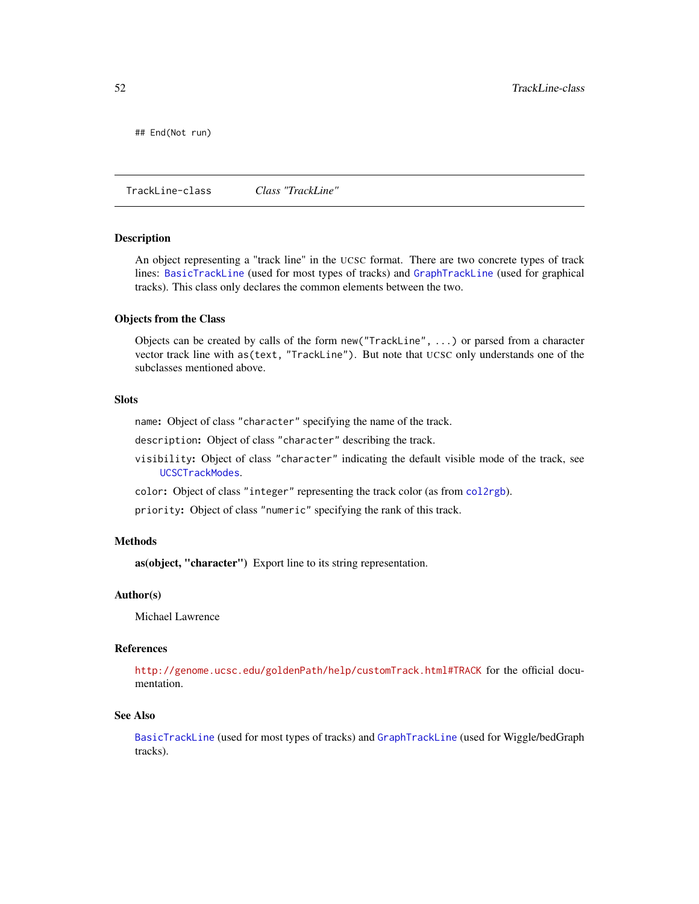```
## End(Not run)
```

---

TrackLine-class *Class "TrackLine"*

---

### Description

An object representing a "track line" in the UCSC format. There are two concrete types of track lines: `BasicTrackLine` (used for most types of tracks) and `GraphTrackLine` (used for graphical tracks). This class only declares the common elements between the two.

### Objects from the Class

Objects can be created by calls of the form `new("TrackLine", ...)` or parsed from a character vector track line with `as(text, "TrackLine")`. But note that UCSC only understands one of the subclasses mentioned above.

### Slots

- `name`: Object of class `"character"` specifying the name of the track.
- `description`: Object of class `"character"` describing the track.
- `visibility`: Object of class `"character"` indicating the default visible mode of the track, see `UCSCTrackModes`.
- `color`: Object of class `"integer"` representing the track color (as from `col2rgb`).
- `priority`: Object of class `"numeric"` specifying the rank of this track.

### Methods

**as(object, "character")** Export line to its string representation.

### Author(s)

Michael Lawrence

### References

`http://genome.ucsc.edu/goldenPath/help/customTrack.html#TRACK` for the official documentation.

### See Also

`BasicTrackLine` (used for most types of tracks) and `GraphTrackLine` (used for Wiggle/bedGraph tracks).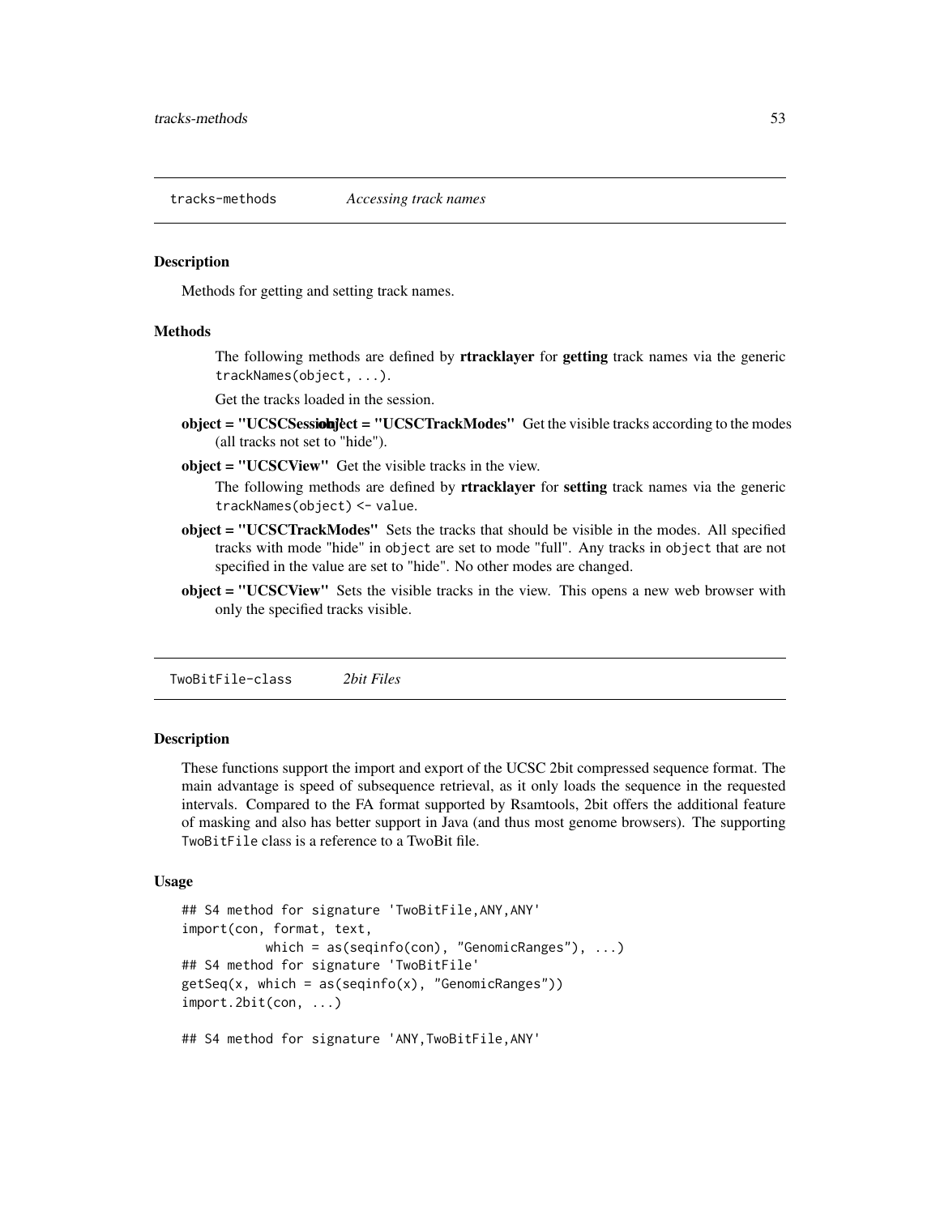tracks-methods *Accessing track names*

## Description

Methods for getting and setting track names.

## Methods

The following methods are defined by **rtracklayer** for **getting** track names via the generic `trackNames(object, ...)`.

**object = "UCSCSession"** Get the tracks loaded in the session.

**object = "UCSCTrackModes"** Get the visible tracks according to the modes (all tracks not set to "hide").

**object = "UCSCView"** Get the visible tracks in the view.

The following methods are defined by **rtracklayer** for **setting** track names via the generic `trackNames(object) <- value`.

**object = "UCSCTrackModes"** Sets the tracks that should be visible in the modes. All specified tracks with mode "hide" in `object` are set to mode "full". Any tracks in `object` that are not specified in the value are set to "hide". No other modes are changed.

**object = "UCSCView"** Sets the visible tracks in the view. This opens a new web browser with only the specified tracks visible.

---

TwoBitFile-class *2bit Files*

## Description

These functions support the import and export of the UCSC 2bit compressed sequence format. The main advantage is speed of subsequence retrieval, as it only loads the sequence in the requested intervals. Compared to the FA format supported by Rsamtools, 2bit offers the additional feature of masking and also has better support in Java (and thus most genome browsers). The supporting `TwoBitFile` class is a reference to a TwoBit file.

## Usage

```
## S4 method for signature 'TwoBitFile,ANY,ANY'
import(con, format, text,
          which = as(seqinfo(con), "GenomicRanges"), ...)
## S4 method for signature 'TwoBitFile'
getSeq(x, which = as(seqinfo(x), "GenomicRanges"))
import.2bit(con, ...)

## S4 method for signature 'ANY,TwoBitFile,ANY'
```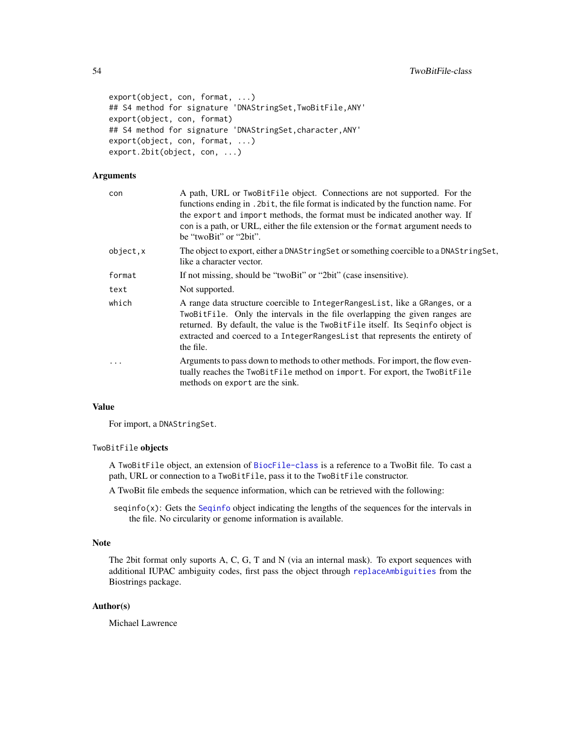```
export(object, con, format, ...)
## S4 method for signature 'DNAStringSet,TwoBitFile,ANY'
export(object, con, format)
## S4 method for signature 'DNAStringSet,character,ANY'
export(object, con, format, ...)
export.2bit(object, con, ...)
```

## Arguments

| | |
|---|---|
| `con` | A path, URL or `TwoBitFile` object. Connections are not supported. For the functions ending in `.2bit`, the file format is indicated by the function name. For the `export` and `import` methods, the format must be indicated another way. If `con` is a path, or URL, either the file extension or the `format` argument needs to be "twoBit" or "2bit". |
| `object,x` | The object to export, either a `DNAStringSet` or something coercible to a `DNAStringSet`, like a character vector. |
| `format` | If not missing, should be "twoBit" or "2bit" (case insensitive). |
| `text` | Not supported. |
| `which` | A range data structure coercible to `IntegerRangesList`, like a `GRanges`, or a `TwoBitFile`. Only the intervals in the file overlapping the given ranges are returned. By default, the value is the `TwoBitFile` itself. Its `Seqinfo` object is extracted and coerced to a `IntegerRangesList` that represents the entirety of the file. |
| `...` | Arguments to pass down to methods to other methods. For import, the flow eventually reaches the `TwoBitFile` method on `import`. For export, the `TwoBitFile` methods on `export` are the sink. |

## Value

For import, a `DNAStringSet`.

## `TwoBitFile` objects

A `TwoBitFile` object, an extension of `BiocFile-class` is a reference to a TwoBit file. To cast a path, URL or connection to a `TwoBitFile`, pass it to the `TwoBitFile` constructor.

A TwoBit file embeds the sequence information, which can be retrieved with the following:

`seqinfo(x)`: Gets the `Seqinfo` object indicating the lengths of the sequences for the intervals in the file. No circularity or genome information is available.

## Note

The 2bit format only suports A, C, G, T and N (via an internal mask). To export sequences with additional IUPAC ambiguity codes, first pass the object through `replaceAmbiguities` from the Biostrings package.

## Author(s)

Michael Lawrence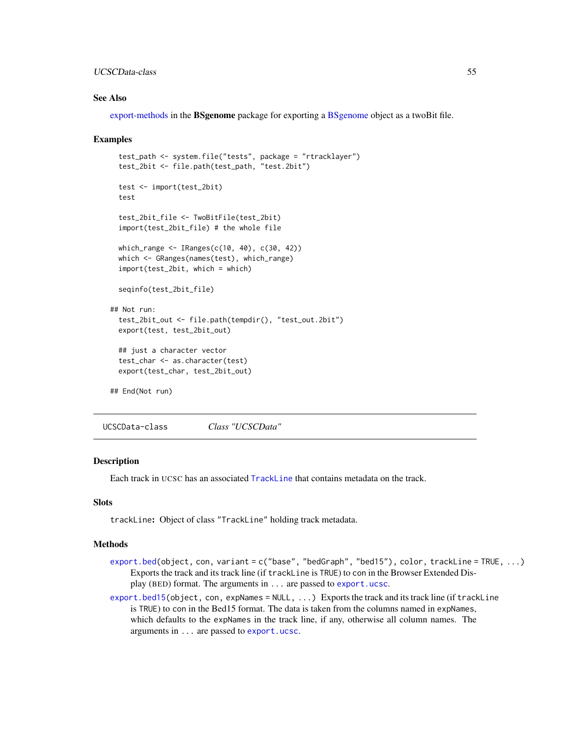## See Also

export-methods in the **BSgenome** package for exporting a BSgenome object as a twoBit file.

## Examples

```
  test_path <- system.file("tests", package = "rtracklayer")
  test_2bit <- file.path(test_path, "test.2bit")

  test <- import(test_2bit)
  test

  test_2bit_file <- TwoBitFile(test_2bit)
  import(test_2bit_file) # the whole file

  which_range <- IRanges(c(10, 40), c(30, 42))
  which <- GRanges(names(test), which_range)
  import(test_2bit, which = which)

  seqinfo(test_2bit_file)

## Not run:
  test_2bit_out <- file.path(tempdir(), "test_out.2bit")
  export(test, test_2bit_out)

  ## just a character vector
  test_char <- as.character(test)
  export(test_char, test_2bit_out)

## End(Not run)
```

---

# UCSCData-class    *Class "UCSCData"*

## Description

Each track in UCSC has an associated `TrackLine` that contains metadata on the track.

## Slots

`trackLine`: Object of class `"TrackLine"` holding track metadata.

## Methods

`export.bed(object, con, variant = c("base", "bedGraph", "bed15"), color, trackLine = TRUE, ...)` Exports the track and its track line (if `trackLine` is `TRUE`) to `con` in the Browser Extended Display (BED) format. The arguments in `...` are passed to `export.ucsc`.

`export.bed15(object, con, expNames = NULL, ...)` Exports the track and its track line (if `trackLine` is `TRUE`) to `con` in the Bed15 format. The data is taken from the columns named in `expNames`, which defaults to the `expNames` in the track line, if any, otherwise all column names. The arguments in `...` are passed to `export.ucsc`.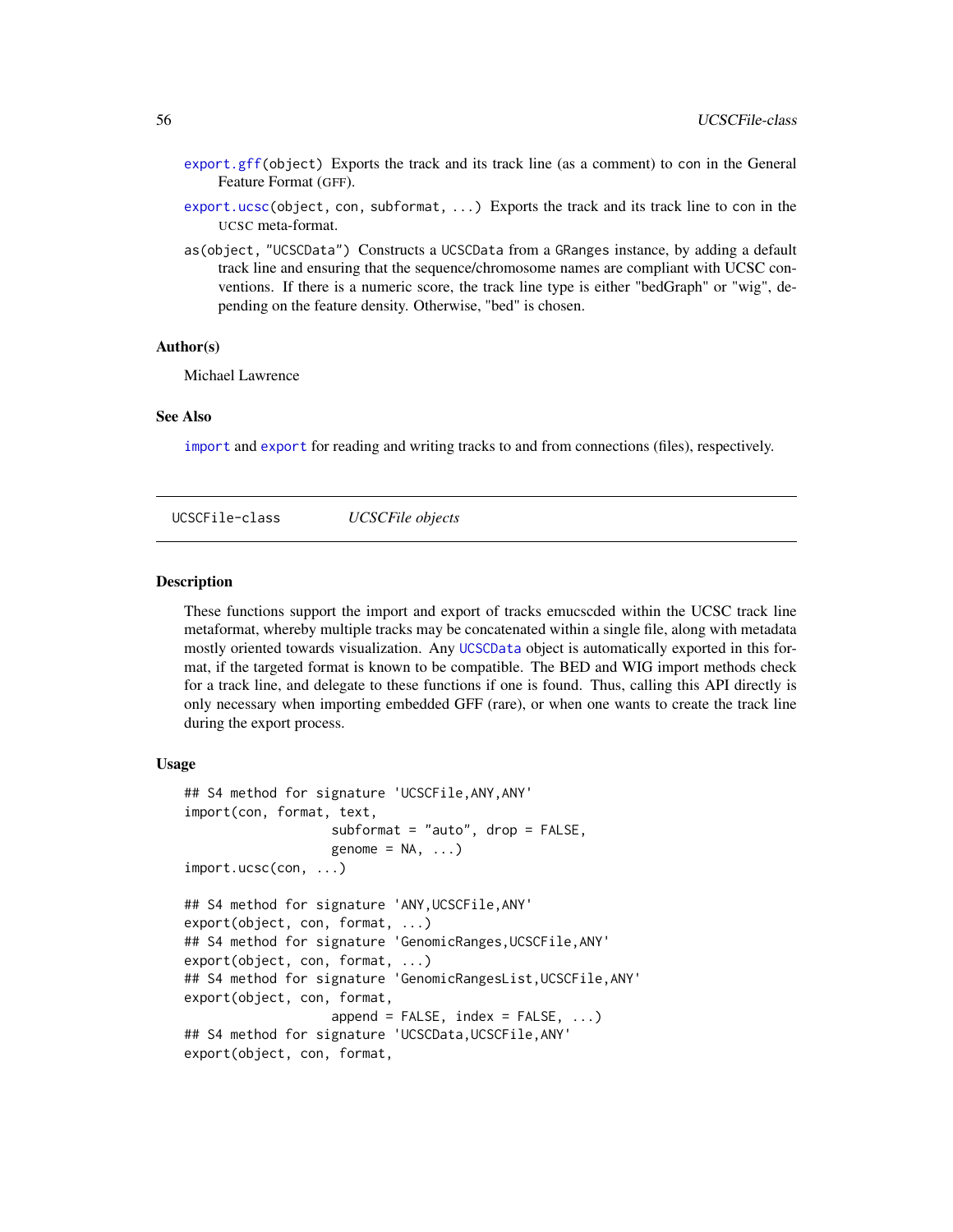`export.gff(object)` Exports the track and its track line (as a comment) to con in the General Feature Format (GFF).

`export.ucsc(object, con, subformat, ...)` Exports the track and its track line to con in the UCSC meta-format.

`as(object, "UCSCData")` Constructs a UCSCData from a GRanges instance, by adding a default track line and ensuring that the sequence/chromosome names are compliant with UCSC conventions. If there is a numeric score, the track line type is either "bedGraph" or "wig", depending on the feature density. Otherwise, "bed" is chosen.

### Author(s)

Michael Lawrence

### See Also

`import` and `export` for reading and writing tracks to and from connections (files), respectively.

---

## UCSCFile-class — *UCSCFile objects*

---

### Description

These functions support the import and export of tracks emucscded within the UCSC track line metaformat, whereby multiple tracks may be concatenated within a single file, along with metadata mostly oriented towards visualization. Any `UCSCData` object is automatically exported in this format, if the targeted format is known to be compatible. The BED and WIG import methods check for a track line, and delegate to these functions if one is found. Thus, calling this API directly is only necessary when importing embedded GFF (rare), or when one wants to create the track line during the export process.

### Usage

```
## S4 method for signature 'UCSCFile,ANY,ANY'
import(con, format, text,
                   subformat = "auto", drop = FALSE,
                   genome = NA, ...)
import.ucsc(con, ...)

## S4 method for signature 'ANY,UCSCFile,ANY'
export(object, con, format, ...)
## S4 method for signature 'GenomicRanges,UCSCFile,ANY'
export(object, con, format, ...)
## S4 method for signature 'GenomicRangesList,UCSCFile,ANY'
export(object, con, format,
                   append = FALSE, index = FALSE, ...)
## S4 method for signature 'UCSCData,UCSCFile,ANY'
export(object, con, format,
```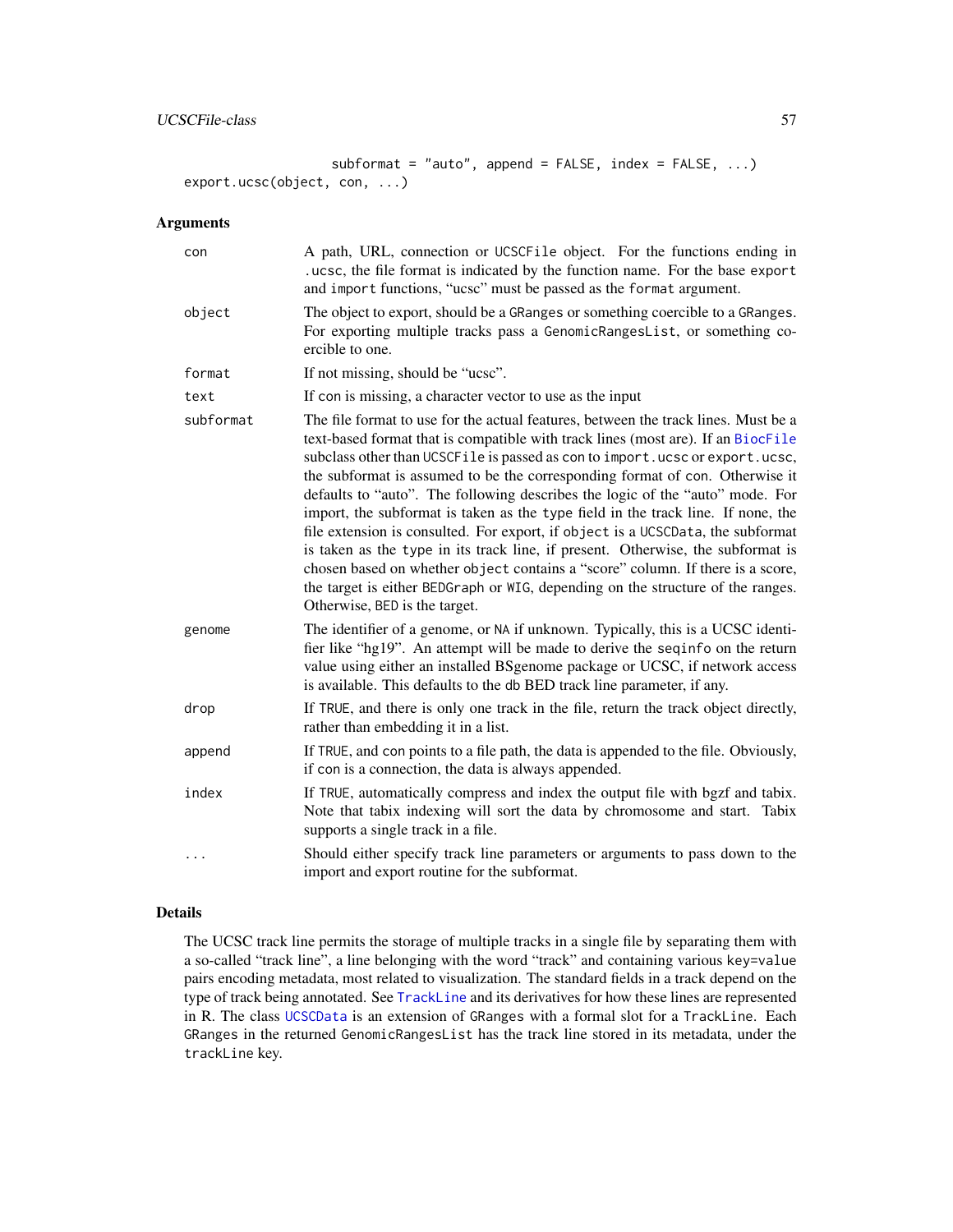```
                 subformat = "auto", append = FALSE, index = FALSE, ...)
export.ucsc(object, con, ...)
```

## Arguments

| | |
|---|---|
| con | A path, URL, connection or UCSCFile object. For the functions ending in .ucsc, the file format is indicated by the function name. For the base export and import functions, "ucsc" must be passed as the format argument. |
| object | The object to export, should be a GRanges or something coercible to a GRanges. For exporting multiple tracks pass a GenomicRangesList, or something coercible to one. |
| format | If not missing, should be "ucsc". |
| text | If con is missing, a character vector to use as the input |
| subformat | The file format to use for the actual features, between the track lines. Must be a text-based format that is compatible with track lines (most are). If an BiocFile subclass other than UCSCFile is passed as con to import.ucsc or export.ucsc, the subformat is assumed to be the corresponding format of con. Otherwise it defaults to "auto". The following describes the logic of the "auto" mode. For import, the subformat is taken as the type field in the track line. If none, the file extension is consulted. For export, if object is a UCSCData, the subformat is taken as the type in its track line, if present. Otherwise, the subformat is chosen based on whether object contains a "score" column. If there is a score, the target is either BEDGraph or WIG, depending on the structure of the ranges. Otherwise, BED is the target. |
| genome | The identifier of a genome, or NA if unknown. Typically, this is a UCSC identifier like "hg19". An attempt will be made to derive the seqinfo on the return value using either an installed BSgenome package or UCSC, if network access is available. This defaults to the db BED track line parameter, if any. |
| drop | If TRUE, and there is only one track in the file, return the track object directly, rather than embedding it in a list. |
| append | If TRUE, and con points to a file path, the data is appended to the file. Obviously, if con is a connection, the data is always appended. |
| index | If TRUE, automatically compress and index the output file with bgzf and tabix. Note that tabix indexing will sort the data by chromosome and start. Tabix supports a single track in a file. |
| ... | Should either specify track line parameters or arguments to pass down to the import and export routine for the subformat. |

## Details

The UCSC track line permits the storage of multiple tracks in a single file by separating them with a so-called "track line", a line belonging with the word "track" and containing various key=value pairs encoding metadata, most related to visualization. The standard fields in a track depend on the type of track being annotated. See TrackLine and its derivatives for how these lines are represented in R. The class UCSCData is an extension of GRanges with a formal slot for a TrackLine. Each GRanges in the returned GenomicRangesList has the track line stored in its metadata, under the trackLine key.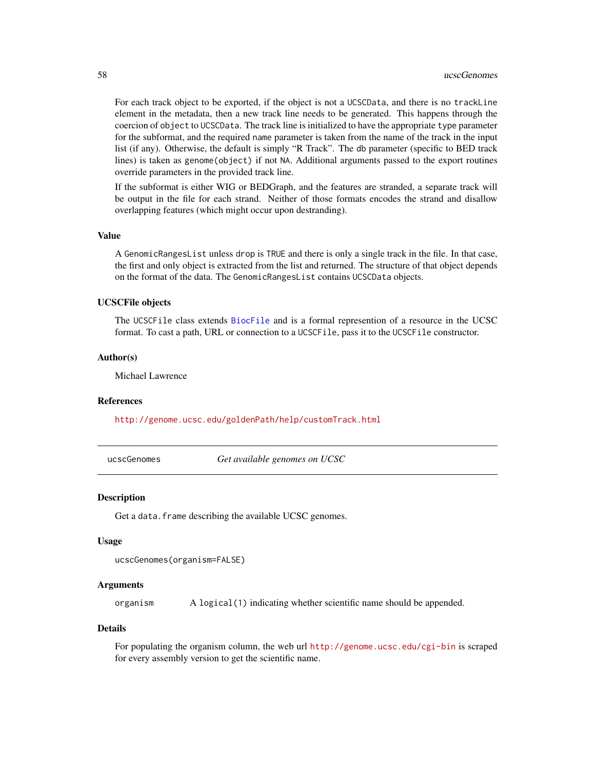For each track object to be exported, if the object is not a `UCSCData`, and there is no `trackLine` element in the metadata, then a new track line needs to be generated. This happens through the coercion of `object` to `UCSCData`. The track line is initialized to have the appropriate `type` parameter for the subformat, and the required `name` parameter is taken from the name of the track in the input list (if any). Otherwise, the default is simply "R Track". The `db` parameter (specific to BED track lines) is taken as `genome(object)` if not `NA`. Additional arguments passed to the export routines override parameters in the provided track line.

If the subformat is either WIG or BEDGraph, and the features are stranded, a separate track will be output in the file for each strand. Neither of those formats encodes the strand and disallow overlapping features (which might occur upon destranding).

### Value

A `GenomicRangesList` unless `drop` is `TRUE` and there is only a single track in the file. In that case, the first and only object is extracted from the list and returned. The structure of that object depends on the format of the data. The `GenomicRangesList` contains `UCSCData` objects.

### UCSCFile objects

The `UCSCFile` class extends `BiocFile` and is a formal represention of a resource in the UCSC format. To cast a path, URL or connection to a `UCSCFile`, pass it to the `UCSCFile` constructor.

### Author(s)

Michael Lawrence

### References

http://genome.ucsc.edu/goldenPath/help/customTrack.html

---

## ucscGenomes — *Get available genomes on UCSC*

---

### Description

Get a `data.frame` describing the available UCSC genomes.

### Usage

```
ucscGenomes(organism=FALSE)
```

### Arguments

| | |
|---|---|
| `organism` | A `logical(1)` indicating whether scientific name should be appended. |

### Details

For populating the organism column, the web url http://genome.ucsc.edu/cgi-bin is scraped for every assembly version to get the scientific name.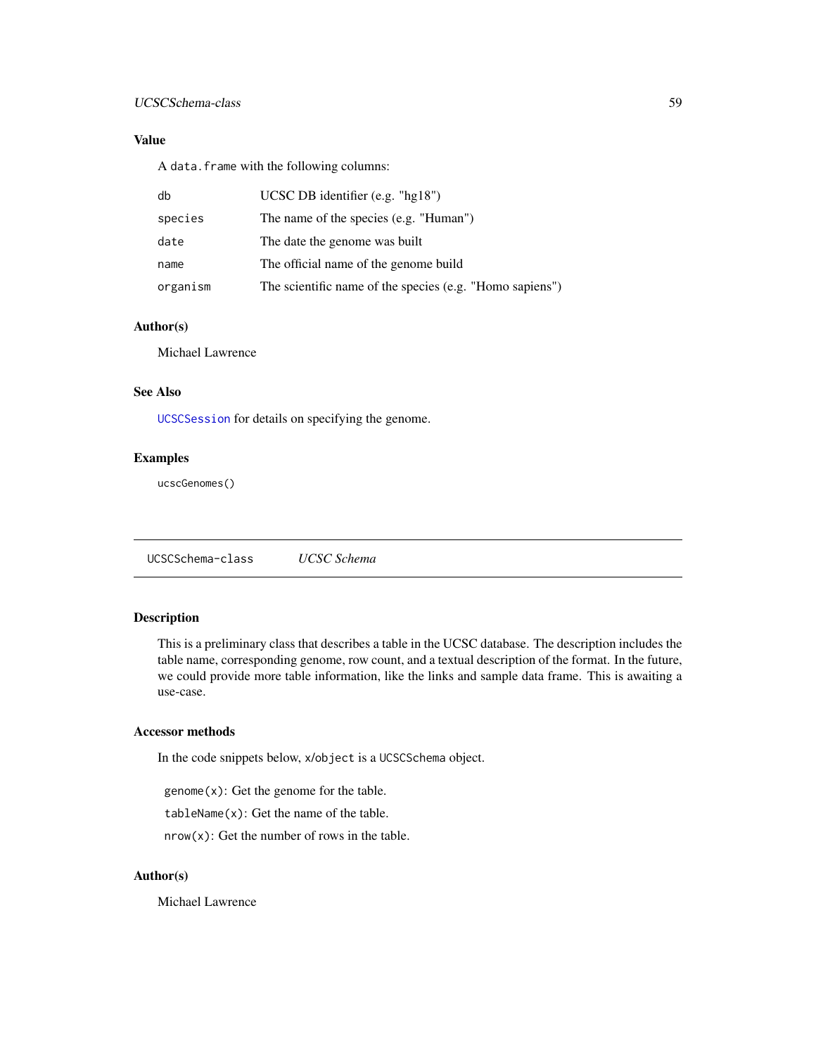### Value

A `data.frame` with the following columns:

| | |
|---|---|
| `db` | UCSC DB identifier (e.g. "hg18") |
| `species` | The name of the species (e.g. "Human") |
| `date` | The date the genome was built |
| `name` | The official name of the genome build |
| `organism` | The scientific name of the species (e.g. "Homo sapiens") |

### Author(s)

Michael Lawrence

### See Also

`UCSCSession` for details on specifying the genome.

### Examples

```
ucscGenomes()
```

---

## `UCSCSchema-class` *UCSC Schema*

---

### Description

This is a preliminary class that describes a table in the UCSC database. The description includes the table name, corresponding genome, row count, and a textual description of the format. In the future, we could provide more table information, like the links and sample data frame. This is awaiting a use-case.

### Accessor methods

In the code snippets below, `x`/`object` is a `UCSCSchema` object.

`genome(x)`: Get the genome for the table.

`tableName(x)`: Get the name of the table.

`nrow(x)`: Get the number of rows in the table.

### Author(s)

Michael Lawrence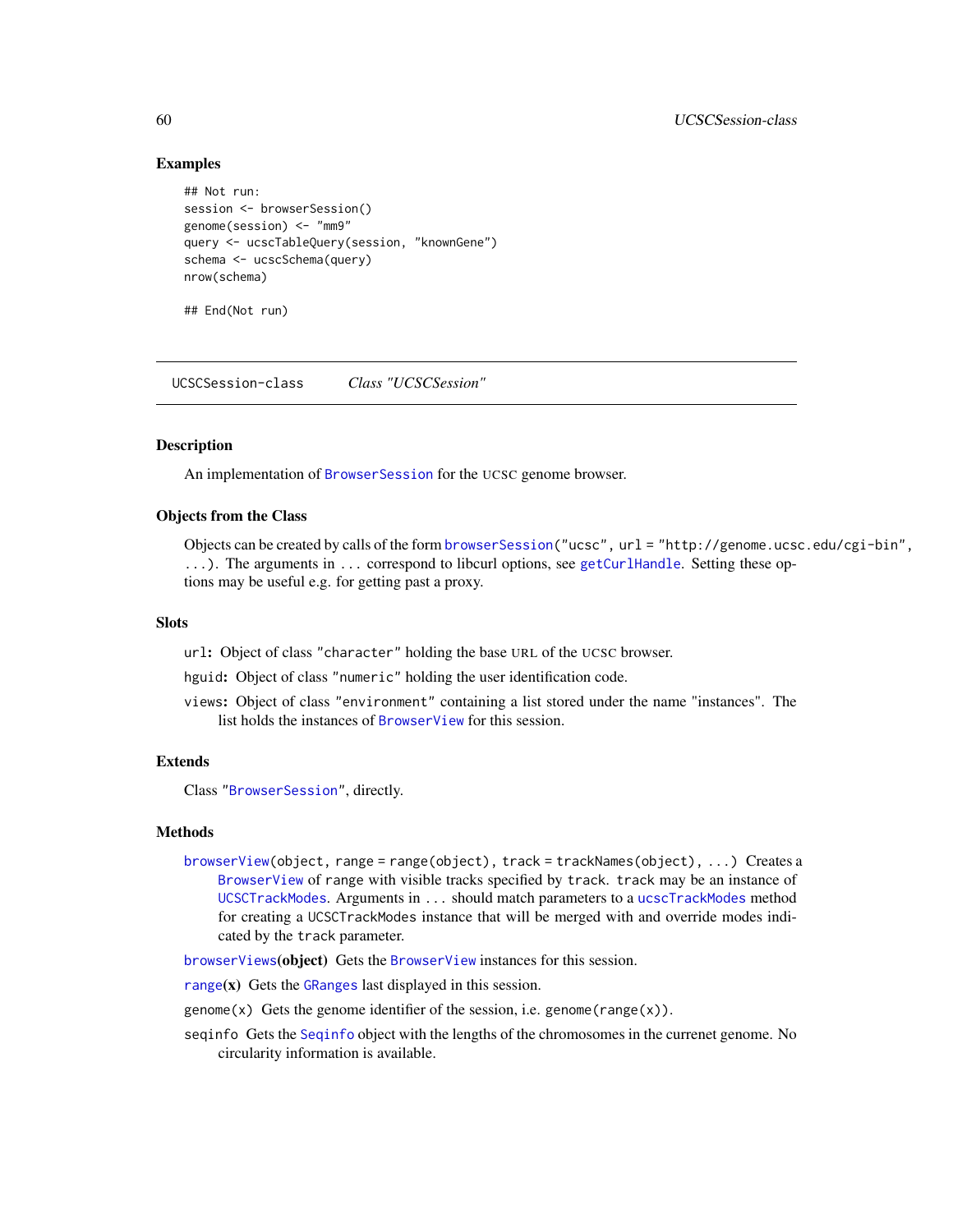## Examples

```
## Not run:
session <- browserSession()
genome(session) <- "mm9"
query <- ucscTableQuery(session, "knownGene")
schema <- ucscSchema(query)
nrow(schema)

## End(Not run)
```

---

UCSCSession-class    *Class "UCSCSession"*

---

## Description

An implementation of BrowserSession for the UCSC genome browser.

## Objects from the Class

Objects can be created by calls of the form `browserSession("ucsc", url = "http://genome.ucsc.edu/cgi-bin", ...)`. The arguments in `...` correspond to libcurl options, see getCurlHandle. Setting these options may be useful e.g. for getting past a proxy.

## Slots

`url`: Object of class `"character"` holding the base URL of the UCSC browser.

`hguid`: Object of class `"numeric"` holding the user identification code.

`views`: Object of class `"environment"` containing a list stored under the name "instances". The list holds the instances of BrowserView for this session.

## Extends

Class "BrowserSession", directly.

## Methods

`browserView(object, range = range(object), track = trackNames(object), ...)` Creates a BrowserView of `range` with visible tracks specified by `track`. `track` may be an instance of UCSCTrackModes. Arguments in `...` should match parameters to a ucscTrackModes method for creating a `UCSCTrackModes` instance that will be merged with and override modes indicated by the `track` parameter.

`browserViews`**(object)** Gets the BrowserView instances for this session.

`range`**(x)** Gets the GRanges last displayed in this session.

`genome(x)` Gets the genome identifier of the session, i.e. `genome(range(x))`.

`seqinfo` Gets the Seqinfo object with the lengths of the chromosomes in the currenet genome. No circularity information is available.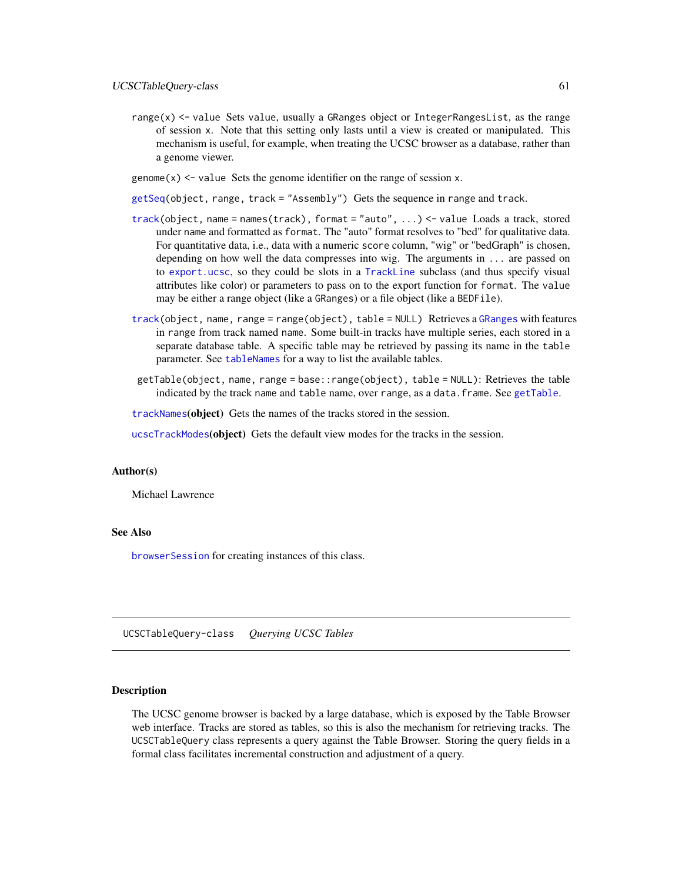`range(x) <- value` Sets `value`, usually a `GRanges` object or `IntegerRangesList`, as the range of session `x`. Note that this setting only lasts until a view is created or manipulated. This mechanism is useful, for example, when treating the UCSC browser as a database, rather than a genome viewer.

`genome(x) <- value` Sets the genome identifier on the range of session `x`.

`getSeq(object, range, track = "Assembly")` Gets the sequence in `range` and `track`.

`track(object, name = names(track), format = "auto", ...) <- value` Loads a track, stored under `name` and formatted as `format`. The "auto" format resolves to "bed" for qualitative data. For quantitative data, i.e., data with a numeric `score` column, "wig" or "bedGraph" is chosen, depending on how well the data compresses into wig. The arguments in `...` are passed on to `export.ucsc`, so they could be slots in a `TrackLine` subclass (and thus specify visual attributes like color) or parameters to pass on to the export function for `format`. The `value` may be either a range object (like a `GRanges`) or a file object (like a `BEDFile`).

`track(object, name, range = range(object), table = NULL)` Retrieves a `GRanges` with features in `range` from track named `name`. Some built-in tracks have multiple series, each stored in a separate database table. A specific table may be retrieved by passing its name in the `table` parameter. See `tableNames` for a way to list the available tables.

`getTable(object, name, range = base::range(object), table = NULL)`: Retrieves the table indicated by the track `name` and `table` name, over `range`, as a `data.frame`. See `getTable`.

`trackNames`**(object)** Gets the names of the tracks stored in the session.

`ucscTrackModes`**(object)** Gets the default view modes for the tracks in the session.

### Author(s)

Michael Lawrence

### See Also

`browserSession` for creating instances of this class.

---

## UCSCTableQuery-class *Querying UCSC Tables*

---

### Description

The UCSC genome browser is backed by a large database, which is exposed by the Table Browser web interface. Tracks are stored as tables, so this is also the mechanism for retrieving tracks. The `UCSCTableQuery` class represents a query against the Table Browser. Storing the query fields in a formal class facilitates incremental construction and adjustment of a query.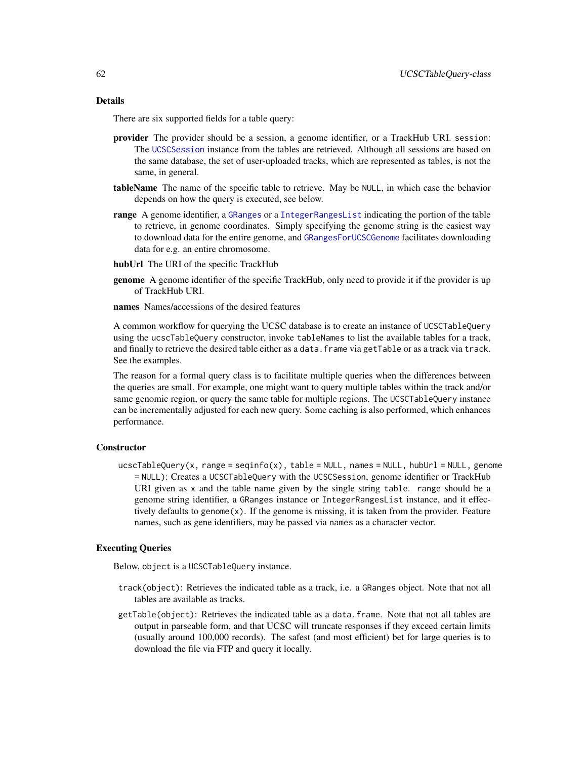## Details

There are six supported fields for a table query:

**provider** The provider should be a session, a genome identifier, or a TrackHub URI. `session`: The `UCSCSession` instance from the tables are retrieved. Although all sessions are based on the same database, the set of user-uploaded tracks, which are represented as tables, is not the same, in general.

**tableName** The name of the specific table to retrieve. May be `NULL`, in which case the behavior depends on how the query is executed, see below.

**range** A genome identifier, a `GRanges` or a `IntegerRangesList` indicating the portion of the table to retrieve, in genome coordinates. Simply specifying the genome string is the easiest way to download data for the entire genome, and `GRangesForUCSCGenome` facilitates downloading data for e.g. an entire chromosome.

**hubUrl** The URI of the specific TrackHub

**genome** A genome identifier of the specific TrackHub, only need to provide it if the provider is up of TrackHub URI.

**names** Names/accessions of the desired features

A common workflow for querying the UCSC database is to create an instance of `UCSCTableQuery` using the `ucscTableQuery` constructor, invoke `tableNames` to list the available tables for a track, and finally to retrieve the desired table either as a `data.frame` via `getTable` or as a track via `track`. See the examples.

The reason for a formal query class is to facilitate multiple queries when the differences between the queries are small. For example, one might want to query multiple tables within the track and/or same genomic region, or query the same table for multiple regions. The `UCSCTableQuery` instance can be incrementally adjusted for each new query. Some caching is also performed, which enhances performance.

## Constructor

`ucscTableQuery(x, range = seqinfo(x), table = NULL, names = NULL, hubUrl = NULL, genome = NULL)`: Creates a `UCSCTableQuery` with the `UCSCSession`, genome identifier or TrackHub URI given as `x` and the table name given by the single string `table`. `range` should be a genome string identifier, a `GRanges` instance or `IntegerRangesList` instance, and it effectively defaults to `genome(x)`. If the genome is missing, it is taken from the provider. Feature names, such as gene identifiers, may be passed via `names` as a character vector.

## Executing Queries

Below, `object` is a `UCSCTableQuery` instance.

`track(object)`: Retrieves the indicated table as a track, i.e. a `GRanges` object. Note that not all tables are available as tracks.

`getTable(object)`: Retrieves the indicated table as a `data.frame`. Note that not all tables are output in parseable form, and that UCSC will truncate responses if they exceed certain limits (usually around 100,000 records). The safest (and most efficient) bet for large queries is to download the file via FTP and query it locally.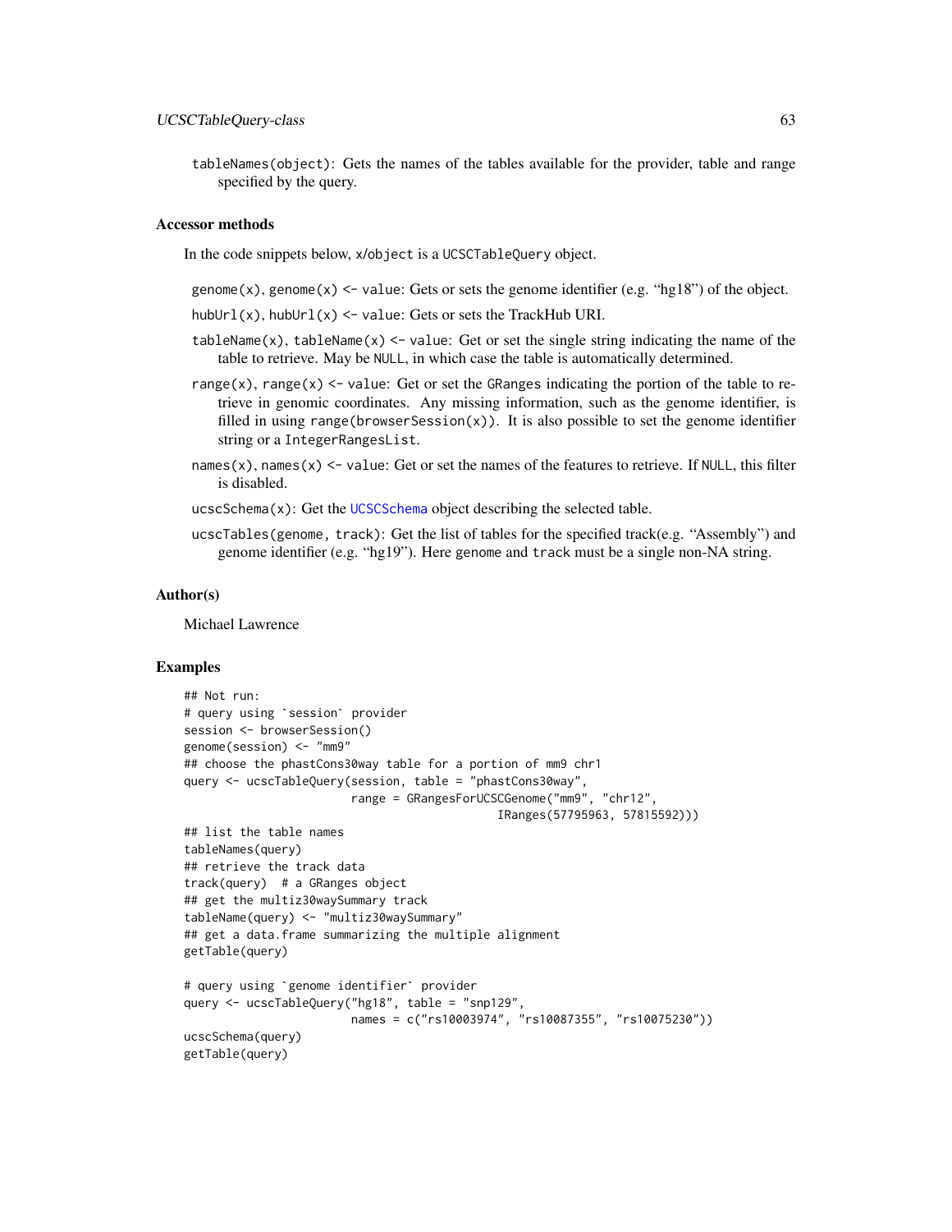tableNames(object): Gets the names of the tables available for the provider, table and range specified by the query.

### Accessor methods

In the code snippets below, x/object is a UCSCTableQuery object.

- genome(x), genome(x) <- value: Gets or sets the genome identifier (e.g. "hg18") of the object.
- hubUrl(x), hubUrl(x) <- value: Gets or sets the TrackHub URI.
- tableName(x), tableName(x) <- value: Get or set the single string indicating the name of the table to retrieve. May be NULL, in which case the table is automatically determined.
- range(x), range(x) <- value: Get or set the GRanges indicating the portion of the table to retrieve in genomic coordinates. Any missing information, such as the genome identifier, is filled in using range(browserSession(x)). It is also possible to set the genome identifier string or a IntegerRangesList.
- names(x), names(x) <- value: Get or set the names of the features to retrieve. If NULL, this filter is disabled.
- ucscSchema(x): Get the UCSCSchema object describing the selected table.
- ucscTables(genome, track): Get the list of tables for the specified track(e.g. "Assembly") and genome identifier (e.g. "hg19"). Here genome and track must be a single non-NA string.

### Author(s)

Michael Lawrence

### Examples

```
## Not run:
# query using `session` provider
session <- browserSession()
genome(session) <- "mm9"
## choose the phastCons30way table for a portion of mm9 chr1
query <- ucscTableQuery(session, table = "phastCons30way",
                        range = GRangesForUCSCGenome("mm9", "chr12",
                                              IRanges(57795963, 57815592)))
## list the table names
tableNames(query)
## retrieve the track data
track(query)  # a GRanges object
## get the multiz30waySummary track
tableName(query) <- "multiz30waySummary"
## get a data.frame summarizing the multiple alignment
getTable(query)

# query using `genome identifier` provider
query <- ucscTableQuery("hg18", table = "snp129",
                        names = c("rs10003974", "rs10087355", "rs10075230"))
ucscSchema(query)
getTable(query)
```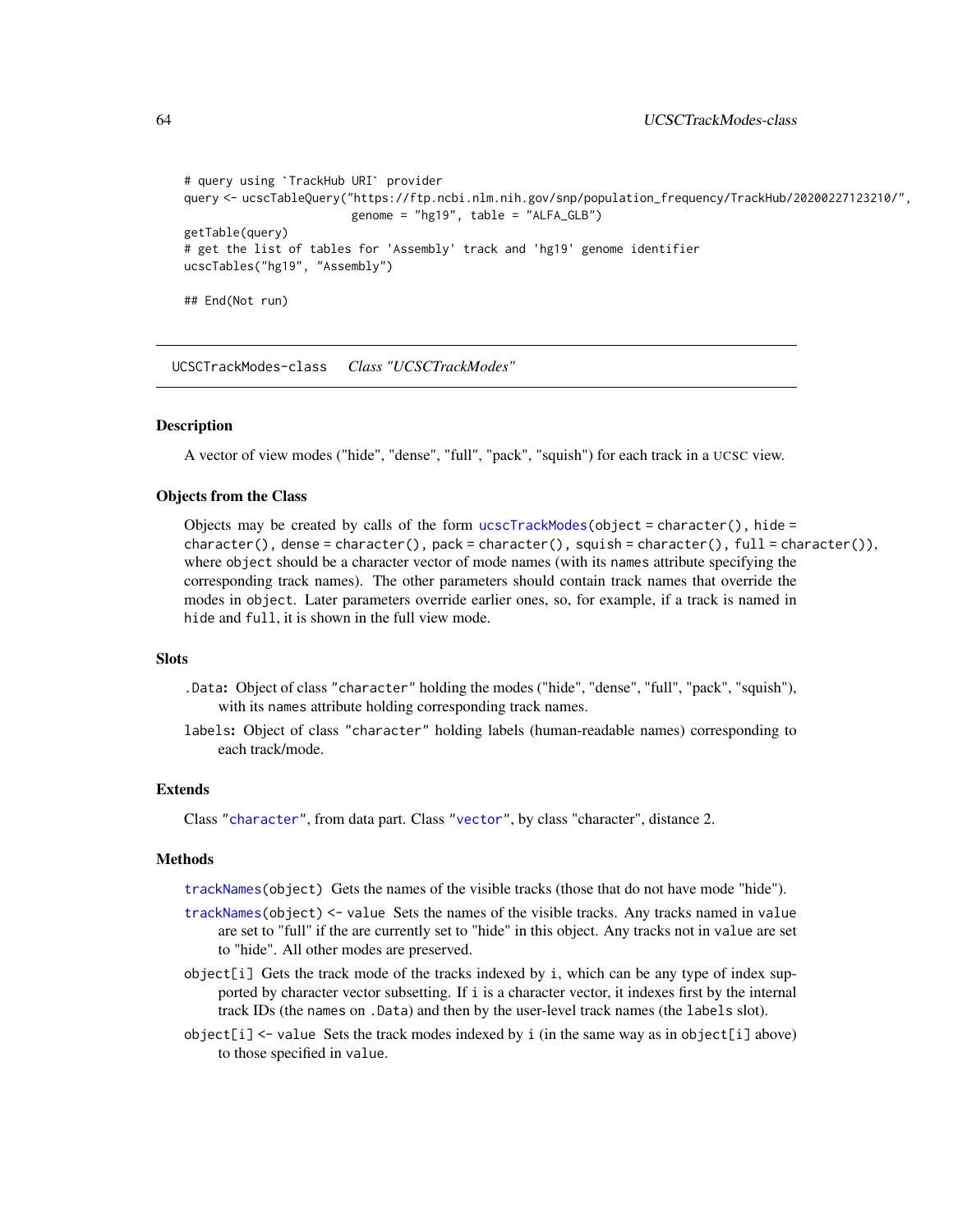```
# query using `TrackHub URI` provider
query <- ucscTableQuery("https://ftp.ncbi.nlm.nih.gov/snp/population_frequency/TrackHub/20200227123210/",
                        genome = "hg19", table = "ALFA_GLB")
getTable(query)
# get the list of tables for 'Assembly' track and 'hg19' genome identifier
ucscTables("hg19", "Assembly")

## End(Not run)
```

## UCSCTrackModes-class    *Class "UCSCTrackModes"*

### Description

A vector of view modes ("hide", "dense", "full", "pack", "squish") for each track in a UCSC view.

### Objects from the Class

Objects may be created by calls of the form `ucscTrackModes(object = character(), hide = character(), dense = character(), pack = character(), squish = character(), full = character())`, where `object` should be a character vector of mode names (with its `names` attribute specifying the corresponding track names). The other parameters should contain track names that override the modes in `object`. Later parameters override earlier ones, so, for example, if a track is named in `hide` and `full`, it is shown in the full view mode.

### Slots

`.Data`: Object of class `"character"` holding the modes ("hide", "dense", "full", "pack", "squish"), with its `names` attribute holding corresponding track names.

`labels`: Object of class `"character"` holding labels (human-readable names) corresponding to each track/mode.

### Extends

Class `"character"`, from data part. Class `"vector"`, by class "character", distance 2.

### Methods

`trackNames(object)` Gets the names of the visible tracks (those that do not have mode "hide").

`trackNames(object) <- value` Sets the names of the visible tracks. Any tracks named in `value` are set to "full" if the are currently set to "hide" in this object. Any tracks not in `value` are set to "hide". All other modes are preserved.

`object[i]` Gets the track mode of the tracks indexed by `i`, which can be any type of index supported by character vector subsetting. If `i` is a character vector, it indexes first by the internal track IDs (the `names` on `.Data`) and then by the user-level track names (the `labels` slot).

`object[i] <- value` Sets the track modes indexed by `i` (in the same way as in `object[i]` above) to those specified in `value`.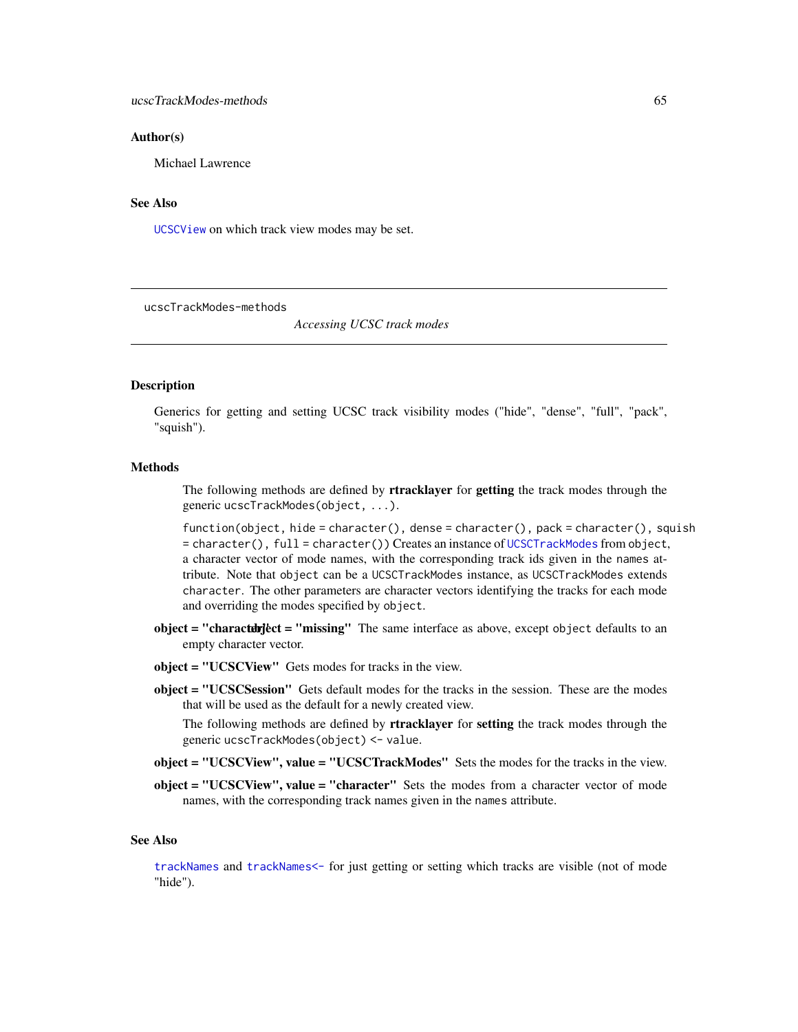## Author(s)

Michael Lawrence

## See Also

`UCSCView` on which track view modes may be set.

---

`ucscTrackModes-methods`

*Accessing UCSC track modes*

---

## Description

Generics for getting and setting UCSC track visibility modes ("hide", "dense", "full", "pack", "squish").

## Methods

The following methods are defined by **rtracklayer** for **getting** the track modes through the generic `ucscTrackModes(object, ...)`.

`function(object, hide = character(), dense = character(), pack = character(), squish = character(), full = character())` Creates an instance of `UCSCTrackModes` from `object`, a character vector of mode names, with the corresponding track ids given in the `names` attribute. Note that `object` can be a `UCSCTrackModes` instance, as `UCSCTrackModes` extends `character`. The other parameters are character vectors identifying the tracks for each mode and overriding the modes specified by `object`.

**object = "character" object = "missing"** The same interface as above, except `object` defaults to an empty character vector.

**object = "UCSCView"** Gets modes for tracks in the view.

**object = "UCSCSession"** Gets default modes for the tracks in the session. These are the modes that will be used as the default for a newly created view.

The following methods are defined by **rtracklayer** for **setting** the track modes through the generic `ucscTrackModes(object) <- value`.

**object = "UCSCView", value = "UCSCTrackModes"** Sets the modes for the tracks in the view.

**object = "UCSCView", value = "character"** Sets the modes from a character vector of mode names, with the corresponding track names given in the `names` attribute.

## See Also

`trackNames` and `trackNames<-` for just getting or setting which tracks are visible (not of mode "hide").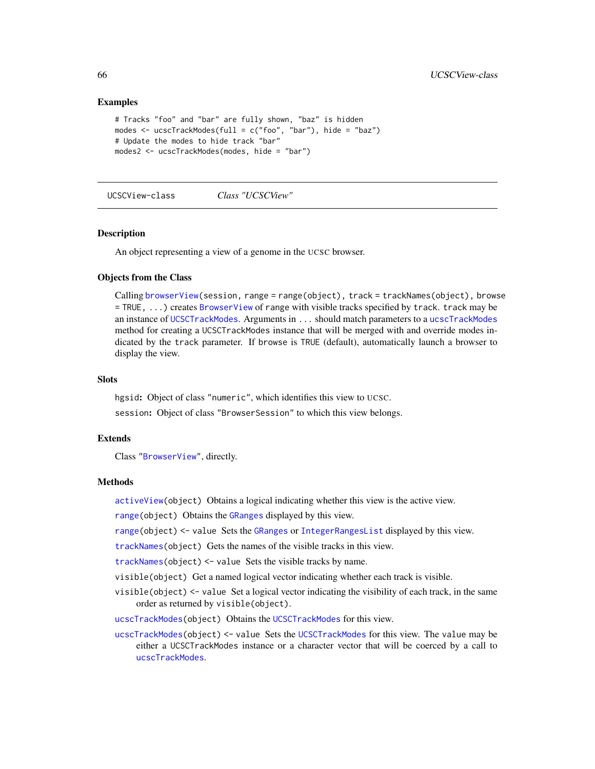## Examples

```
# Tracks "foo" and "bar" are fully shown, "baz" is hidden
modes <- ucscTrackModes(full = c("foo", "bar"), hide = "baz")
# Update the modes to hide track "bar"
modes2 <- ucscTrackModes(modes, hide = "bar")
```

---

UCSCView-class    *Class "UCSCView"*

---

## Description

An object representing a view of a genome in the UCSC browser.

## Objects from the Class

Calling `browserView(session, range = range(object), track = trackNames(object), browse = TRUE, ...)` creates `BrowserView` of range with visible tracks specified by `track`. `track` may be an instance of `UCSCTrackModes`. Arguments in `...` should match parameters to a `ucscTrackModes` method for creating a `UCSCTrackModes` instance that will be merged with and override modes indicated by the `track` parameter. If `browse` is `TRUE` (default), automatically launch a browser to display the view.

## Slots

`hgsid`: Object of class `"numeric"`, which identifies this view to UCSC.

`session`: Object of class `"BrowserSession"` to which this view belongs.

## Extends

Class `"BrowserView"`, directly.

## Methods

`activeView(object)` Obtains a logical indicating whether this view is the active view.

`range(object)` Obtains the `GRanges` displayed by this view.

`range(object) <- value` Sets the `GRanges` or `IntegerRangesList` displayed by this view.

`trackNames(object)` Gets the names of the visible tracks in this view.

`trackNames(object) <- value` Sets the visible tracks by name.

`visible(object)` Get a named logical vector indicating whether each track is visible.

`visible(object) <- value` Set a logical vector indicating the visibility of each track, in the same order as returned by `visible(object)`.

`ucscTrackModes(object)` Obtains the `UCSCTrackModes` for this view.

`ucscTrackModes(object) <- value` Sets the `UCSCTrackModes` for this view. The `value` may be either a `UCSCTrackModes` instance or a character vector that will be coerced by a call to `ucscTrackModes`.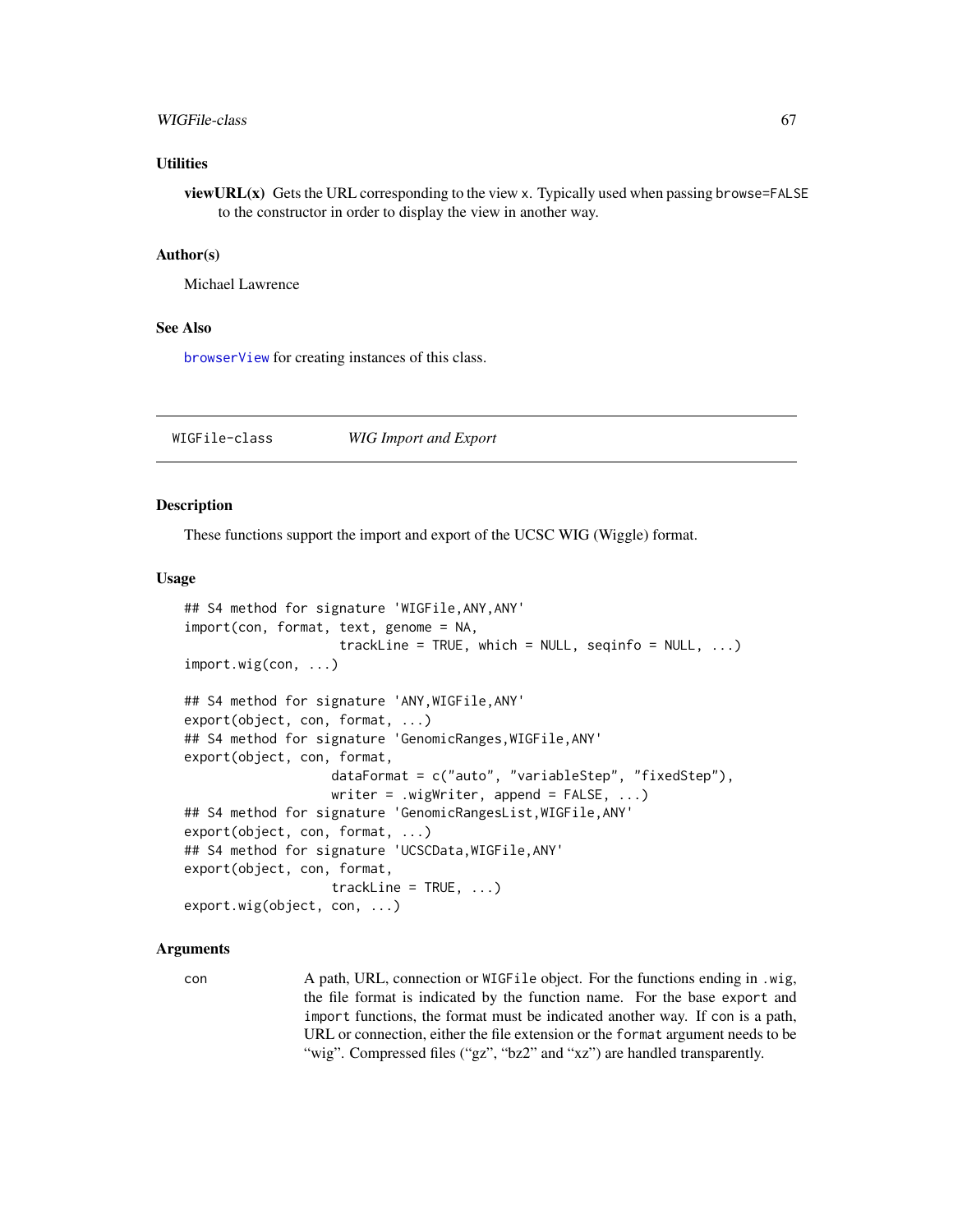### Utilities

**viewURL(x)** Gets the URL corresponding to the view x. Typically used when passing browse=FALSE to the constructor in order to display the view in another way.

### Author(s)

Michael Lawrence

### See Also

browserView for creating instances of this class.

---

## WIGFile-class *WIG Import and Export*

---

### Description

These functions support the import and export of the UCSC WIG (Wiggle) format.

### Usage

```
## S4 method for signature 'WIGFile,ANY,ANY'
import(con, format, text, genome = NA,
                    trackLine = TRUE, which = NULL, seqinfo = NULL, ...)
import.wig(con, ...)

## S4 method for signature 'ANY,WIGFile,ANY'
export(object, con, format, ...)
## S4 method for signature 'GenomicRanges,WIGFile,ANY'
export(object, con, format,
                   dataFormat = c("auto", "variableStep", "fixedStep"),
                   writer = .wigWriter, append = FALSE, ...)
## S4 method for signature 'GenomicRangesList,WIGFile,ANY'
export(object, con, format, ...)
## S4 method for signature 'UCSCData,WIGFile,ANY'
export(object, con, format,
                   trackLine = TRUE, ...)
export.wig(object, con, ...)
```

### Arguments

con A path, URL, connection or WIGFile object. For the functions ending in .wig, the file format is indicated by the function name. For the base export and import functions, the format must be indicated another way. If con is a path, URL or connection, either the file extension or the format argument needs to be "wig". Compressed files ("gz", "bz2" and "xz") are handled transparently.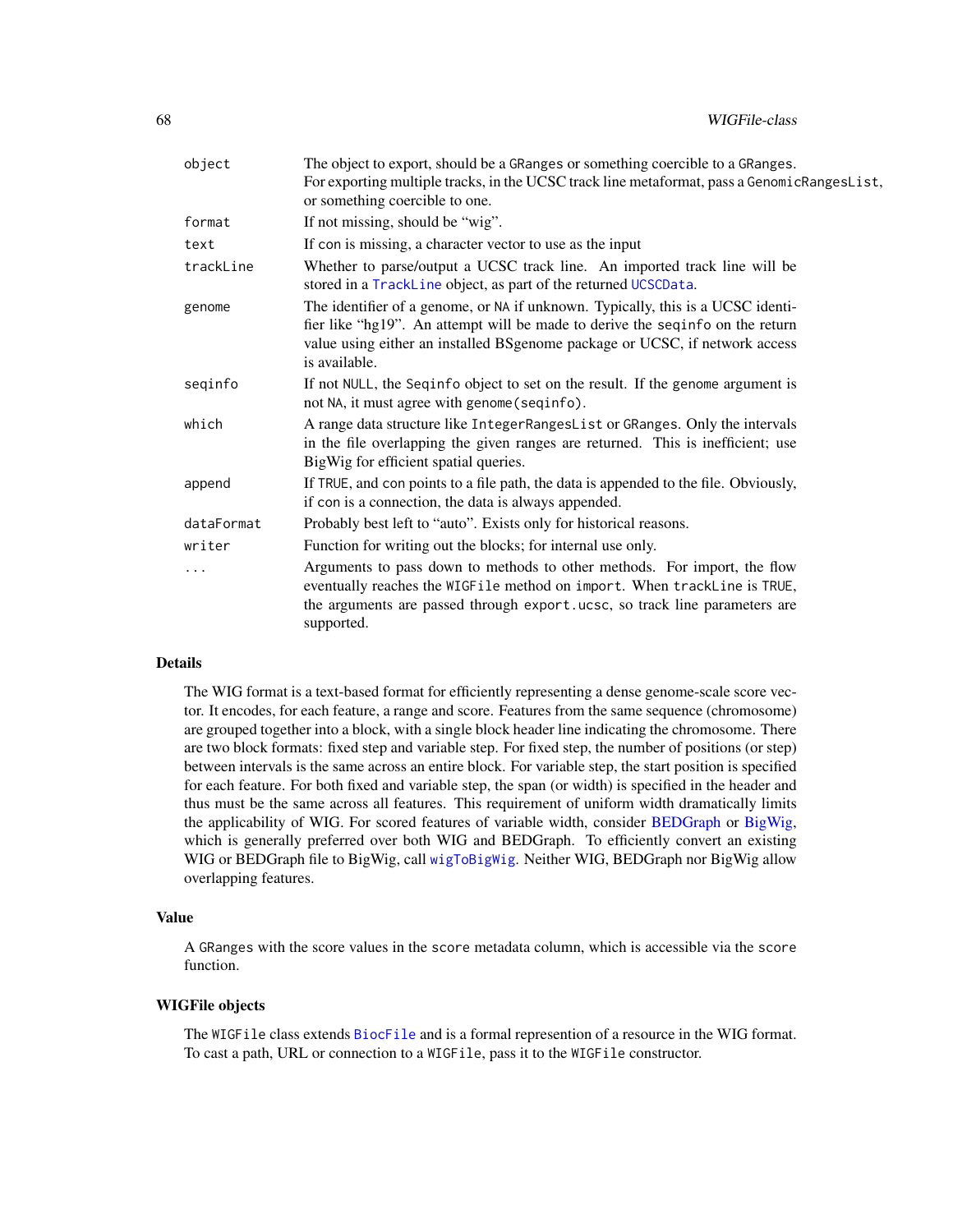| | |
|---|---|
| `object` | The object to export, should be a `GRanges` or something coercible to a `GRanges`. For exporting multiple tracks, in the UCSC track line metaformat, pass a `GenomicRangesList`, or something coercible to one. |
| `format` | If not missing, should be "wig". |
| `text` | If `con` is missing, a character vector to use as the input |
| `trackLine` | Whether to parse/output a UCSC track line. An imported track line will be stored in a `TrackLine` object, as part of the returned `UCSCData`. |
| `genome` | The identifier of a genome, or `NA` if unknown. Typically, this is a UCSC identifier like "hg19". An attempt will be made to derive the `seqinfo` on the return value using either an installed BSgenome package or UCSC, if network access is available. |
| `seqinfo` | If not `NULL`, the `Seqinfo` object to set on the result. If the `genome` argument is not `NA`, it must agree with `genome(seqinfo)`. |
| `which` | A range data structure like `IntegerRangesList` or `GRanges`. Only the intervals in the file overlapping the given ranges are returned. This is inefficient; use BigWig for efficient spatial queries. |
| `append` | If `TRUE`, and `con` points to a file path, the data is appended to the file. Obviously, if `con` is a connection, the data is always appended. |
| `dataFormat` | Probably best left to "auto". Exists only for historical reasons. |
| `writer` | Function for writing out the blocks; for internal use only. |
| `...` | Arguments to pass down to methods to other methods. For import, the flow eventually reaches the `WIGFile` method on `import`. When `trackLine` is `TRUE`, the arguments are passed through `export.ucsc`, so track line parameters are supported. |

## Details

The WIG format is a text-based format for efficiently representing a dense genome-scale score vector. It encodes, for each feature, a range and score. Features from the same sequence (chromosome) are grouped together into a block, with a single block header line indicating the chromosome. There are two block formats: fixed step and variable step. For fixed step, the number of positions (or step) between intervals is the same across an entire block. For variable step, the start position is specified for each feature. For both fixed and variable step, the span (or width) is specified in the header and thus must be the same across all features. This requirement of uniform width dramatically limits the applicability of WIG. For scored features of variable width, consider BEDGraph or BigWig, which is generally preferred over both WIG and BEDGraph. To efficiently convert an existing WIG or BEDGraph file to BigWig, call `wigToBigWig`. Neither WIG, BEDGraph nor BigWig allow overlapping features.

## Value

A `GRanges` with the score values in the `score` metadata column, which is accessible via the `score` function.

## WIGFile objects

The `WIGFile` class extends `BiocFile` and is a formal represention of a resource in the WIG format. To cast a path, URL or connection to a `WIGFile`, pass it to the `WIGFile` constructor.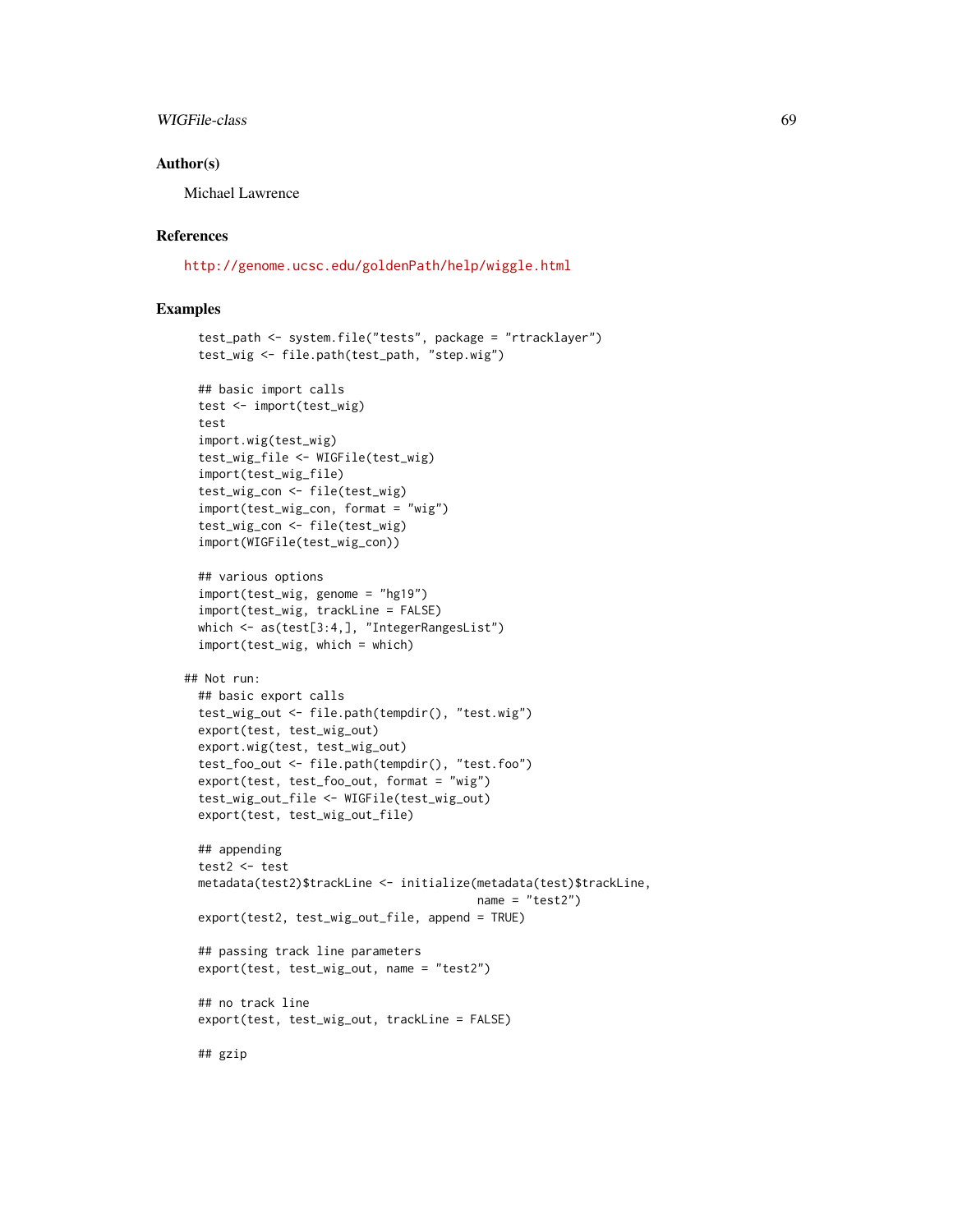## Author(s)

Michael Lawrence

## References

http://genome.ucsc.edu/goldenPath/help/wiggle.html

## Examples

```
  test_path <- system.file("tests", package = "rtracklayer")
  test_wig <- file.path(test_path, "step.wig")

  ## basic import calls
  test <- import(test_wig)
  test
  import.wig(test_wig)
  test_wig_file <- WIGFile(test_wig)
  import(test_wig_file)
  test_wig_con <- file(test_wig)
  import(test_wig_con, format = "wig")
  test_wig_con <- file(test_wig)
  import(WIGFile(test_wig_con))

  ## various options
  import(test_wig, genome = "hg19")
  import(test_wig, trackLine = FALSE)
  which <- as(test[3:4,], "IntegerRangesList")
  import(test_wig, which = which)

## Not run:
  ## basic export calls
  test_wig_out <- file.path(tempdir(), "test.wig")
  export(test, test_wig_out)
  export.wig(test, test_wig_out)
  test_foo_out <- file.path(tempdir(), "test.foo")
  export(test, test_foo_out, format = "wig")
  test_wig_out_file <- WIGFile(test_wig_out)
  export(test, test_wig_out_file)

  ## appending
  test2 <- test
  metadata(test2)$trackLine <- initialize(metadata(test)$trackLine,
                                          name = "test2")
  export(test2, test_wig_out_file, append = TRUE)

  ## passing track line parameters
  export(test, test_wig_out, name = "test2")

  ## no track line
  export(test, test_wig_out, trackLine = FALSE)

  ## gzip
```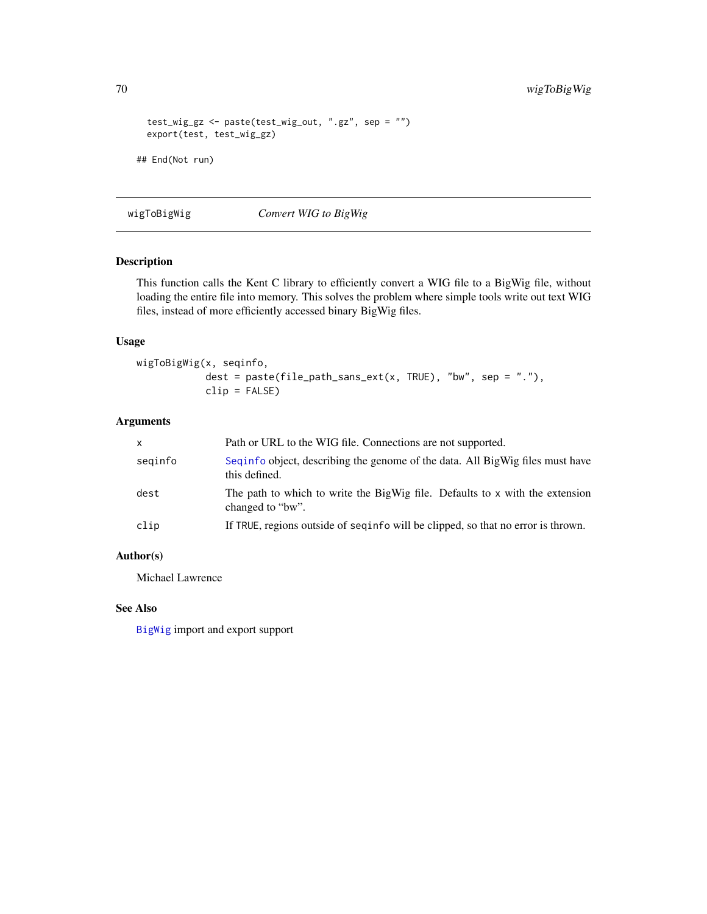```
  test_wig_gz <- paste(test_wig_out, ".gz", sep = "")
  export(test, test_wig_gz)

## End(Not run)
```

---

## wigToBigWig *Convert WIG to BigWig*

---

### Description

This function calls the Kent C library to efficiently convert a WIG file to a BigWig file, without loading the entire file into memory. This solves the problem where simple tools write out text WIG files, instead of more efficiently accessed binary BigWig files.

### Usage

```
wigToBigWig(x, seqinfo,
            dest = paste(file_path_sans_ext(x, TRUE), "bw", sep = "."),
            clip = FALSE)
```

### Arguments

| | |
|---|---|
| `x` | Path or URL to the WIG file. Connections are not supported. |
| `seqinfo` | `Seqinfo` object, describing the genome of the data. All BigWig files must have this defined. |
| `dest` | The path to which to write the BigWig file. Defaults to `x` with the extension changed to "bw". |
| `clip` | If `TRUE`, regions outside of `seqinfo` will be clipped, so that no error is thrown. |

### Author(s)

Michael Lawrence

### See Also

`BigWig` import and export support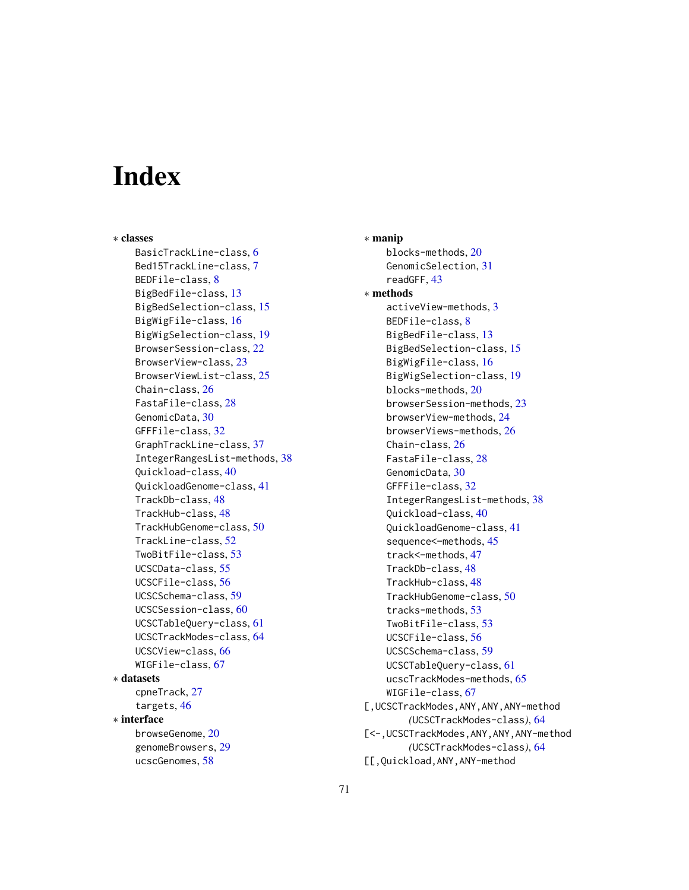# Index

∗ **classes**

BasicTrackLine-class, 6
Bed15TrackLine-class, 7
BEDFile-class, 8
BigBedFile-class, 13
BigBedSelection-class, 15
BigWigFile-class, 16
BigWigSelection-class, 19
BrowserSession-class, 22
BrowserView-class, 23
BrowserViewList-class, 25
Chain-class, 26
FastaFile-class, 28
GenomicData, 30
GFFFile-class, 32
GraphTrackLine-class, 37
IntegerRangesList-methods, 38
Quickload-class, 40
QuickloadGenome-class, 41
TrackDb-class, 48
TrackHub-class, 48
TrackHubGenome-class, 50
TrackLine-class, 52
TwoBitFile-class, 53
UCSCData-class, 55
UCSCFile-class, 56
UCSCSchema-class, 59
UCSCSession-class, 60
UCSCTableQuery-class, 61
UCSCTrackModes-class, 64
UCSCView-class, 66
WIGFile-class, 67

∗ **datasets**

cpneTrack, 27
targets, 46

∗ **interface**

browseGenome, 20
genomeBrowsers, 29
ucscGenomes, 58

∗ **manip**

blocks-methods, 20
GenomicSelection, 31
readGFF, 43

∗ **methods**

activeView-methods, 3
BEDFile-class, 8
BigBedFile-class, 13
BigBedSelection-class, 15
BigWigFile-class, 16
BigWigSelection-class, 19
blocks-methods, 20
browserSession-methods, 23
browserView-methods, 24
browserViews-methods, 26
Chain-class, 26
FastaFile-class, 28
GenomicData, 30
GFFFile-class, 32
IntegerRangesList-methods, 38
Quickload-class, 40
QuickloadGenome-class, 41
sequence<-methods, 45
track<-methods, 47
TrackDb-class, 48
TrackHub-class, 48
TrackHubGenome-class, 50
tracks-methods, 53
TwoBitFile-class, 53
UCSCFile-class, 56
UCSCSchema-class, 59
UCSCTableQuery-class, 61
ucscTrackModes-methods, 65
WIGFile-class, 67

[,UCSCTrackModes,ANY,ANY,ANY-method *(UCSCTrackModes-class)*, 64
[<-,UCSCTrackModes,ANY,ANY,ANY-method *(UCSCTrackModes-class)*, 64
[[,Quickload,ANY,ANY-method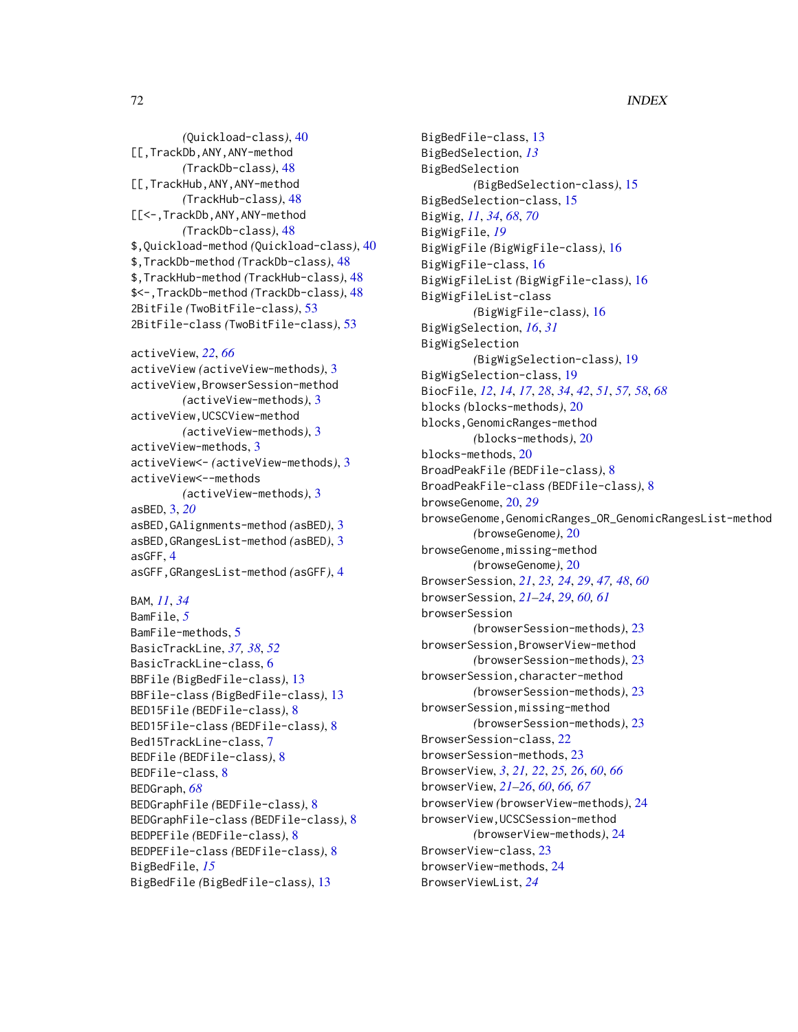(Quickload-class), 40
[[,TrackDb,ANY,ANY-method
(TrackDb-class), 48
[[,TrackHub,ANY,ANY-method
(TrackHub-class), 48
[[<-,TrackDb,ANY,ANY-method
(TrackDb-class), 48
$,Quickload-method (Quickload-class), 40
$,TrackDb-method (TrackDb-class), 48
$,TrackHub-method (TrackHub-class), 48
$<-,TrackDb-method (TrackDb-class), 48
2BitFile (TwoBitFile-class), 53
2BitFile-class (TwoBitFile-class), 53

activeView, *22*, *66*
activeView (activeView-methods), 3
activeView,BrowserSession-method
(activeView-methods), 3
activeView,UCSCView-method
(activeView-methods), 3
activeView-methods, 3
activeView<- (activeView-methods), 3
activeView<--methods
(activeView-methods), 3
asBED, 3, *20*
asBED,GAlignments-method (asBED), 3
asBED,GRangesList-method (asBED), 3
asGFF, 4
asGFF,GRangesList-method (asGFF), 4

BAM, *11*, *34*
BamFile, *5*
BamFile-methods, 5
BasicTrackLine, *37, 38*, *52*
BasicTrackLine-class, 6
BBFile (BigBedFile-class), 13
BBFile-class (BigBedFile-class), 13
BED15File (BEDFile-class), 8
BED15File-class (BEDFile-class), 8
Bed15TrackLine-class, 7
BEDFile (BEDFile-class), 8
BEDFile-class, 8
BEDGraph, *68*
BEDGraphFile (BEDFile-class), 8
BEDGraphFile-class (BEDFile-class), 8
BEDPEFile (BEDFile-class), 8
BEDPEFile-class (BEDFile-class), 8
BigBedFile, *15*
BigBedFile (BigBedFile-class), 13
BigBedFile-class, 13
BigBedSelection, *13*
BigBedSelection
(BigBedSelection-class), 15
BigBedSelection-class, 15
BigWig, *11*, *34*, *68*, *70*
BigWigFile, *19*
BigWigFile (BigWigFile-class), 16
BigWigFile-class, 16
BigWigFileList (BigWigFile-class), 16
BigWigFileList-class
(BigWigFile-class), 16
BigWigSelection, *16*, *31*
BigWigSelection
(BigWigSelection-class), 19
BigWigSelection-class, 19
BiocFile, *12*, *14*, *17*, *28*, *34*, *42*, *51*, *57, 58*, *68*
blocks (blocks-methods), 20
blocks,GenomicRanges-method
(blocks-methods), 20
blocks-methods, 20
BroadPeakFile (BEDFile-class), 8
BroadPeakFile-class (BEDFile-class), 8
browseGenome, 20, *29*
browseGenome,GenomicRanges_OR_GenomicRangesList-method
(browseGenome), 20
browseGenome,missing-method
(browseGenome), 20
BrowserSession, *21*, *23, 24*, *29*, *47, 48*, *60*
browserSession, *21–24*, *29*, *60, 61*
browserSession
(browserSession-methods), 23
browserSession,BrowserView-method
(browserSession-methods), 23
browserSession,character-method
(browserSession-methods), 23
browserSession,missing-method
(browserSession-methods), 23
BrowserSession-class, 22
browserSession-methods, 23
BrowserView, *3*, *21, 22*, *25, 26*, *60*, *66*
browserView, *21–26*, *60*, *66, 67*
browserView (browserView-methods), 24
browserView,UCSCSession-method
(browserView-methods), 24
BrowserView-class, 23
browserView-methods, 24
BrowserViewList, *24*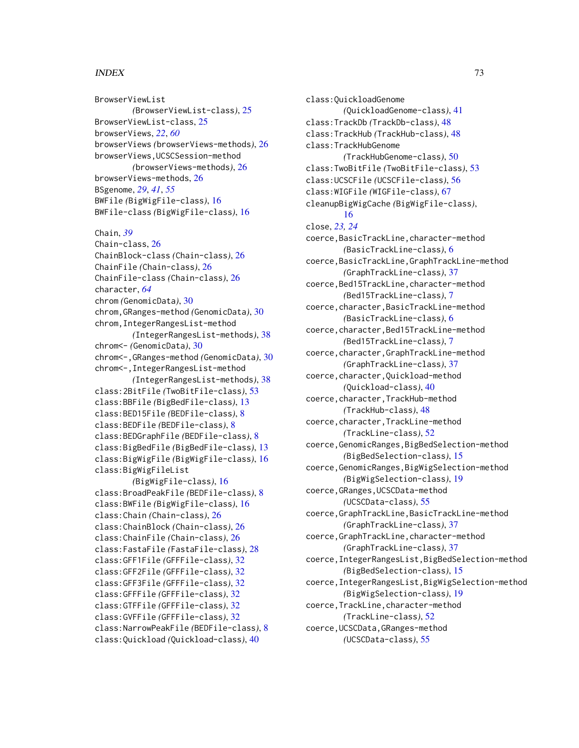BrowserViewList
 *(BrowserViewList-class)*, 25
BrowserViewList-class, 25
browserViews, *22*, *60*
browserViews *(browserViews-methods)*, 26
browserViews,UCSCSession-method
 *(browserViews-methods)*, 26
browserViews-methods, 26
BSgenome, *29*, *41*, *55*
BWFile *(BigWigFile-class)*, 16
BWFile-class *(BigWigFile-class)*, 16

Chain, *39*
Chain-class, 26
ChainBlock-class *(Chain-class)*, 26
ChainFile *(Chain-class)*, 26
ChainFile-class *(Chain-class)*, 26
character, *64*
chrom *(GenomicData)*, 30
chrom,GRanges-method *(GenomicData)*, 30
chrom,IntegerRangesList-method
 *(IntegerRangesList-methods)*, 38
chrom<- *(GenomicData)*, 30
chrom<-,GRanges-method *(GenomicData)*, 30
chrom<-,IntegerRangesList-method
 *(IntegerRangesList-methods)*, 38
class:2BitFile *(TwoBitFile-class)*, 53
class:BBFile *(BigBedFile-class)*, 13
class:BED15File *(BEDFile-class)*, 8
class:BEDFile *(BEDFile-class)*, 8
class:BEDGraphFile *(BEDFile-class)*, 8
class:BigBedFile *(BigBedFile-class)*, 13
class:BigWigFile *(BigWigFile-class)*, 16
class:BigWigFileList
 *(BigWigFile-class)*, 16
class:BroadPeakFile *(BEDFile-class)*, 8
class:BWFile *(BigWigFile-class)*, 16
class:Chain *(Chain-class)*, 26
class:ChainBlock *(Chain-class)*, 26
class:ChainFile *(Chain-class)*, 26
class:FastaFile *(FastaFile-class)*, 28
class:GFF1File *(GFFFile-class)*, 32
class:GFF2File *(GFFFile-class)*, 32
class:GFF3File *(GFFFile-class)*, 32
class:GFFFile *(GFFFile-class)*, 32
class:GTFFile *(GFFFile-class)*, 32
class:GVFFile *(GFFFile-class)*, 32
class:NarrowPeakFile *(BEDFile-class)*, 8
class:Quickload *(Quickload-class)*, 40
class:QuickloadGenome
 *(QuickloadGenome-class)*, 41
class:TrackDb *(TrackDb-class)*, 48
class:TrackHub *(TrackHub-class)*, 48
class:TrackHubGenome
 *(TrackHubGenome-class)*, 50
class:TwoBitFile *(TwoBitFile-class)*, 53
class:UCSCFile *(UCSCFile-class)*, 56
class:WIGFile *(WIGFile-class)*, 67
cleanupBigWigCache *(BigWigFile-class)*,
 16
close, *23*, *24*
coerce,BasicTrackLine,character-method
 *(BasicTrackLine-class)*, 6
coerce,BasicTrackLine,GraphTrackLine-method
 *(GraphTrackLine-class)*, 37
coerce,Bed15TrackLine,character-method
 *(Bed15TrackLine-class)*, 7
coerce,character,BasicTrackLine-method
 *(BasicTrackLine-class)*, 6
coerce,character,Bed15TrackLine-method
 *(Bed15TrackLine-class)*, 7
coerce,character,GraphTrackLine-method
 *(GraphTrackLine-class)*, 37
coerce,character,Quickload-method
 *(Quickload-class)*, 40
coerce,character,TrackHub-method
 *(TrackHub-class)*, 48
coerce,character,TrackLine-method
 *(TrackLine-class)*, 52
coerce,GenomicRanges,BigBedSelection-method
 *(BigBedSelection-class)*, 15
coerce,GenomicRanges,BigWigSelection-method
 *(BigWigSelection-class)*, 19
coerce,GRanges,UCSCData-method
 *(UCSCData-class)*, 55
coerce,GraphTrackLine,BasicTrackLine-method
 *(GraphTrackLine-class)*, 37
coerce,GraphTrackLine,character-method
 *(GraphTrackLine-class)*, 37
coerce,IntegerRangesList,BigBedSelection-method
 *(BigBedSelection-class)*, 15
coerce,IntegerRangesList,BigWigSelection-method
 *(BigWigSelection-class)*, 19
coerce,TrackLine,character-method
 *(TrackLine-class)*, 52
coerce,UCSCData,GRanges-method
 *(UCSCData-class)*, 55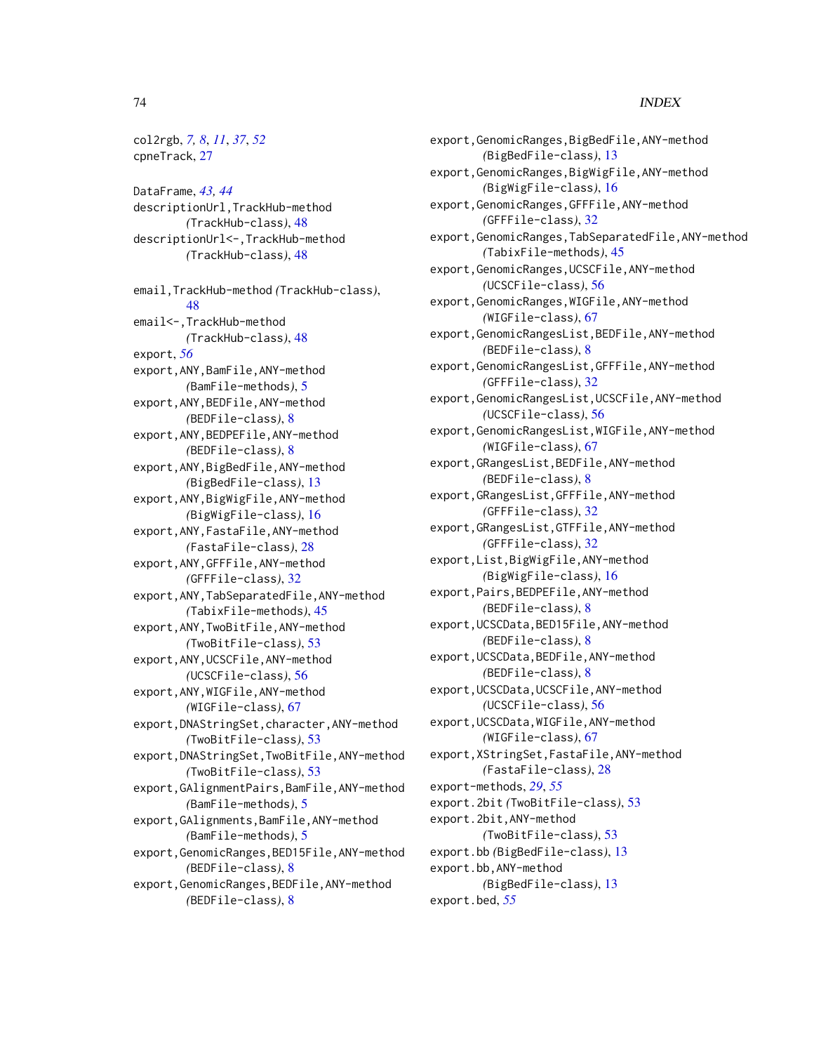col2rgb, *7, 8*, *11*, *37*, *52*
cpneTrack, 27

DataFrame, *43, 44*
descriptionUrl,TrackHub-method *(TrackHub-class)*, 48
descriptionUrl<-,TrackHub-method *(TrackHub-class)*, 48

email,TrackHub-method *(TrackHub-class)*, 48
email<-,TrackHub-method *(TrackHub-class)*, 48
export, *56*
export,ANY,BamFile,ANY-method *(BamFile-methods)*, 5
export,ANY,BEDFile,ANY-method *(BEDFile-class)*, 8
export,ANY,BEDPEFile,ANY-method *(BEDFile-class)*, 8
export,ANY,BigBedFile,ANY-method *(BigBedFile-class)*, 13
export,ANY,BigWigFile,ANY-method *(BigWigFile-class)*, 16
export,ANY,FastaFile,ANY-method *(FastaFile-class)*, 28
export,ANY,GFFFile,ANY-method *(GFFFile-class)*, 32
export,ANY,TabSeparatedFile,ANY-method *(TabixFile-methods)*, 45
export,ANY,TwoBitFile,ANY-method *(TwoBitFile-class)*, 53
export,ANY,UCSCFile,ANY-method *(UCSCFile-class)*, 56
export,ANY,WIGFile,ANY-method *(WIGFile-class)*, 67
export,DNAStringSet,character,ANY-method *(TwoBitFile-class)*, 53
export,DNAStringSet,TwoBitFile,ANY-method *(TwoBitFile-class)*, 53
export,GAlignmentPairs,BamFile,ANY-method *(BamFile-methods)*, 5
export,GAlignments,BamFile,ANY-method *(BamFile-methods)*, 5
export,GenomicRanges,BED15File,ANY-method *(BEDFile-class)*, 8
export,GenomicRanges,BEDFile,ANY-method *(BEDFile-class)*, 8
export,GenomicRanges,BigBedFile,ANY-method *(BigBedFile-class)*, 13
export,GenomicRanges,BigWigFile,ANY-method *(BigWigFile-class)*, 16
export,GenomicRanges,GFFFile,ANY-method *(GFFFile-class)*, 32
export,GenomicRanges,TabSeparatedFile,ANY-method *(TabixFile-methods)*, 45
export,GenomicRanges,UCSCFile,ANY-method *(UCSCFile-class)*, 56
export,GenomicRanges,WIGFile,ANY-method *(WIGFile-class)*, 67
export,GenomicRangesList,BEDFile,ANY-method *(BEDFile-class)*, 8
export,GenomicRangesList,GFFFile,ANY-method *(GFFFile-class)*, 32
export,GenomicRangesList,UCSCFile,ANY-method *(UCSCFile-class)*, 56
export,GenomicRangesList,WIGFile,ANY-method *(WIGFile-class)*, 67
export,GRangesList,BEDFile,ANY-method *(BEDFile-class)*, 8
export,GRangesList,GFFFile,ANY-method *(GFFFile-class)*, 32
export,GRangesList,GTFFile,ANY-method *(GFFFile-class)*, 32
export,List,BigWigFile,ANY-method *(BigWigFile-class)*, 16
export,Pairs,BEDPEFile,ANY-method *(BEDFile-class)*, 8
export,UCSCData,BED15File,ANY-method *(BEDFile-class)*, 8
export,UCSCData,BEDFile,ANY-method *(BEDFile-class)*, 8
export,UCSCData,UCSCFile,ANY-method *(UCSCFile-class)*, 56
export,UCSCData,WIGFile,ANY-method *(WIGFile-class)*, 67
export,XStringSet,FastaFile,ANY-method *(FastaFile-class)*, 28
export-methods, *29*, *55*
export.2bit *(TwoBitFile-class)*, 53
export.2bit,ANY-method *(TwoBitFile-class)*, 53
export.bb *(BigBedFile-class)*, 13
export.bb,ANY-method *(BigBedFile-class)*, 13
export.bed, *55*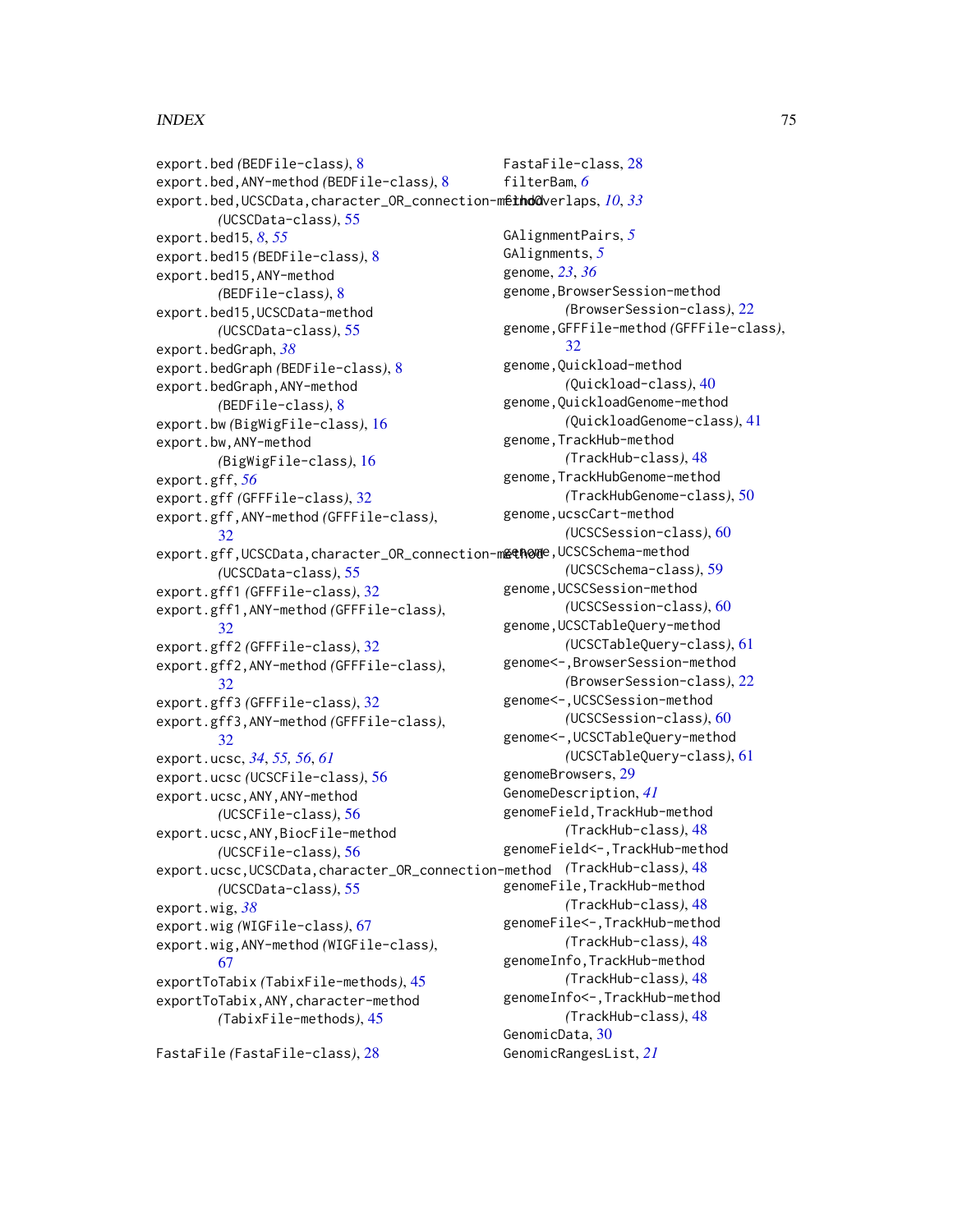export.bed *(BEDFile-class)*, 8
export.bed,ANY-method *(BEDFile-class)*, 8
export.bed,UCSCData,character_OR_connection-method *(UCSCData-class)*, 55
export.bed15, *8*, *55*
export.bed15 *(BEDFile-class)*, 8
export.bed15,ANY-method *(BEDFile-class)*, 8
export.bed15,UCSCData-method *(UCSCData-class)*, 55
export.bedGraph, *38*
export.bedGraph *(BEDFile-class)*, 8
export.bedGraph,ANY-method *(BEDFile-class)*, 8
export.bw *(BigWigFile-class)*, 16
export.bw,ANY-method *(BigWigFile-class)*, 16
export.gff, *56*
export.gff *(GFFFile-class)*, 32
export.gff,ANY-method *(GFFFile-class)*, 32
export.gff,UCSCData,character_OR_connection-method *(UCSCData-class)*, 55
export.gff1 *(GFFFile-class)*, 32
export.gff1,ANY-method *(GFFFile-class)*, 32
export.gff2 *(GFFFile-class)*, 32
export.gff2,ANY-method *(GFFFile-class)*, 32
export.gff3 *(GFFFile-class)*, 32
export.gff3,ANY-method *(GFFFile-class)*, 32
export.ucsc, *34*, *55*, *56*, *61*
export.ucsc *(UCSCFile-class)*, 56
export.ucsc,ANY,ANY-method *(UCSCFile-class)*, 56
export.ucsc,ANY,BiocFile-method *(UCSCFile-class)*, 56
export.ucsc,UCSCData,character_OR_connection-method *(UCSCData-class)*, 55
export.wig, *38*
export.wig *(WIGFile-class)*, 67
export.wig,ANY-method *(WIGFile-class)*, 67
exportToTabix *(TabixFile-methods)*, 45
exportToTabix,ANY,character-method *(TabixFile-methods)*, 45

FastaFile *(FastaFile-class)*, 28
FastaFile-class, 28
filterBam, *6*
findOverlaps, *10*, *33*

GAlignmentPairs, *5*
GAlignments, *5*
genome, *23*, *36*
genome,BrowserSession-method *(BrowserSession-class)*, 22
genome,GFFFile-method *(GFFFile-class)*, 32
genome,Quickload-method *(Quickload-class)*, 40
genome,QuickloadGenome-method *(QuickloadGenome-class)*, 41
genome,TrackHub-method *(TrackHub-class)*, 48
genome,TrackHubGenome-method *(TrackHubGenome-class)*, 50
genome,ucscCart-method *(UCSCSession-class)*, 60
genome,UCSCSchema-method *(UCSCSchema-class)*, 59
genome,UCSCSession-method *(UCSCSession-class)*, 60
genome,UCSCTableQuery-method *(UCSCTableQuery-class)*, 61
genome<-,BrowserSession-method *(BrowserSession-class)*, 22
genome<-,UCSCSession-method *(UCSCSession-class)*, 60
genome<-,UCSCTableQuery-method *(UCSCTableQuery-class)*, 61
genomeBrowsers, 29
GenomeDescription, *41*
genomeField,TrackHub-method *(TrackHub-class)*, 48
genomeField<-,TrackHub-method *(TrackHub-class)*, 48
genomeFile,TrackHub-method *(TrackHub-class)*, 48
genomeFile<-,TrackHub-method *(TrackHub-class)*, 48
genomeInfo,TrackHub-method *(TrackHub-class)*, 48
genomeInfo<-,TrackHub-method *(TrackHub-class)*, 48
GenomicData, 30
GenomicRangesList, *21*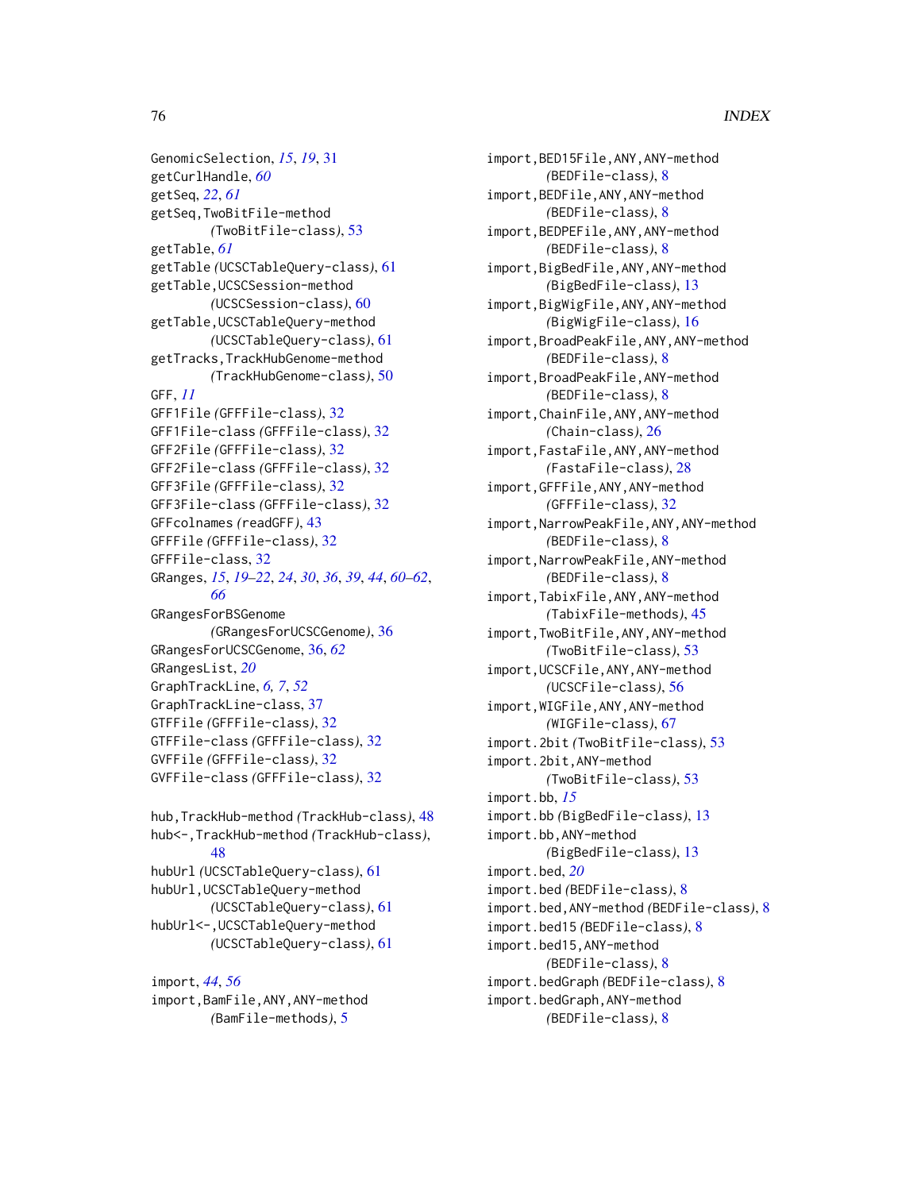GenomicSelection, *15*, *19*, 31
getCurlHandle, *60*
getSeq, *22*, *61*
getSeq,TwoBitFile-method
*(*TwoBitFile-class*)*, 53
getTable, *61*
getTable *(*UCSCTableQuery-class*)*, 61
getTable,UCSCSession-method
*(*UCSCSession-class*)*, 60
getTable,UCSCTableQuery-method
*(*UCSCTableQuery-class*)*, 61
getTracks,TrackHubGenome-method
*(*TrackHubGenome-class*)*, 50
GFF, *11*
GFF1File *(*GFFFile-class*)*, 32
GFF1File-class *(*GFFFile-class*)*, 32
GFF2File *(*GFFFile-class*)*, 32
GFF2File-class *(*GFFFile-class*)*, 32
GFF3File *(*GFFFile-class*)*, 32
GFF3File-class *(*GFFFile-class*)*, 32
GFFcolnames *(*readGFF*)*, 43
GFFFile *(*GFFFile-class*)*, 32
GFFFile-class, 32
GRanges, *15*, *19–22*, *24*, *30*, *36*, *39*, *44*, *60–62*, *66*
GRangesForBSGenome
*(*GRangesForUCSCGenome*)*, 36
GRangesForUCSCGenome, 36, *62*
GRangesList, *20*
GraphTrackLine, *6*, *7*, *52*
GraphTrackLine-class, 37
GTFFile *(*GFFFile-class*)*, 32
GTFFile-class *(*GFFFile-class*)*, 32
GVFFile *(*GFFFile-class*)*, 32
GVFFile-class *(*GFFFile-class*)*, 32

hub,TrackHub-method *(*TrackHub-class*)*, 48
hub<-,TrackHub-method *(*TrackHub-class*)*, 48
hubUrl *(*UCSCTableQuery-class*)*, 61
hubUrl,UCSCTableQuery-method
*(*UCSCTableQuery-class*)*, 61
hubUrl<-,UCSCTableQuery-method
*(*UCSCTableQuery-class*)*, 61

import, *44*, *56*
import,BamFile,ANY,ANY-method
*(*BamFile-methods*)*, 5
import,BED15File,ANY,ANY-method
*(*BEDFile-class*)*, 8
import,BEDFile,ANY,ANY-method
*(*BEDFile-class*)*, 8
import,BEDPEFile,ANY,ANY-method
*(*BEDFile-class*)*, 8
import,BigBedFile,ANY,ANY-method
*(*BigBedFile-class*)*, 13
import,BigWigFile,ANY,ANY-method
*(*BigWigFile-class*)*, 16
import,BroadPeakFile,ANY,ANY-method
*(*BEDFile-class*)*, 8
import,BroadPeakFile,ANY-method
*(*BEDFile-class*)*, 8
import,ChainFile,ANY,ANY-method
*(*Chain-class*)*, 26
import,FastaFile,ANY,ANY-method
*(*FastaFile-class*)*, 28
import,GFFFile,ANY,ANY-method
*(*GFFFile-class*)*, 32
import,NarrowPeakFile,ANY,ANY-method
*(*BEDFile-class*)*, 8
import,NarrowPeakFile,ANY-method
*(*BEDFile-class*)*, 8
import,TabixFile,ANY,ANY-method
*(*TabixFile-methods*)*, 45
import,TwoBitFile,ANY,ANY-method
*(*TwoBitFile-class*)*, 53
import,UCSCFile,ANY,ANY-method
*(*UCSCFile-class*)*, 56
import,WIGFile,ANY,ANY-method
*(*WIGFile-class*)*, 67
import.2bit *(*TwoBitFile-class*)*, 53
import.2bit,ANY-method
*(*TwoBitFile-class*)*, 53
import.bb, *15*
import.bb *(*BigBedFile-class*)*, 13
import.bb,ANY-method
*(*BigBedFile-class*)*, 13
import.bed, *20*
import.bed *(*BEDFile-class*)*, 8
import.bed,ANY-method *(*BEDFile-class*)*, 8
import.bed15 *(*BEDFile-class*)*, 8
import.bed15,ANY-method
*(*BEDFile-class*)*, 8
import.bedGraph *(*BEDFile-class*)*, 8
import.bedGraph,ANY-method
*(*BEDFile-class*)*, 8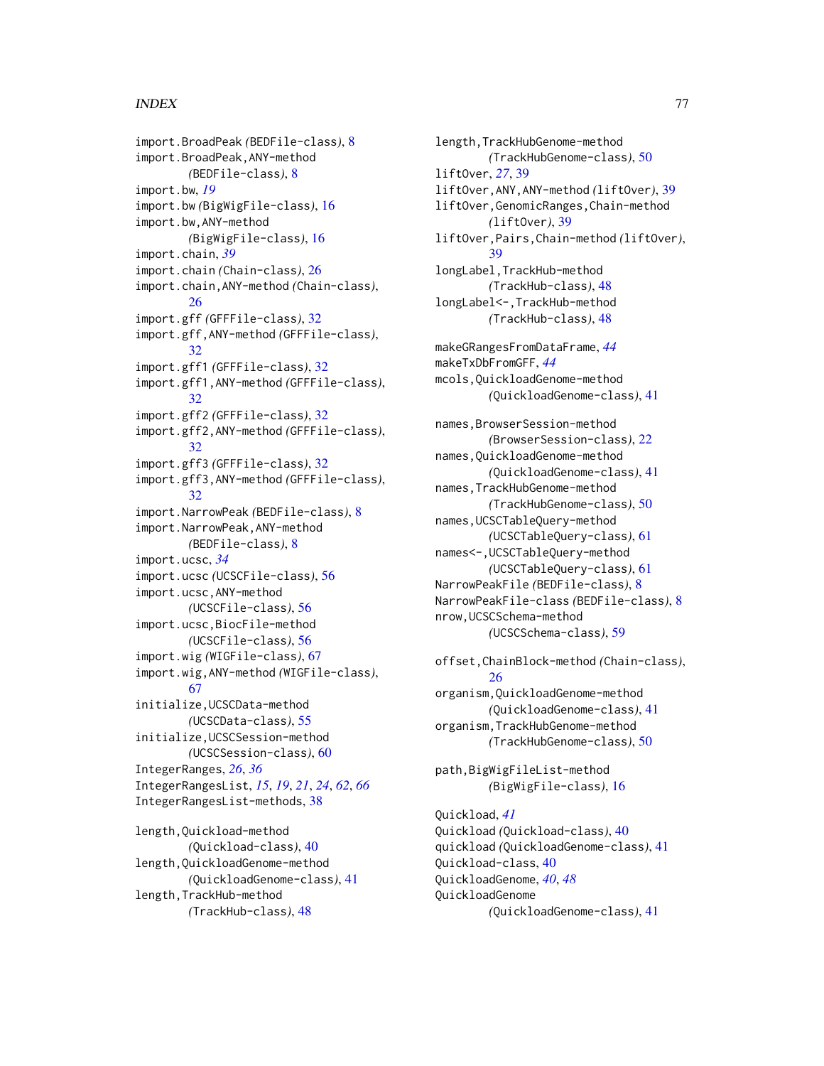import.BroadPeak *(BEDFile-class)*, 8
import.BroadPeak,ANY-method *(BEDFile-class)*, 8
import.bw, *19*
import.bw *(BigWigFile-class)*, 16
import.bw,ANY-method *(BigWigFile-class)*, 16
import.chain, *39*
import.chain *(Chain-class)*, 26
import.chain,ANY-method *(Chain-class)*, 26
import.gff *(GFFFile-class)*, 32
import.gff,ANY-method *(GFFFile-class)*, 32
import.gff1 *(GFFFile-class)*, 32
import.gff1,ANY-method *(GFFFile-class)*, 32
import.gff2 *(GFFFile-class)*, 32
import.gff2,ANY-method *(GFFFile-class)*, 32
import.gff3 *(GFFFile-class)*, 32
import.gff3,ANY-method *(GFFFile-class)*, 32
import.NarrowPeak *(BEDFile-class)*, 8
import.NarrowPeak,ANY-method *(BEDFile-class)*, 8
import.ucsc, *34*
import.ucsc *(UCSCFile-class)*, 56
import.ucsc,ANY-method *(UCSCFile-class)*, 56
import.ucsc,BiocFile-method *(UCSCFile-class)*, 56
import.wig *(WIGFile-class)*, 67
import.wig,ANY-method *(WIGFile-class)*, 67
initialize,UCSCData-method *(UCSCData-class)*, 55
initialize,UCSCSession-method *(UCSCSession-class)*, 60
IntegerRanges, *26*, *36*
IntegerRangesList, *15*, *19*, *21*, *24*, *62*, *66*
IntegerRangesList-methods, 38

length,Quickload-method *(Quickload-class)*, 40
length,QuickloadGenome-method *(QuickloadGenome-class)*, 41
length,TrackHub-method *(TrackHub-class)*, 48
length,TrackHubGenome-method *(TrackHubGenome-class)*, 50
liftOver, *27*, 39
liftOver,ANY,ANY-method *(liftOver)*, 39
liftOver,GenomicRanges,Chain-method *(liftOver)*, 39
liftOver,Pairs,Chain-method *(liftOver)*, 39
longLabel,TrackHub-method *(TrackHub-class)*, 48
longLabel<-,TrackHub-method *(TrackHub-class)*, 48

makeGRangesFromDataFrame, *44*
makeTxDbFromGFF, *44*
mcols,QuickloadGenome-method *(QuickloadGenome-class)*, 41

names,BrowserSession-method *(BrowserSession-class)*, 22
names,QuickloadGenome-method *(QuickloadGenome-class)*, 41
names,TrackHubGenome-method *(TrackHubGenome-class)*, 50
names,UCSCTableQuery-method *(UCSCTableQuery-class)*, 61
names<-,UCSCTableQuery-method *(UCSCTableQuery-class)*, 61
NarrowPeakFile *(BEDFile-class)*, 8
NarrowPeakFile-class *(BEDFile-class)*, 8
nrow,UCSCSchema-method *(UCSCSchema-class)*, 59

offset,ChainBlock-method *(Chain-class)*, 26
organism,QuickloadGenome-method *(QuickloadGenome-class)*, 41
organism,TrackHubGenome-method *(TrackHubGenome-class)*, 50

path,BigWigFileList-method *(BigWigFile-class)*, 16

Quickload, *41*
Quickload *(Quickload-class)*, 40
quickload *(QuickloadGenome-class)*, 41
Quickload-class, 40
QuickloadGenome, *40*, *48*
QuickloadGenome *(QuickloadGenome-class)*, 41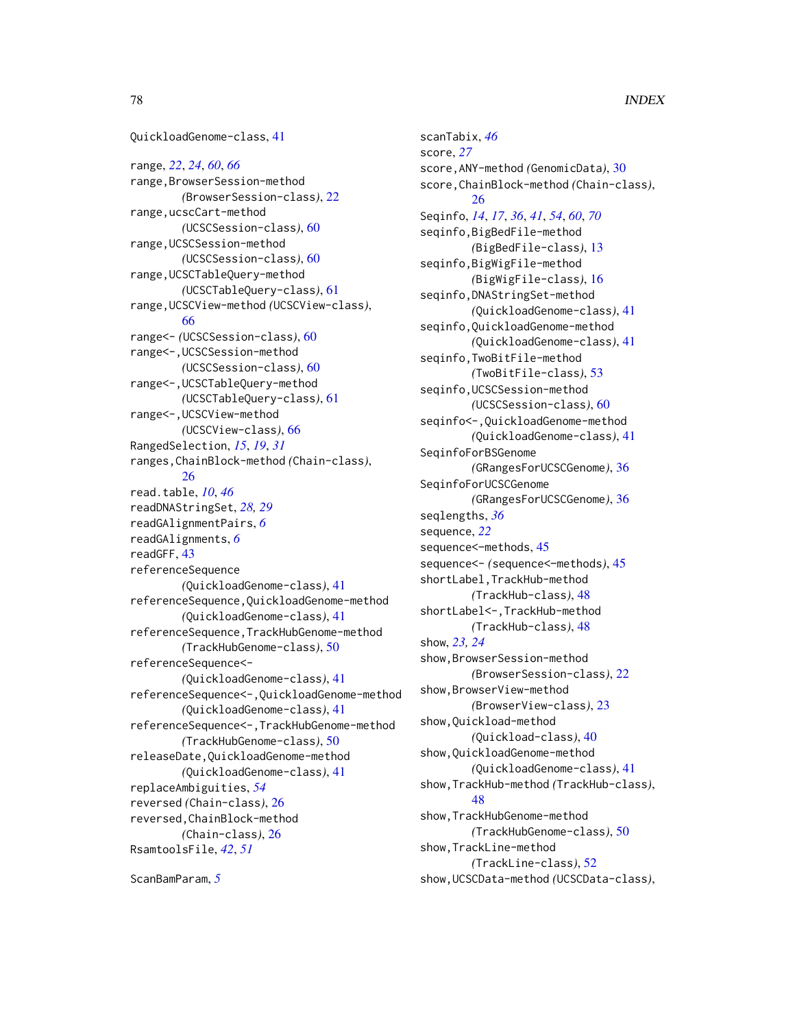QuickloadGenome-class, 41

range, *22*, *24*, *60*, *66*
range,BrowserSession-method *(BrowserSession-class)*, 22
range,ucscCart-method *(UCSCSession-class)*, 60
range,UCSCSession-method *(UCSCSession-class)*, 60
range,UCSCTableQuery-method *(UCSCTableQuery-class)*, 61
range,UCSCView-method *(UCSCView-class)*, 66
range<- *(UCSCSession-class)*, 60
range<-,UCSCSession-method *(UCSCSession-class)*, 60
range<-,UCSCTableQuery-method *(UCSCTableQuery-class)*, 61
range<-,UCSCView-method *(UCSCView-class)*, 66
RangedSelection, *15*, *19*, *31*
ranges,ChainBlock-method *(Chain-class)*, 26
read.table, *10*, *46*
readDNAStringSet, *28, 29*
readGAlignmentPairs, *6*
readGAlignments, *6*
readGFF, 43
referenceSequence *(QuickloadGenome-class)*, 41
referenceSequence,QuickloadGenome-method *(QuickloadGenome-class)*, 41
referenceSequence,TrackHubGenome-method *(TrackHubGenome-class)*, 50
referenceSequence<- *(QuickloadGenome-class)*, 41
referenceSequence<-,QuickloadGenome-method *(QuickloadGenome-class)*, 41
referenceSequence<-,TrackHubGenome-method *(TrackHubGenome-class)*, 50
releaseDate,QuickloadGenome-method *(QuickloadGenome-class)*, 41
replaceAmbiguities, *54*
reversed *(Chain-class)*, 26
reversed,ChainBlock-method *(Chain-class)*, 26
RsamtoolsFile, *42*, *51*

ScanBamParam, *5*
scanTabix, *46*
score, *27*
score,ANY-method *(GenomicData)*, 30
score,ChainBlock-method *(Chain-class)*, 26
Seqinfo, *14*, *17*, *36*, *41*, *54*, *60*, *70*
seqinfo,BigBedFile-method *(BigBedFile-class)*, 13
seqinfo,BigWigFile-method *(BigWigFile-class)*, 16
seqinfo,DNAStringSet-method *(QuickloadGenome-class)*, 41
seqinfo,QuickloadGenome-method *(QuickloadGenome-class)*, 41
seqinfo,TwoBitFile-method *(TwoBitFile-class)*, 53
seqinfo,UCSCSession-method *(UCSCSession-class)*, 60
seqinfo<-,QuickloadGenome-method *(QuickloadGenome-class)*, 41
SeqinfoForBSGenome *(GRangesForUCSCGenome)*, 36
SeqinfoForUCSCGenome *(GRangesForUCSCGenome)*, 36
seqlengths, *36*
sequence, *22*
sequence<--methods, 45
sequence<- *(sequence<--methods)*, 45
shortLabel,TrackHub-method *(TrackHub-class)*, 48
shortLabel<-,TrackHub-method *(TrackHub-class)*, 48
show, *23, 24*
show,BrowserSession-method *(BrowserSession-class)*, 22
show,BrowserView-method *(BrowserView-class)*, 23
show,Quickload-method *(Quickload-class)*, 40
show,QuickloadGenome-method *(QuickloadGenome-class)*, 41
show,TrackHub-method *(TrackHub-class)*, 48
show,TrackHubGenome-method *(TrackHubGenome-class)*, 50
show,TrackLine-method *(TrackLine-class)*, 52
show,UCSCData-method *(UCSCData-class)*,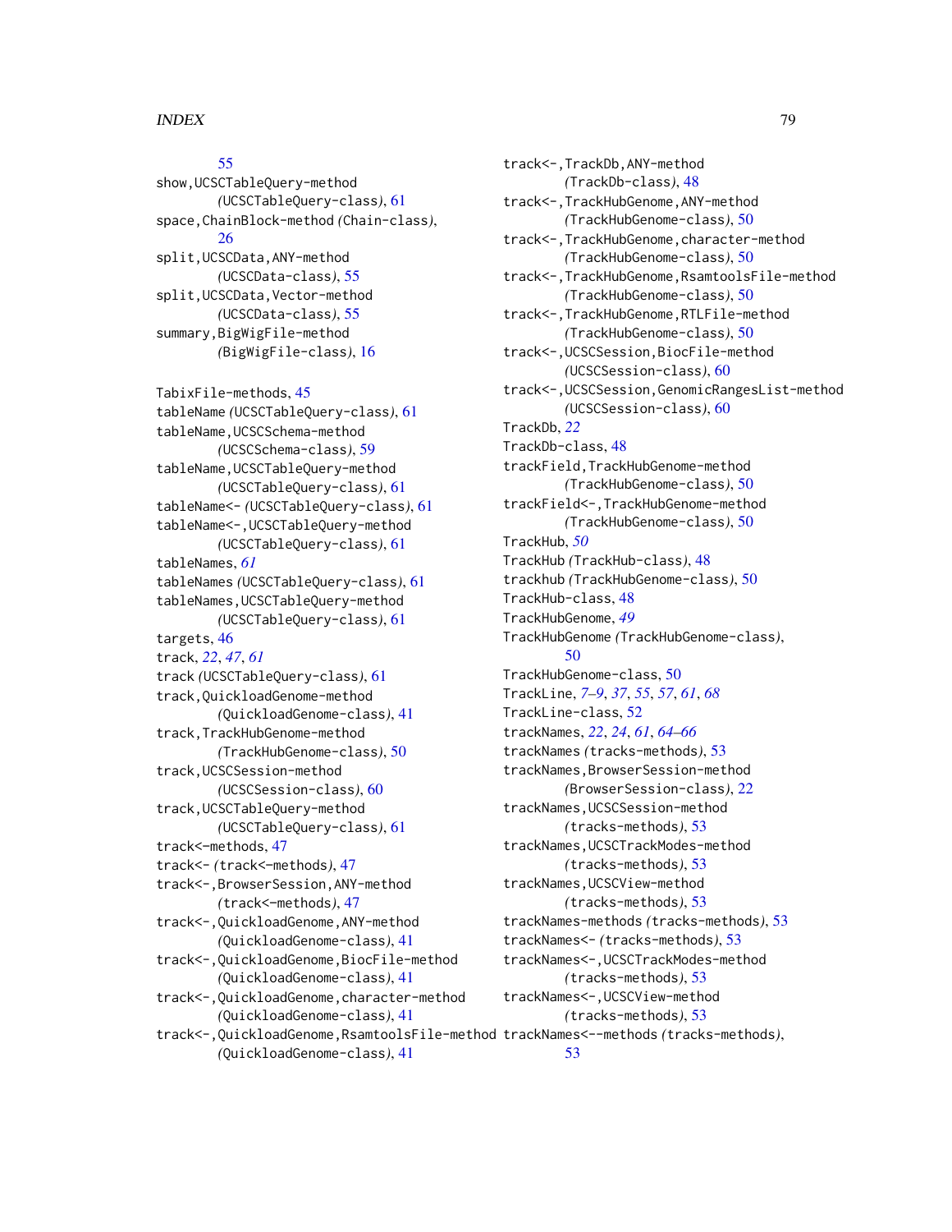55
show,UCSCTableQuery-method (UCSCTableQuery-class), 61
space,ChainBlock-method (Chain-class), 26
split,UCSCData,ANY-method (UCSCData-class), 55
split,UCSCData,Vector-method (UCSCData-class), 55
summary,BigWigFile-method (BigWigFile-class), 16

TabixFile-methods, 45
tableName (UCSCTableQuery-class), 61
tableName,UCSCSchema-method (UCSCSchema-class), 59
tableName,UCSCTableQuery-method (UCSCTableQuery-class), 61
tableName<- (UCSCTableQuery-class), 61
tableName<-,UCSCTableQuery-method (UCSCTableQuery-class), 61
tableNames, *61*
tableNames (UCSCTableQuery-class), 61
tableNames,UCSCTableQuery-method (UCSCTableQuery-class), 61
targets, 46
track, *22*, *47*, *61*
track (UCSCTableQuery-class), 61
track,QuickloadGenome-method (QuickloadGenome-class), 41
track,TrackHubGenome-method (TrackHubGenome-class), 50
track,UCSCSession-method (UCSCSession-class), 60
track,UCSCTableQuery-method (UCSCTableQuery-class), 61
track<--methods, 47
track<- (track<--methods), 47
track<-,BrowserSession,ANY-method (track<--methods), 47
track<-,QuickloadGenome,ANY-method (QuickloadGenome-class), 41
track<-,QuickloadGenome,BiocFile-method (QuickloadGenome-class), 41
track<-,QuickloadGenome,character-method (QuickloadGenome-class), 41
track<-,QuickloadGenome,RsamtoolsFile-method (QuickloadGenome-class), 41
track<-,TrackDb,ANY-method (TrackDb-class), 48
track<-,TrackHubGenome,ANY-method (TrackHubGenome-class), 50
track<-,TrackHubGenome,character-method (TrackHubGenome-class), 50
track<-,TrackHubGenome,RsamtoolsFile-method (TrackHubGenome-class), 50
track<-,TrackHubGenome,RTLFile-method (TrackHubGenome-class), 50
track<-,UCSCSession,BiocFile-method (UCSCSession-class), 60
track<-,UCSCSession,GenomicRangesList-method (UCSCSession-class), 60
TrackDb, *22*
TrackDb-class, 48
trackField,TrackHubGenome-method (TrackHubGenome-class), 50
trackField<-,TrackHubGenome-method (TrackHubGenome-class), 50
TrackHub, *50*
TrackHub (TrackHub-class), 48
trackhub (TrackHubGenome-class), 50
TrackHub-class, 48
TrackHubGenome, *49*
TrackHubGenome (TrackHubGenome-class), 50
TrackHubGenome-class, 50
TrackLine, *7–9*, *37*, *55*, *57*, *61*, *68*
TrackLine-class, 52
trackNames, *22*, *24*, *61*, *64–66*
trackNames (tracks-methods), 53
trackNames,BrowserSession-method (BrowserSession-class), 22
trackNames,UCSCSession-method (tracks-methods), 53
trackNames,UCSCTrackModes-method (tracks-methods), 53
trackNames,UCSCView-method (tracks-methods), 53
trackNames-methods (tracks-methods), 53
trackNames<- (tracks-methods), 53
trackNames<-,UCSCTrackModes-method (tracks-methods), 53
trackNames<-,UCSCView-method (tracks-methods), 53
trackNames<--methods (tracks-methods), 53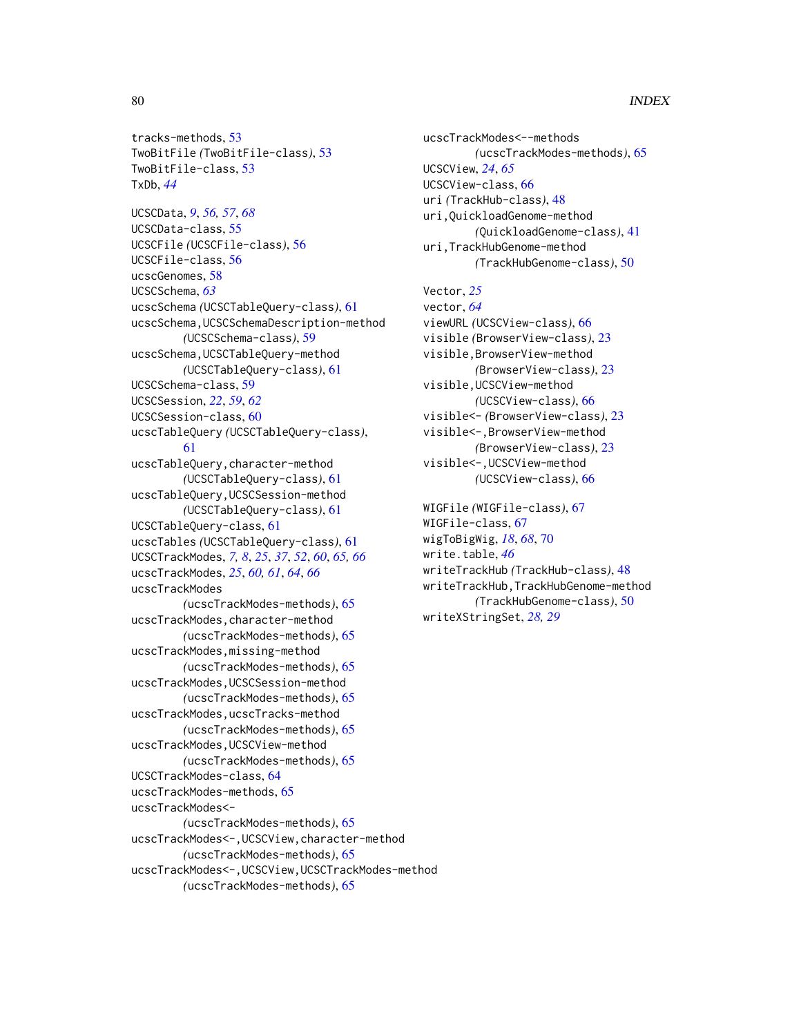tracks-methods, 53
TwoBitFile *(TwoBitFile-class)*, 53
TwoBitFile-class, 53
TxDb, *44*

UCSCData, *9*, *56, 57*, *68*
UCSCData-class, 55
UCSCFile *(UCSCFile-class)*, 56
UCSCFile-class, 56
ucscGenomes, 58
UCSCSchema, *63*
ucscSchema *(UCSCTableQuery-class)*, 61
ucscSchema,UCSCSchemaDescription-method
    *(UCSCSchema-class)*, 59
ucscSchema,UCSCTableQuery-method
    *(UCSCTableQuery-class)*, 61
UCSCSchema-class, 59
UCSCSession, *22*, *59*, *62*
UCSCSession-class, 60
ucscTableQuery *(UCSCTableQuery-class)*,
    61
ucscTableQuery,character-method
    *(UCSCTableQuery-class)*, 61
ucscTableQuery,UCSCSession-method
    *(UCSCTableQuery-class)*, 61
UCSCTableQuery-class, 61
ucscTables *(UCSCTableQuery-class)*, 61
UCSCTrackModes, *7, 8*, *25*, *37*, *52*, *60*, *65, 66*
ucscTrackModes, *25*, *60, 61*, *64*, *66*
ucscTrackModes
    *(ucscTrackModes-methods)*, 65
ucscTrackModes,character-method
    *(ucscTrackModes-methods)*, 65
ucscTrackModes,missing-method
    *(ucscTrackModes-methods)*, 65
ucscTrackModes,UCSCSession-method
    *(ucscTrackModes-methods)*, 65
ucscTrackModes,ucscTracks-method
    *(ucscTrackModes-methods)*, 65
ucscTrackModes,UCSCView-method
    *(ucscTrackModes-methods)*, 65
UCSCTrackModes-class, 64
ucscTrackModes-methods, 65
ucscTrackModes<-
    *(ucscTrackModes-methods)*, 65
ucscTrackModes<-,UCSCView,character-method
    *(ucscTrackModes-methods)*, 65
ucscTrackModes<-,UCSCView,UCSCTrackModes-method
    *(ucscTrackModes-methods)*, 65
ucscTrackModes<--methods
    *(ucscTrackModes-methods)*, 65
UCSCView, *24*, *65*
UCSCView-class, 66
uri *(TrackHub-class)*, 48
uri,QuickloadGenome-method
    *(QuickloadGenome-class)*, 41
uri,TrackHubGenome-method
    *(TrackHubGenome-class)*, 50

Vector, *25*
vector, *64*
viewURL *(UCSCView-class)*, 66
visible *(BrowserView-class)*, 23
visible,BrowserView-method
    *(BrowserView-class)*, 23
visible,UCSCView-method
    *(UCSCView-class)*, 66
visible<- *(BrowserView-class)*, 23
visible<-,BrowserView-method
    *(BrowserView-class)*, 23
visible<-,UCSCView-method
    *(UCSCView-class)*, 66

WIGFile *(WIGFile-class)*, 67
WIGFile-class, 67
wigToBigWig, *18*, *68*, 70
write.table, *46*
writeTrackHub *(TrackHub-class)*, 48
writeTrackHub,TrackHubGenome-method
    *(TrackHubGenome-class)*, 50
writeXStringSet, *28, 29*